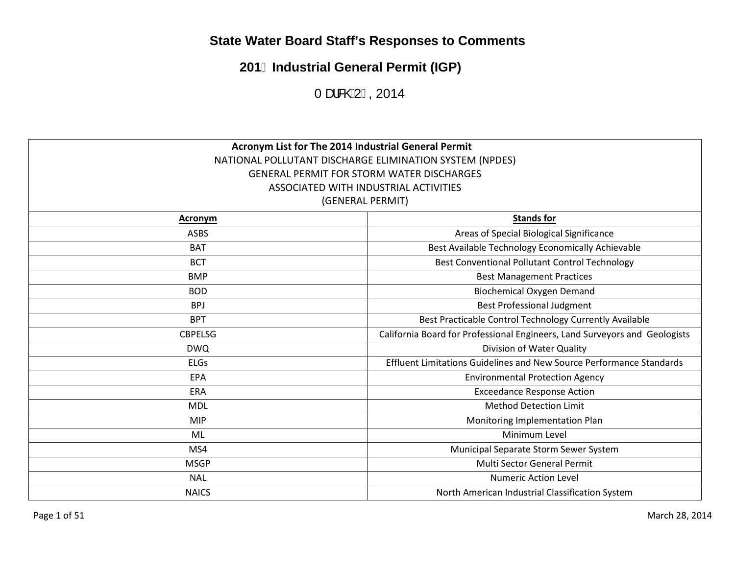# State Water Board Staff's Responses to Comments

## 2014 Industrial General Permit (IGP)

March 28, 2014

**Acronym List for The 2014 Industrial General Permit**
NATIONAL POLLUTANT DISCHARGE ELIMINATION SYSTEM (NPDES)
GENERAL PERMIT FOR STORM WATER DISCHARGES
ASSOCIATED WITH INDUSTRIAL ACTIVITIES
(GENERAL PERMIT)

| Acronym | Stands for |
|---|---|
| ASBS | Areas of Special Biological Significance |
| BAT | Best Available Technology Economically Achievable |
| BCT | Best Conventional Pollutant Control Technology |
| BMP | Best Management Practices |
| BOD | Biochemical Oxygen Demand |
| BPJ | Best Professional Judgment |
| BPT | Best Practicable Control Technology Currently Available |
| CBPELSG | California Board for Professional Engineers, Land Surveyors and Geologists |
| DWQ | Division of Water Quality |
| ELGs | Effluent Limitations Guidelines and New Source Performance Standards |
| EPA | Environmental Protection Agency |
| ERA | Exceedance Response Action |
| MDL | Method Detection Limit |
| MIP | Monitoring Implementation Plan |
| ML | Minimum Level |
| MS4 | Municipal Separate Storm Sewer System |
| MSGP | Multi Sector General Permit |
| NAL | Numeric Action Level |
| NAICS | North American Industrial Classification System |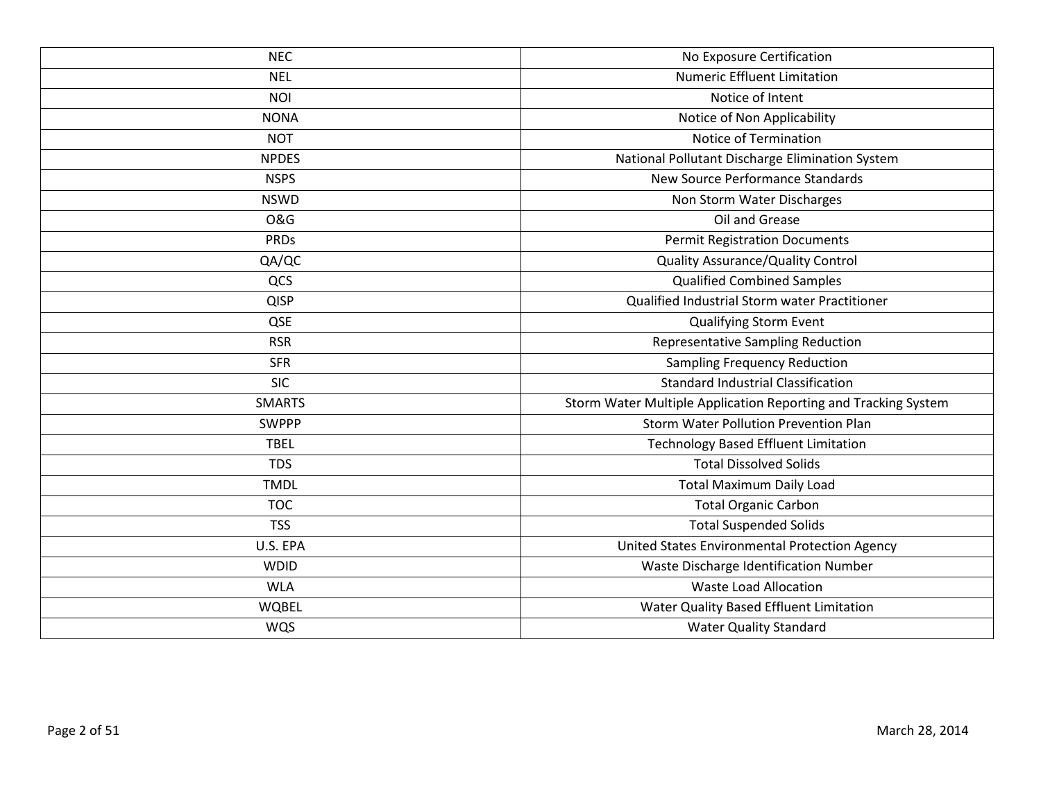| | |
|---|---|
| NEC | No Exposure Certification |
| NEL | Numeric Effluent Limitation |
| NOI | Notice of Intent |
| NONA | Notice of Non Applicability |
| NOT | Notice of Termination |
| NPDES | National Pollutant Discharge Elimination System |
| NSPS | New Source Performance Standards |
| NSWD | Non Storm Water Discharges |
| O&G | Oil and Grease |
| PRDs | Permit Registration Documents |
| QA/QC | Quality Assurance/Quality Control |
| QCS | Qualified Combined Samples |
| QISP | Qualified Industrial Storm water Practitioner |
| QSE | Qualifying Storm Event |
| RSR | Representative Sampling Reduction |
| SFR | Sampling Frequency Reduction |
| SIC | Standard Industrial Classification |
| SMARTS | Storm Water Multiple Application Reporting and Tracking System |
| SWPPP | Storm Water Pollution Prevention Plan |
| TBEL | Technology Based Effluent Limitation |
| TDS | Total Dissolved Solids |
| TMDL | Total Maximum Daily Load |
| TOC | Total Organic Carbon |
| TSS | Total Suspended Solids |
| U.S. EPA | United States Environmental Protection Agency |
| WDID | Waste Discharge Identification Number |
| WLA | Waste Load Allocation |
| WQBEL | Water Quality Based Effluent Limitation |
| WQS | Water Quality Standard |

March 28, 2014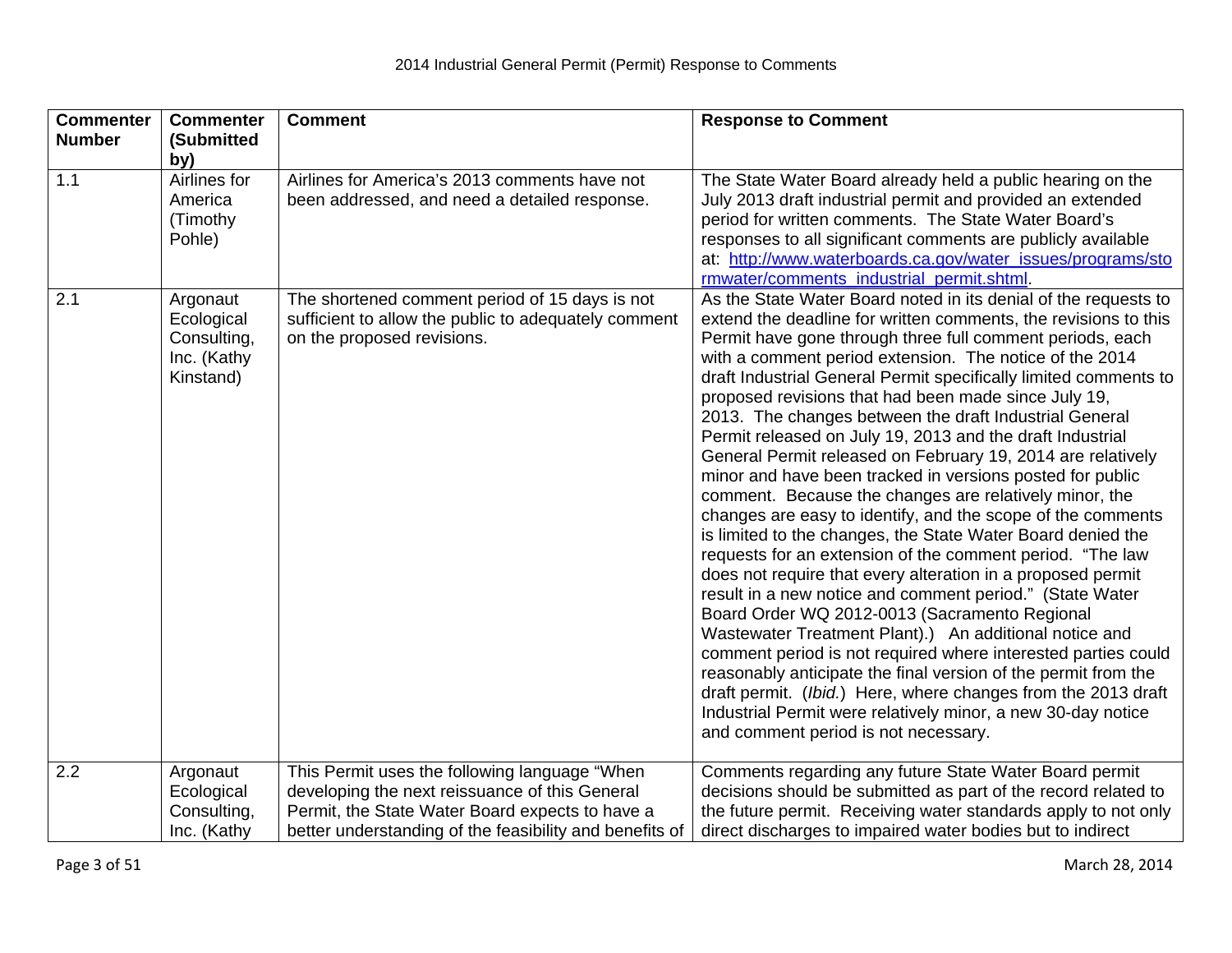| Commenter Number | Commenter (Submitted by) | Comment | Response to Comment |
|---|---|---|---|
| 1.1 | Airlines for America (Timothy Pohle) | Airlines for America's 2013 comments have not been addressed, and need a detailed response. | The State Water Board already held a public hearing on the July 2013 draft industrial permit and provided an extended period for written comments. The State Water Board's responses to all significant comments are publicly available at: [http://www.waterboards.ca.gov/water_issues/programs/stormwater/comments_industrial_permit.shtml](http://www.waterboards.ca.gov/water_issues/programs/stormwater/comments_industrial_permit.shtml). |
| 2.1 | Argonaut Ecological Consulting, Inc. (Kathy Kinstand) | The shortened comment period of 15 days is not sufficient to allow the public to adequately comment on the proposed revisions. | As the State Water Board noted in its denial of the requests to extend the deadline for written comments, the revisions to this Permit have gone through three full comment periods, each with a comment period extension. The notice of the 2014 draft Industrial General Permit specifically limited comments to proposed revisions that had been made since July 19, 2013. The changes between the draft Industrial General Permit released on July 19, 2013 and the draft Industrial General Permit released on February 19, 2014 are relatively minor and have been tracked in versions posted for public comment. Because the changes are relatively minor, the changes are easy to identify, and the scope of the comments is limited to the changes, the State Water Board denied the requests for an extension of the comment period. "The law does not require that every alteration in a proposed permit result in a new notice and comment period." (State Water Board Order WQ 2012-0013 (Sacramento Regional Wastewater Treatment Plant).) An additional notice and comment period is not required where interested parties could reasonably anticipate the final version of the permit from the draft permit. (*Ibid.*) Here, where changes from the 2013 draft Industrial Permit were relatively minor, a new 30-day notice and comment period is not necessary. |
| 2.2 | Argonaut Ecological Consulting, Inc. (Kathy | This Permit uses the following language "When developing the next reissuance of this General Permit, the State Water Board expects to have a better understanding of the feasibility and benefits of | Comments regarding any future State Water Board permit decisions should be submitted as part of the record related to the future permit. Receiving water standards apply to not only direct discharges to impaired water bodies but to indirect |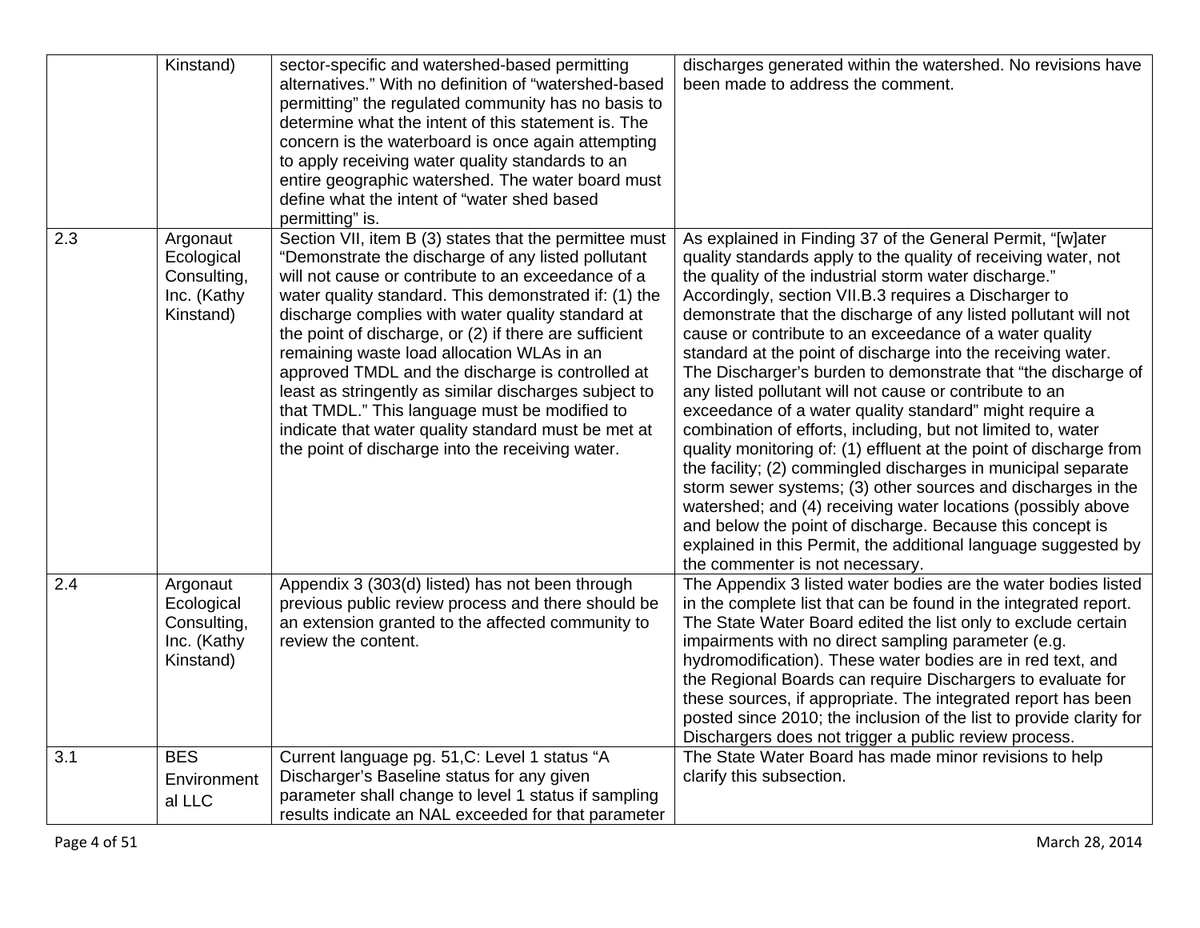| | Kinstand) | sector-specific and watershed-based permitting alternatives." With no definition of "watershed-based permitting" the regulated community has no basis to determine what the intent of this statement is. The concern is the waterboard is once again attempting to apply receiving water quality standards to an entire geographic watershed. The water board must define what the intent of "water shed based permitting" is. | discharges generated within the watershed. No revisions have been made to address the comment. |
|---|---|---|---|
| 2.3 | Argonaut Ecological Consulting, Inc. (Kathy Kinstand) | Section VII, item B (3) states that the permittee must "Demonstrate the discharge of any listed pollutant will not cause or contribute to an exceedance of a water quality standard. This demonstrated if: (1) the discharge complies with water quality standard at the point of discharge, or (2) if there are sufficient remaining waste load allocation WLAs in an approved TMDL and the discharge is controlled at least as stringently as similar discharges subject to that TMDL." This language must be modified to indicate that water quality standard must be met at the point of discharge into the receiving water. | As explained in Finding 37 of the General Permit, "[w]ater quality standards apply to the quality of receiving water, not the quality of the industrial storm water discharge." Accordingly, section VII.B.3 requires a Discharger to demonstrate that the discharge of any listed pollutant will not cause or contribute to an exceedance of a water quality standard at the point of discharge into the receiving water. The Discharger's burden to demonstrate that "the discharge of any listed pollutant will not cause or contribute to an exceedance of a water quality standard" might require a combination of efforts, including, but not limited to, water quality monitoring of: (1) effluent at the point of discharge from the facility; (2) commingled discharges in municipal separate storm sewer systems; (3) other sources and discharges in the watershed; and (4) receiving water locations (possibly above and below the point of discharge. Because this concept is explained in this Permit, the additional language suggested by the commenter is not necessary. |
| 2.4 | Argonaut Ecological Consulting, Inc. (Kathy Kinstand) | Appendix 3 (303(d) listed) has not been through previous public review process and there should be an extension granted to the affected community to review the content. | The Appendix 3 listed water bodies are the water bodies listed in the complete list that can be found in the integrated report. The State Water Board edited the list only to exclude certain impairments with no direct sampling parameter (e.g. hydromodification). These water bodies are in red text, and the Regional Boards can require Dischargers to evaluate for these sources, if appropriate. The integrated report has been posted since 2010; the inclusion of the list to provide clarity for Dischargers does not trigger a public review process. |
| 3.1 | BES Environmental LLC | Current language pg. 51,C: Level 1 status "A Discharger's Baseline status for any given parameter shall change to level 1 status if sampling results indicate an NAL exceeded for that parameter | The State Water Board has made minor revisions to help clarify this subsection. |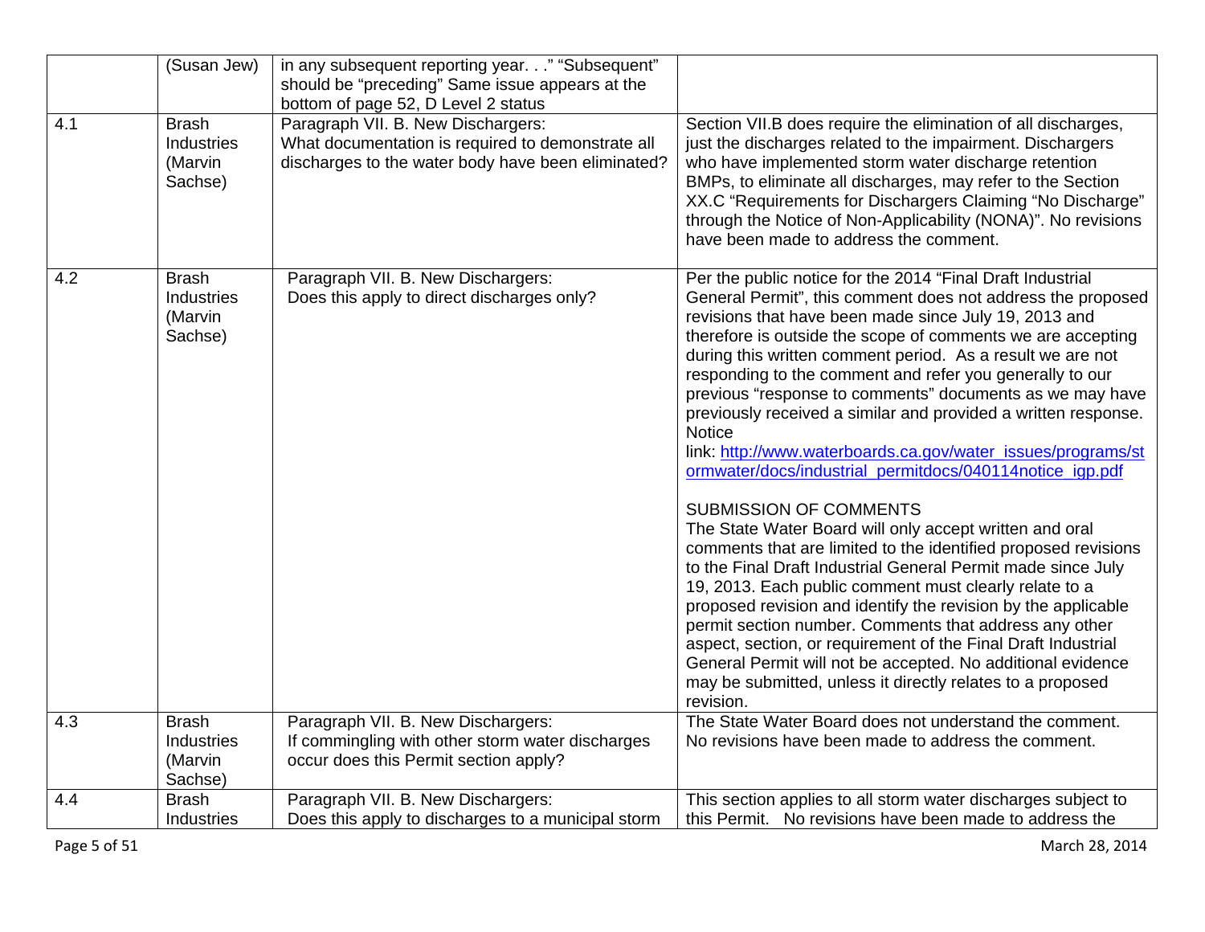| | | | |
|---|---|---|---|
| | (Susan Jew) | in any subsequent reporting year. . ." "Subsequent" should be "preceding" Same issue appears at the bottom of page 52, D Level 2 status | |
| 4.1 | Brash Industries (Marvin Sachse) | Paragraph VII. B. New Dischargers: What documentation is required to demonstrate all discharges to the water body have been eliminated? | Section VII.B does require the elimination of all discharges, just the discharges related to the impairment. Dischargers who have implemented storm water discharge retention BMPs, to eliminate all discharges, may refer to the Section XX.C "Requirements for Dischargers Claiming "No Discharge" through the Notice of Non-Applicability (NONA)". No revisions have been made to address the comment. |
| 4.2 | Brash Industries (Marvin Sachse) | Paragraph VII. B. New Dischargers: Does this apply to direct discharges only? | Per the public notice for the 2014 "Final Draft Industrial General Permit", this comment does not address the proposed revisions that have been made since July 19, 2013 and therefore is outside the scope of comments we are accepting during this written comment period. As a result we are not responding to the comment and refer you generally to our previous "response to comments" documents as we may have previously received a similar and provided a written response. Notice link: http://www.waterboards.ca.gov/water_issues/programs/stormwater/docs/industrial_permitdocs/040114notice_igp.pdf<br><br>SUBMISSION OF COMMENTS<br>The State Water Board will only accept written and oral comments that are limited to the identified proposed revisions to the Final Draft Industrial General Permit made since July 19, 2013. Each public comment must clearly relate to a proposed revision and identify the revision by the applicable permit section number. Comments that address any other aspect, section, or requirement of the Final Draft Industrial General Permit will not be accepted. No additional evidence may be submitted, unless it directly relates to a proposed revision. |
| 4.3 | Brash Industries (Marvin Sachse) | Paragraph VII. B. New Dischargers: If commingling with other storm water discharges occur does this Permit section apply? | The State Water Board does not understand the comment. No revisions have been made to address the comment. |
| 4.4 | Brash Industries | Paragraph VII. B. New Dischargers: Does this apply to discharges to a municipal storm | This section applies to all storm water discharges subject to this Permit. No revisions have been made to address the |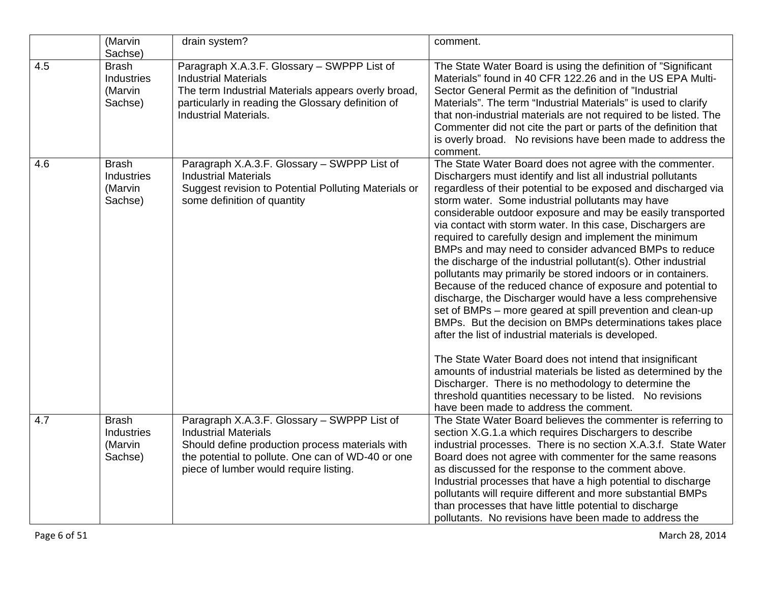| | | | |
|---|---|---|---|
| | (Marvin Sachse) | drain system? | comment. |
| 4.5 | Brash Industries (Marvin Sachse) | Paragraph X.A.3.F. Glossary – SWPPP List of Industrial Materials<br>The term Industrial Materials appears overly broad, particularly in reading the Glossary definition of Industrial Materials. | The State Water Board is using the definition of "Significant Materials" found in 40 CFR 122.26 and in the US EPA Multi-Sector General Permit as the definition of "Industrial Materials". The term "Industrial Materials" is used to clarify that non-industrial materials are not required to be listed. The Commenter did not cite the part or parts of the definition that is overly broad. No revisions have been made to address the comment. |
| 4.6 | Brash Industries (Marvin Sachse) | Paragraph X.A.3.F. Glossary – SWPPP List of Industrial Materials<br>Suggest revision to Potential Polluting Materials or some definition of quantity | The State Water Board does not agree with the commenter. Dischargers must identify and list all industrial pollutants regardless of their potential to be exposed and discharged via storm water. Some industrial pollutants may have considerable outdoor exposure and may be easily transported via contact with storm water. In this case, Dischargers are required to carefully design and implement the minimum BMPs and may need to consider advanced BMPs to reduce the discharge of the industrial pollutant(s). Other industrial pollutants may primarily be stored indoors or in containers. Because of the reduced chance of exposure and potential to discharge, the Discharger would have a less comprehensive set of BMPs – more geared at spill prevention and clean-up BMPs. But the decision on BMPs determinations takes place after the list of industrial materials is developed.<br><br>The State Water Board does not intend that insignificant amounts of industrial materials be listed as determined by the Discharger. There is no methodology to determine the threshold quantities necessary to be listed. No revisions have been made to address the comment. |
| 4.7 | Brash Industries (Marvin Sachse) | Paragraph X.A.3.F. Glossary – SWPPP List of Industrial Materials<br>Should define production process materials with the potential to pollute. One can of WD-40 or one piece of lumber would require listing. | The State Water Board believes the commenter is referring to section X.G.1.a which requires Dischargers to describe industrial processes. There is no section X.A.3.f. State Water Board does not agree with commenter for the same reasons as discussed for the response to the comment above. Industrial processes that have a high potential to discharge pollutants will require different and more substantial BMPs than processes that have little potential to discharge pollutants. No revisions have been made to address the |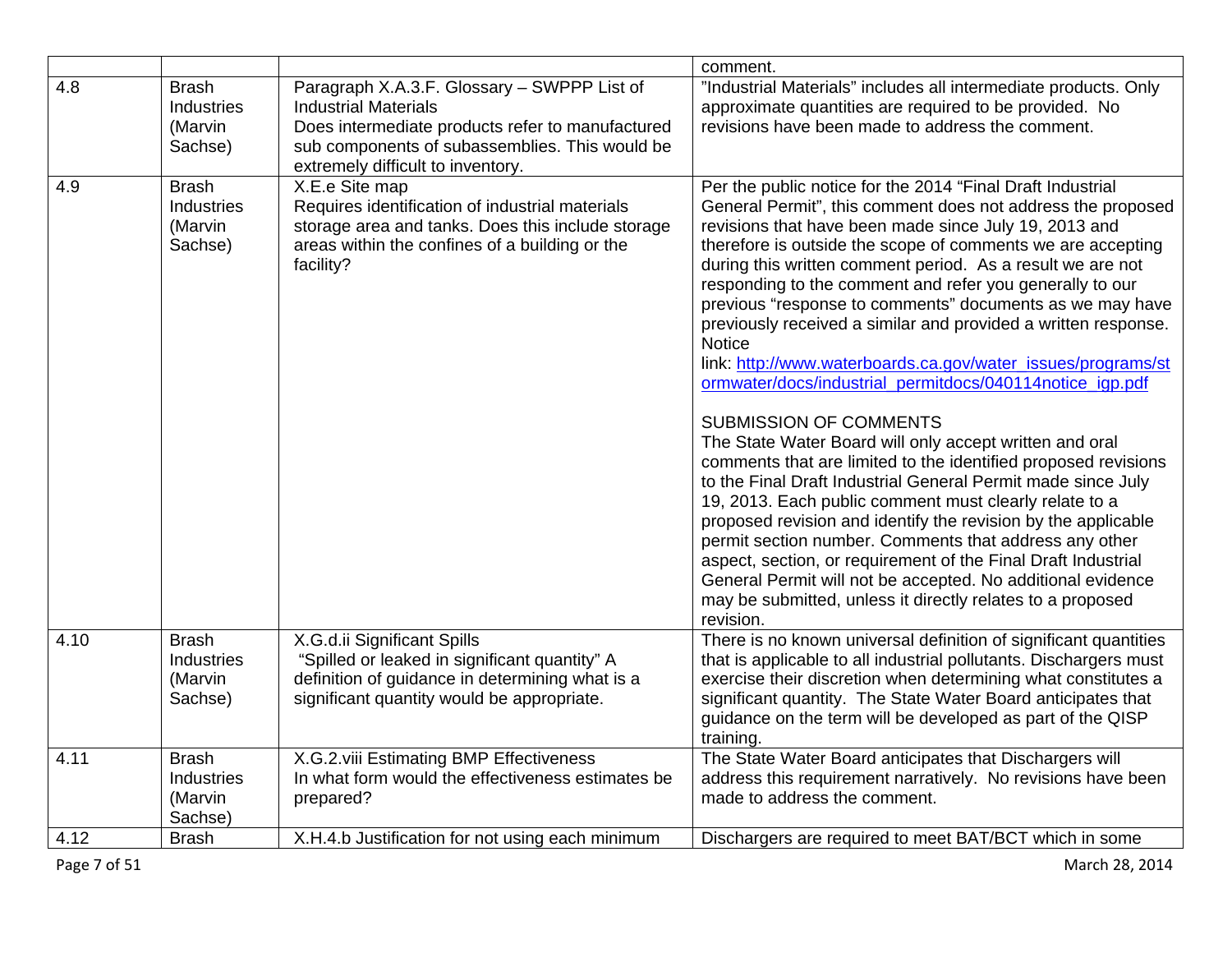| | | | |
|---|---|---|---|
| | | | comment. |
| 4.8 | Brash Industries (Marvin Sachse) | Paragraph X.A.3.F. Glossary – SWPPP List of Industrial Materials<br>Does intermediate products refer to manufactured sub components of subassemblies. This would be extremely difficult to inventory. | "Industrial Materials" includes all intermediate products. Only approximate quantities are required to be provided. No revisions have been made to address the comment. |
| 4.9 | Brash Industries (Marvin Sachse) | X.E.e Site map<br>Requires identification of industrial materials storage area and tanks. Does this include storage areas within the confines of a building or the facility? | Per the public notice for the 2014 "Final Draft Industrial General Permit", this comment does not address the proposed revisions that have been made since July 19, 2013 and therefore is outside the scope of comments we are accepting during this written comment period. As a result we are not responding to the comment and refer you generally to our previous "response to comments" documents as we may have previously received a similar and provided a written response.<br>Notice link: [http://www.waterboards.ca.gov/water_issues/programs/stormwater/docs/industrial_permitdocs/040114notice_igp.pdf](http://www.waterboards.ca.gov/water_issues/programs/stormwater/docs/industrial_permitdocs/040114notice_igp.pdf)<br><br>SUBMISSION OF COMMENTS<br>The State Water Board will only accept written and oral comments that are limited to the identified proposed revisions to the Final Draft Industrial General Permit made since July 19, 2013. Each public comment must clearly relate to a proposed revision and identify the revision by the applicable permit section number. Comments that address any other aspect, section, or requirement of the Final Draft Industrial General Permit will not be accepted. No additional evidence may be submitted, unless it directly relates to a proposed revision. |
| 4.10 | Brash Industries (Marvin Sachse) | X.G.d.ii Significant Spills<br>"Spilled or leaked in significant quantity" A definition of guidance in determining what is a significant quantity would be appropriate. | There is no known universal definition of significant quantities that is applicable to all industrial pollutants. Dischargers must exercise their discretion when determining what constitutes a significant quantity. The State Water Board anticipates that guidance on the term will be developed as part of the QISP training. |
| 4.11 | Brash Industries (Marvin Sachse) | X.G.2.viii Estimating BMP Effectiveness<br>In what form would the effectiveness estimates be prepared? | The State Water Board anticipates that Dischargers will address this requirement narratively. No revisions have been made to address the comment. |
| 4.12 | Brash | X.H.4.b Justification for not using each minimum | Dischargers are required to meet BAT/BCT which in some |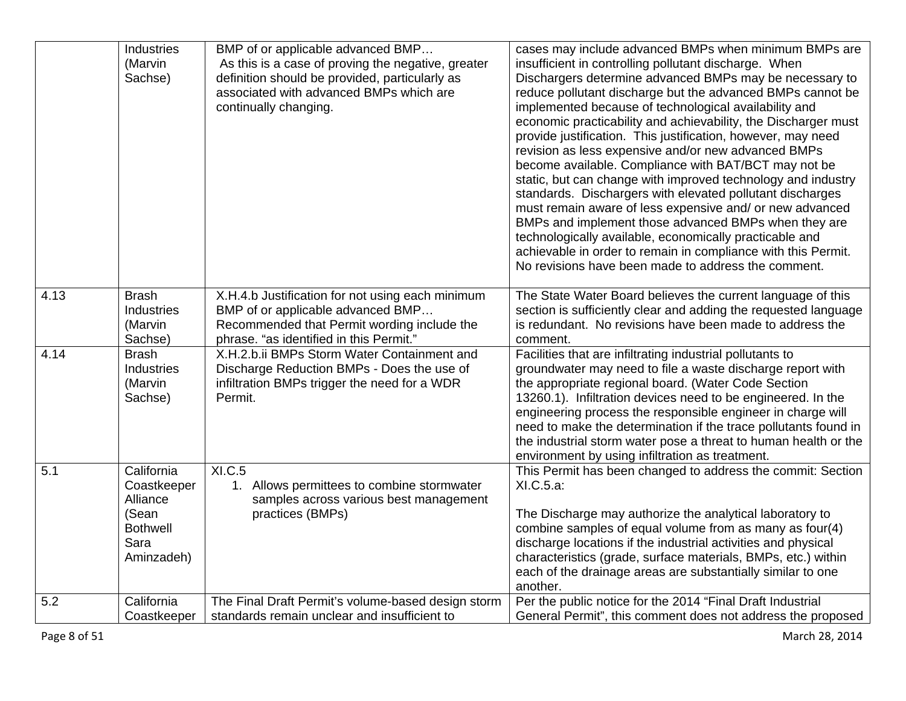| | | | |
|---|---|---|---|
| | Industries (Marvin Sachse) | BMP of or applicable advanced BMP… As this is a case of proving the negative, greater definition should be provided, particularly as associated with advanced BMPs which are continually changing. | cases may include advanced BMPs when minimum BMPs are insufficient in controlling pollutant discharge. When Dischargers determine advanced BMPs may be necessary to reduce pollutant discharge but the advanced BMPs cannot be implemented because of technological availability and economic practicability and achievability, the Discharger must provide justification. This justification, however, may need revision as less expensive and/or new advanced BMPs become available. Compliance with BAT/BCT may not be static, but can change with improved technology and industry standards. Dischargers with elevated pollutant discharges must remain aware of less expensive and/ or new advanced BMPs and implement those advanced BMPs when they are technologically available, economically practicable and achievable in order to remain in compliance with this Permit. No revisions have been made to address the comment. |
| 4.13 | Brash Industries (Marvin Sachse) | X.H.4.b Justification for not using each minimum BMP of or applicable advanced BMP… Recommended that Permit wording include the phrase. "as identified in this Permit." | The State Water Board believes the current language of this section is sufficiently clear and adding the requested language is redundant. No revisions have been made to address the comment. |
| 4.14 | Brash Industries (Marvin Sachse) | X.H.2.b.ii BMPs Storm Water Containment and Discharge Reduction BMPs - Does the use of infiltration BMPs trigger the need for a WDR Permit. | Facilities that are infiltrating industrial pollutants to groundwater may need to file a waste discharge report with the appropriate regional board. (Water Code Section 13260.1). Infiltration devices need to be engineered. In the engineering process the responsible engineer in charge will need to make the determination if the trace pollutants found in the industrial storm water pose a threat to human health or the environment by using infiltration as treatment. |
| 5.1 | California Coastkeeper Alliance (Sean Bothwell Sara Aminzadeh) | XI.C.5<br>1. Allows permittees to combine stormwater samples across various best management practices (BMPs) | This Permit has been changed to address the commit: Section XI.C.5.a:<br><br>The Discharge may authorize the analytical laboratory to combine samples of equal volume from as many as four(4) discharge locations if the industrial activities and physical characteristics (grade, surface materials, BMPs, etc.) within each of the drainage areas are substantially similar to one another. |
| 5.2 | California Coastkeeper | The Final Draft Permit's volume-based design storm standards remain unclear and insufficient to | Per the public notice for the 2014 "Final Draft Industrial General Permit", this comment does not address the proposed |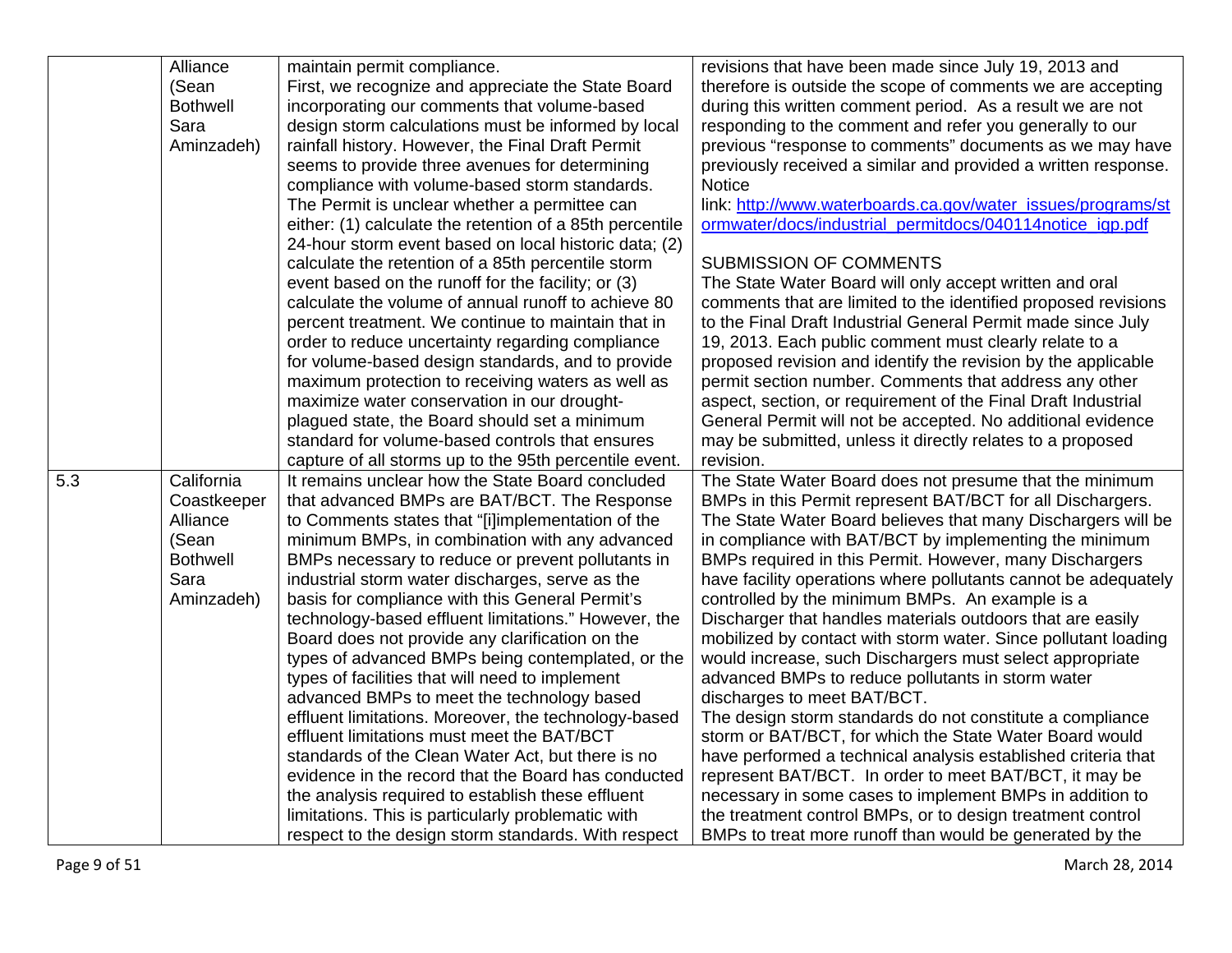| | | | |
|---|---|---|---|
| | Alliance (Sean Bothwell Sara Aminzadeh) | maintain permit compliance. First, we recognize and appreciate the State Board incorporating our comments that volume-based design storm calculations must be informed by local rainfall history. However, the Final Draft Permit seems to provide three avenues for determining compliance with volume-based storm standards. The Permit is unclear whether a permittee can either: (1) calculate the retention of a 85th percentile 24-hour storm event based on local historic data; (2) calculate the retention of a 85th percentile storm event based on the runoff for the facility; or (3) calculate the volume of annual runoff to achieve 80 percent treatment. We continue to maintain that in order to reduce uncertainty regarding compliance for volume-based design standards, and to provide maximum protection to receiving waters as well as maximize water conservation in our drought-plagued state, the Board should set a minimum standard for volume-based controls that ensures capture of all storms up to the 95th percentile event. | revisions that have been made since July 19, 2013 and therefore is outside the scope of comments we are accepting during this written comment period. As a result we are not responding to the comment and refer you generally to our previous "response to comments" documents as we may have previously received a similar and provided a written response. Notice link: [http://www.waterboards.ca.gov/water_issues/programs/stormwater/docs/industrial_permitdocs/040114notice_igp.pdf](http://www.waterboards.ca.gov/water_issues/programs/stormwater/docs/industrial_permitdocs/040114notice_igp.pdf)<br><br>SUBMISSION OF COMMENTS<br>The State Water Board will only accept written and oral comments that are limited to the identified proposed revisions to the Final Draft Industrial General Permit made since July 19, 2013. Each public comment must clearly relate to a proposed revision and identify the revision by the applicable permit section number. Comments that address any other aspect, section, or requirement of the Final Draft Industrial General Permit will not be accepted. No additional evidence may be submitted, unless it directly relates to a proposed revision. |
| 5.3 | California Coastkeeper Alliance (Sean Bothwell Sara Aminzadeh) | It remains unclear how the State Board concluded that advanced BMPs are BAT/BCT. The Response to Comments states that "[i]implementation of the minimum BMPs, in combination with any advanced BMPs necessary to reduce or prevent pollutants in industrial storm water discharges, serve as the basis for compliance with this General Permit's technology-based effluent limitations." However, the Board does not provide any clarification on the types of advanced BMPs being contemplated, or the types of facilities that will need to implement advanced BMPs to meet the technology based effluent limitations. Moreover, the technology-based effluent limitations must meet the BAT/BCT standards of the Clean Water Act, but there is no evidence in the record that the Board has conducted the analysis required to establish these effluent limitations. This is particularly problematic with respect to the design storm standards. With respect | The State Water Board does not presume that the minimum BMPs in this Permit represent BAT/BCT for all Dischargers. The State Water Board believes that many Dischargers will be in compliance with BAT/BCT by implementing the minimum BMPs required in this Permit. However, many Dischargers have facility operations where pollutants cannot be adequately controlled by the minimum BMPs. An example is a Discharger that handles materials outdoors that are easily mobilized by contact with storm water. Since pollutant loading would increase, such Dischargers must select appropriate advanced BMPs to reduce pollutants in storm water discharges to meet BAT/BCT.<br>The design storm standards do not constitute a compliance storm or BAT/BCT, for which the State Water Board would have performed a technical analysis established criteria that represent BAT/BCT. In order to meet BAT/BCT, it may be necessary in some cases to implement BMPs in addition to the treatment control BMPs, or to design treatment control BMPs to treat more runoff than would be generated by the |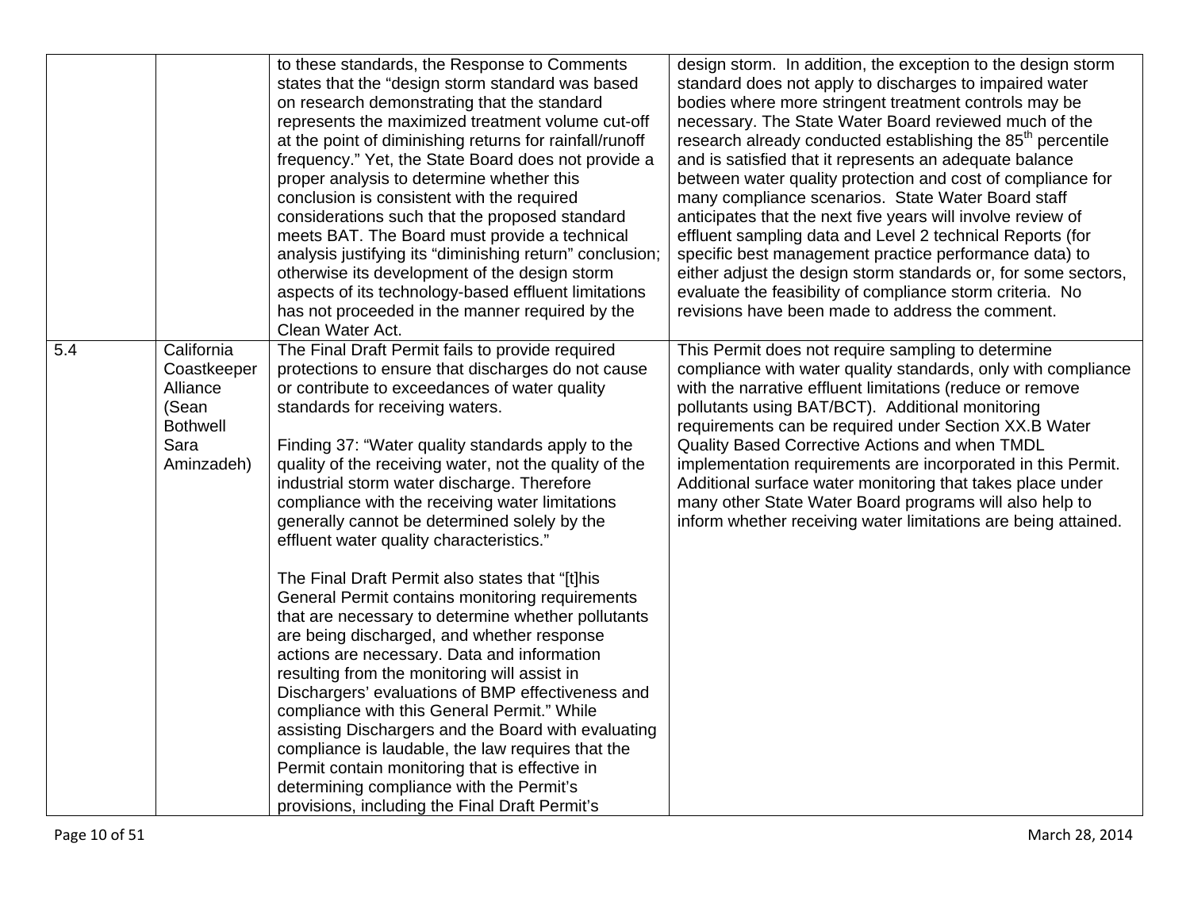| | | | |
|---|---|---|---|
| | | to these standards, the Response to Comments states that the "design storm standard was based on research demonstrating that the standard represents the maximized treatment volume cut-off at the point of diminishing returns for rainfall/runoff frequency." Yet, the State Board does not provide a proper analysis to determine whether this conclusion is consistent with the required considerations such that the proposed standard meets BAT. The Board must provide a technical analysis justifying its "diminishing return" conclusion; otherwise its development of the design storm aspects of its technology-based effluent limitations has not proceeded in the manner required by the Clean Water Act. | design storm. In addition, the exception to the design storm standard does not apply to discharges to impaired water bodies where more stringent treatment controls may be necessary. The State Water Board reviewed much of the research already conducted establishing the 85th percentile and is satisfied that it represents an adequate balance between water quality protection and cost of compliance for many compliance scenarios. State Water Board staff anticipates that the next five years will involve review of effluent sampling data and Level 2 technical Reports (for specific best management practice performance data) to either adjust the design storm standards or, for some sectors, evaluate the feasibility of compliance storm criteria. No revisions have been made to address the comment. |
| 5.4 | California Coastkeeper Alliance (Sean Bothwell Sara Aminzadeh) | The Final Draft Permit fails to provide required protections to ensure that discharges do not cause or contribute to exceedances of water quality standards for receiving waters.<br><br>Finding 37: "Water quality standards apply to the quality of the receiving water, not the quality of the industrial storm water discharge. Therefore compliance with the receiving water limitations generally cannot be determined solely by the effluent water quality characteristics."<br><br>The Final Draft Permit also states that "[t]his General Permit contains monitoring requirements that are necessary to determine whether pollutants are being discharged, and whether response actions are necessary. Data and information resulting from the monitoring will assist in Dischargers' evaluations of BMP effectiveness and compliance with this General Permit." While assisting Dischargers and the Board with evaluating compliance is laudable, the law requires that the Permit contain monitoring that is effective in determining compliance with the Permit's provisions, including the Final Draft Permit's | This Permit does not require sampling to determine compliance with water quality standards, only with compliance with the narrative effluent limitations (reduce or remove pollutants using BAT/BCT). Additional monitoring requirements can be required under Section XX.B Water Quality Based Corrective Actions and when TMDL implementation requirements are incorporated in this Permit. Additional surface water monitoring that takes place under many other State Water Board programs will also help to inform whether receiving water limitations are being attained. |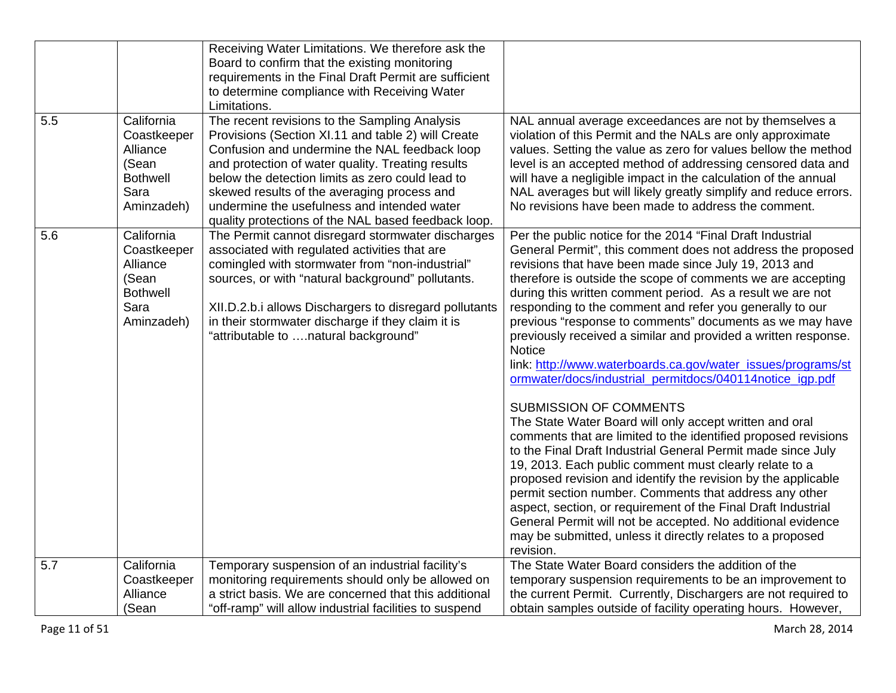| | | | |
|---|---|---|---|
| | | Receiving Water Limitations. We therefore ask the Board to confirm that the existing monitoring requirements in the Final Draft Permit are sufficient to determine compliance with Receiving Water Limitations. | |
| 5.5 | California Coastkeeper Alliance (Sean Bothwell Sara Aminzadeh) | The recent revisions to the Sampling Analysis Provisions (Section XI.11 and table 2) will Create Confusion and undermine the NAL feedback loop and protection of water quality. Treating results below the detection limits as zero could lead to skewed results of the averaging process and undermine the usefulness and intended water quality protections of the NAL based feedback loop. | NAL annual average exceedances are not by themselves a violation of this Permit and the NALs are only approximate values. Setting the value as zero for values bellow the method level is an accepted method of addressing censored data and will have a negligible impact in the calculation of the annual NAL averages but will likely greatly simplify and reduce errors. No revisions have been made to address the comment. |
| 5.6 | California Coastkeeper Alliance (Sean Bothwell Sara Aminzadeh) | The Permit cannot disregard stormwater discharges associated with regulated activities that are comingled with stormwater from "non-industrial" sources, or with "natural background" pollutants.<br><br>XII.D.2.b.i allows Dischargers to disregard pollutants in their stormwater discharge if they claim it is "attributable to ….natural background" | Per the public notice for the 2014 "Final Draft Industrial General Permit", this comment does not address the proposed revisions that have been made since July 19, 2013 and therefore is outside the scope of comments we are accepting during this written comment period. As a result we are not responding to the comment and refer you generally to our previous "response to comments" documents as we may have previously received a similar and provided a written response. Notice link: [http://www.waterboards.ca.gov/water_issues/programs/stormwater/docs/industrial_permitdocs/040114notice_igp.pdf](http://www.waterboards.ca.gov/water_issues/programs/stormwater/docs/industrial_permitdocs/040114notice_igp.pdf)<br><br>SUBMISSION OF COMMENTS<br>The State Water Board will only accept written and oral comments that are limited to the identified proposed revisions to the Final Draft Industrial General Permit made since July 19, 2013. Each public comment must clearly relate to a proposed revision and identify the revision by the applicable permit section number. Comments that address any other aspect, section, or requirement of the Final Draft Industrial General Permit will not be accepted. No additional evidence may be submitted, unless it directly relates to a proposed revision. |
| 5.7 | California Coastkeeper Alliance (Sean | Temporary suspension of an industrial facility's monitoring requirements should only be allowed on a strict basis. We are concerned that this additional "off-ramp" will allow industrial facilities to suspend | The State Water Board considers the addition of the temporary suspension requirements to be an improvement to the current Permit. Currently, Dischargers are not required to obtain samples outside of facility operating hours. However, |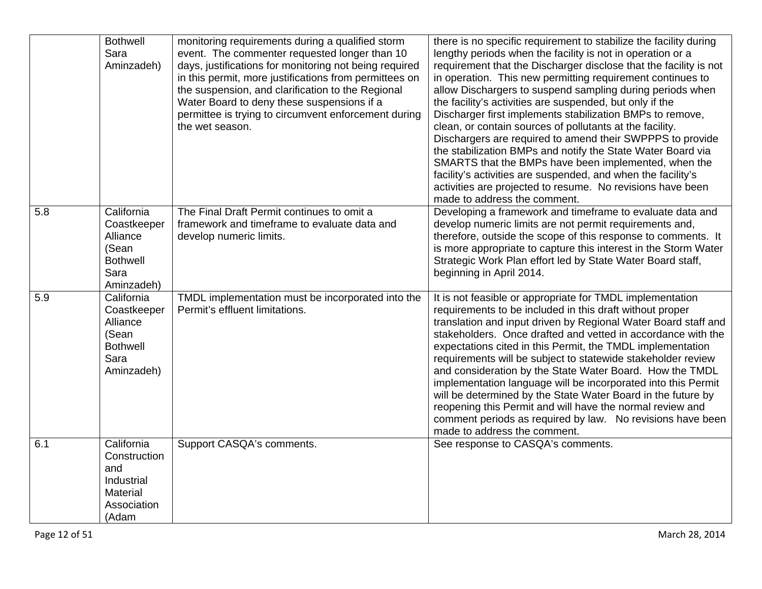| | | | |
|---|---|---|---|
| | Bothwell Sara Aminzadeh) | monitoring requirements during a qualified storm event. The commenter requested longer than 10 days, justifications for monitoring not being required in this permit, more justifications from permittees on the suspension, and clarification to the Regional Water Board to deny these suspensions if a permittee is trying to circumvent enforcement during the wet season. | there is no specific requirement to stabilize the facility during lengthy periods when the facility is not in operation or a requirement that the Discharger disclose that the facility is not in operation. This new permitting requirement continues to allow Dischargers to suspend sampling during periods when the facility's activities are suspended, but only if the Discharger first implements stabilization BMPs to remove, clean, or contain sources of pollutants at the facility. Dischargers are required to amend their SWPPPS to provide the stabilization BMPs and notify the State Water Board via SMARTS that the BMPs have been implemented, when the facility's activities are suspended, and when the facility's activities are projected to resume. No revisions have been made to address the comment. |
| 5.8 | California Coastkeeper Alliance (Sean Bothwell Sara Aminzadeh) | The Final Draft Permit continues to omit a framework and timeframe to evaluate data and develop numeric limits. | Developing a framework and timeframe to evaluate data and develop numeric limits are not permit requirements and, therefore, outside the scope of this response to comments. It is more appropriate to capture this interest in the Storm Water Strategic Work Plan effort led by State Water Board staff, beginning in April 2014. |
| 5.9 | California Coastkeeper Alliance (Sean Bothwell Sara Aminzadeh) | TMDL implementation must be incorporated into the Permit's effluent limitations. | It is not feasible or appropriate for TMDL implementation requirements to be included in this draft without proper translation and input driven by Regional Water Board staff and stakeholders. Once drafted and vetted in accordance with the expectations cited in this Permit, the TMDL implementation requirements will be subject to statewide stakeholder review and consideration by the State Water Board. How the TMDL implementation language will be incorporated into this Permit will be determined by the State Water Board in the future by reopening this Permit and will have the normal review and comment periods as required by law. No revisions have been made to address the comment. |
| 6.1 | California Construction and Industrial Material Association (Adam | Support CASQA's comments. | See response to CASQA's comments. |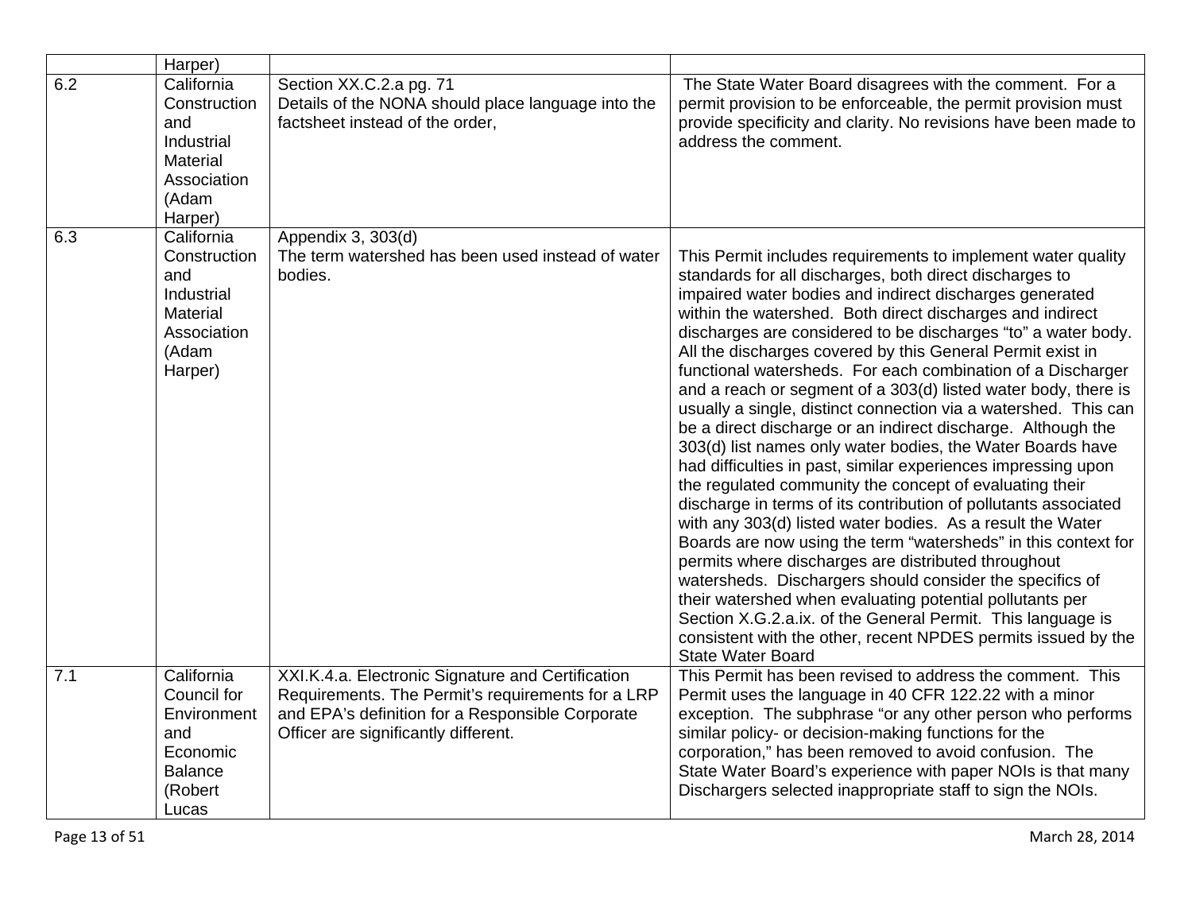| | | | |
|---|---|---|---|
| | Harper) | | |
| 6.2 | California Construction and Industrial Material Association (Adam Harper) | Section XX.C.2.a pg. 71<br>Details of the NONA should place language into the factsheet instead of the order, | The State Water Board disagrees with the comment. For a permit provision to be enforceable, the permit provision must provide specificity and clarity. No revisions have been made to address the comment. |
| 6.3 | California Construction and Industrial Material Association (Adam Harper) | Appendix 3, 303(d)<br>The term watershed has been used instead of water bodies. | This Permit includes requirements to implement water quality standards for all discharges, both direct discharges to impaired water bodies and indirect discharges generated within the watershed. Both direct discharges and indirect discharges are considered to be discharges "to" a water body. All the discharges covered by this General Permit exist in functional watersheds. For each combination of a Discharger and a reach or segment of a 303(d) listed water body, there is usually a single, distinct connection via a watershed. This can be a direct discharge or an indirect discharge. Although the 303(d) list names only water bodies, the Water Boards have had difficulties in past, similar experiences impressing upon the regulated community the concept of evaluating their discharge in terms of its contribution of pollutants associated with any 303(d) listed water bodies. As a result the Water Boards are now using the term "watersheds" in this context for permits where discharges are distributed throughout watersheds. Dischargers should consider the specifics of their watershed when evaluating potential pollutants per Section X.G.2.a.ix. of the General Permit. This language is consistent with the other, recent NPDES permits issued by the State Water Board |
| 7.1 | California Council for Environment and Economic Balance (Robert Lucas | XXI.K.4.a. Electronic Signature and Certification Requirements. The Permit's requirements for a LRP and EPA's definition for a Responsible Corporate Officer are significantly different. | This Permit has been revised to address the comment. This Permit uses the language in 40 CFR 122.22 with a minor exception. The subphrase "or any other person who performs similar policy- or decision-making functions for the corporation," has been removed to avoid confusion. The State Water Board's experience with paper NOIs is that many Dischargers selected inappropriate staff to sign the NOIs. |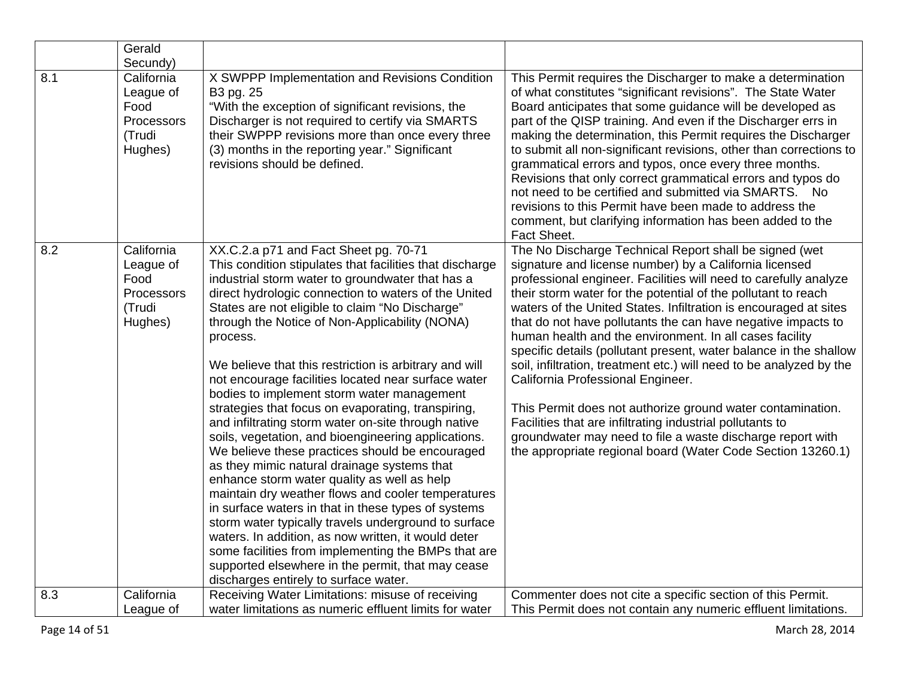| | | | |
|---|---|---|---|
| | Gerald Secundy) | | |
| 8.1 | California League of Food Processors (Trudi Hughes) | X SWPPP Implementation and Revisions Condition B3 pg. 25<br>"With the exception of significant revisions, the Discharger is not required to certify via SMARTS their SWPPP revisions more than once every three (3) months in the reporting year." Significant revisions should be defined. | This Permit requires the Discharger to make a determination of what constitutes "significant revisions". The State Water Board anticipates that some guidance will be developed as part of the QISP training. And even if the Discharger errs in making the determination, this Permit requires the Discharger to submit all non-significant revisions, other than corrections to grammatical errors and typos, once every three months. Revisions that only correct grammatical errors and typos do not need to be certified and submitted via SMARTS. No revisions to this Permit have been made to address the comment, but clarifying information has been added to the Fact Sheet. |
| 8.2 | California League of Food Processors (Trudi Hughes) | XX.C.2.a p71 and Fact Sheet pg. 70-71<br>This condition stipulates that facilities that discharge industrial storm water to groundwater that has a direct hydrologic connection to waters of the United States are not eligible to claim "No Discharge" through the Notice of Non-Applicability (NONA) process.<br><br>We believe that this restriction is arbitrary and will not encourage facilities located near surface water bodies to implement storm water management strategies that focus on evaporating, transpiring, and infiltrating storm water on-site through native soils, vegetation, and bioengineering applications. We believe these practices should be encouraged as they mimic natural drainage systems that enhance storm water quality as well as help maintain dry weather flows and cooler temperatures in surface waters in that in these types of systems storm water typically travels underground to surface waters. In addition, as now written, it would deter some facilities from implementing the BMPs that are supported elsewhere in the permit, that may cease discharges entirely to surface water. | The No Discharge Technical Report shall be signed (wet signature and license number) by a California licensed professional engineer. Facilities will need to carefully analyze their storm water for the potential of the pollutant to reach waters of the United States. Infiltration is encouraged at sites that do not have pollutants the can have negative impacts to human health and the environment. In all cases facility specific details (pollutant present, water balance in the shallow soil, infiltration, treatment etc.) will need to be analyzed by the California Professional Engineer.<br><br>This Permit does not authorize ground water contamination. Facilities that are infiltrating industrial pollutants to groundwater may need to file a waste discharge report with the appropriate regional board (Water Code Section 13260.1) |
| 8.3 | California League of | Receiving Water Limitations: misuse of receiving water limitations as numeric effluent limits for water | Commenter does not cite a specific section of this Permit. This Permit does not contain any numeric effluent limitations. |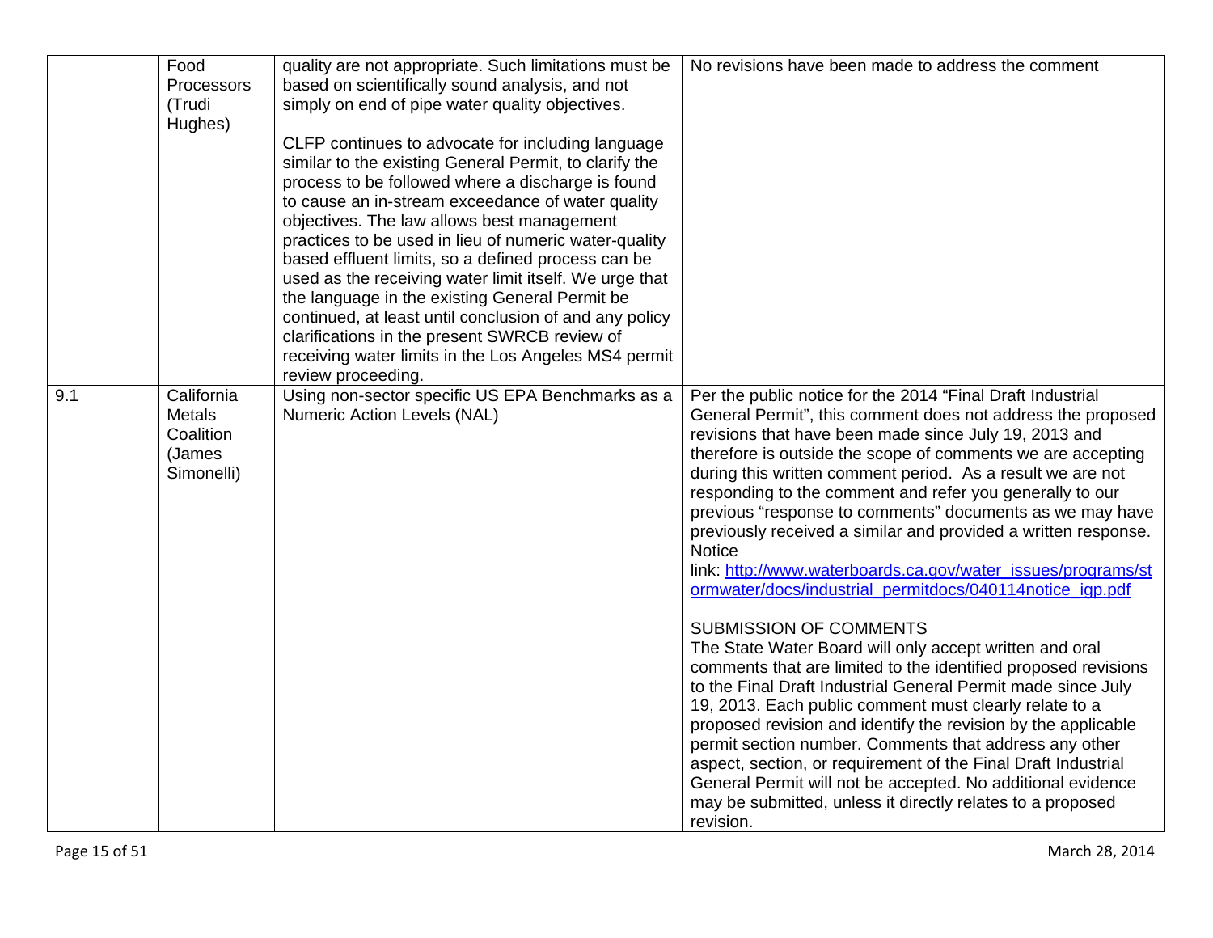| | | | |
|---|---|---|---|
| | Food Processors (Trudi Hughes) | quality are not appropriate. Such limitations must be based on scientifically sound analysis, and not simply on end of pipe water quality objectives.<br><br>CLFP continues to advocate for including language similar to the existing General Permit, to clarify the process to be followed where a discharge is found to cause an in-stream exceedance of water quality objectives. The law allows best management practices to be used in lieu of numeric water-quality based effluent limits, so a defined process can be used as the receiving water limit itself. We urge that the language in the existing General Permit be continued, at least until conclusion of and any policy clarifications in the present SWRCB review of receiving water limits in the Los Angeles MS4 permit review proceeding. | No revisions have been made to address the comment |
| 9.1 | California Metals Coalition (James Simonelli) | Using non-sector specific US EPA Benchmarks as a Numeric Action Levels (NAL) | Per the public notice for the 2014 "Final Draft Industrial General Permit", this comment does not address the proposed revisions that have been made since July 19, 2013 and therefore is outside the scope of comments we are accepting during this written comment period. As a result we are not responding to the comment and refer you generally to our previous "response to comments" documents as we may have previously received a similar and provided a written response. Notice link: http://www.waterboards.ca.gov/water_issues/programs/stormwater/docs/industrial_permitdocs/040114notice_igp.pdf<br><br>SUBMISSION OF COMMENTS<br>The State Water Board will only accept written and oral comments that are limited to the identified proposed revisions to the Final Draft Industrial General Permit made since July 19, 2013. Each public comment must clearly relate to a proposed revision and identify the revision by the applicable permit section number. Comments that address any other aspect, section, or requirement of the Final Draft Industrial General Permit will not be accepted. No additional evidence may be submitted, unless it directly relates to a proposed revision. |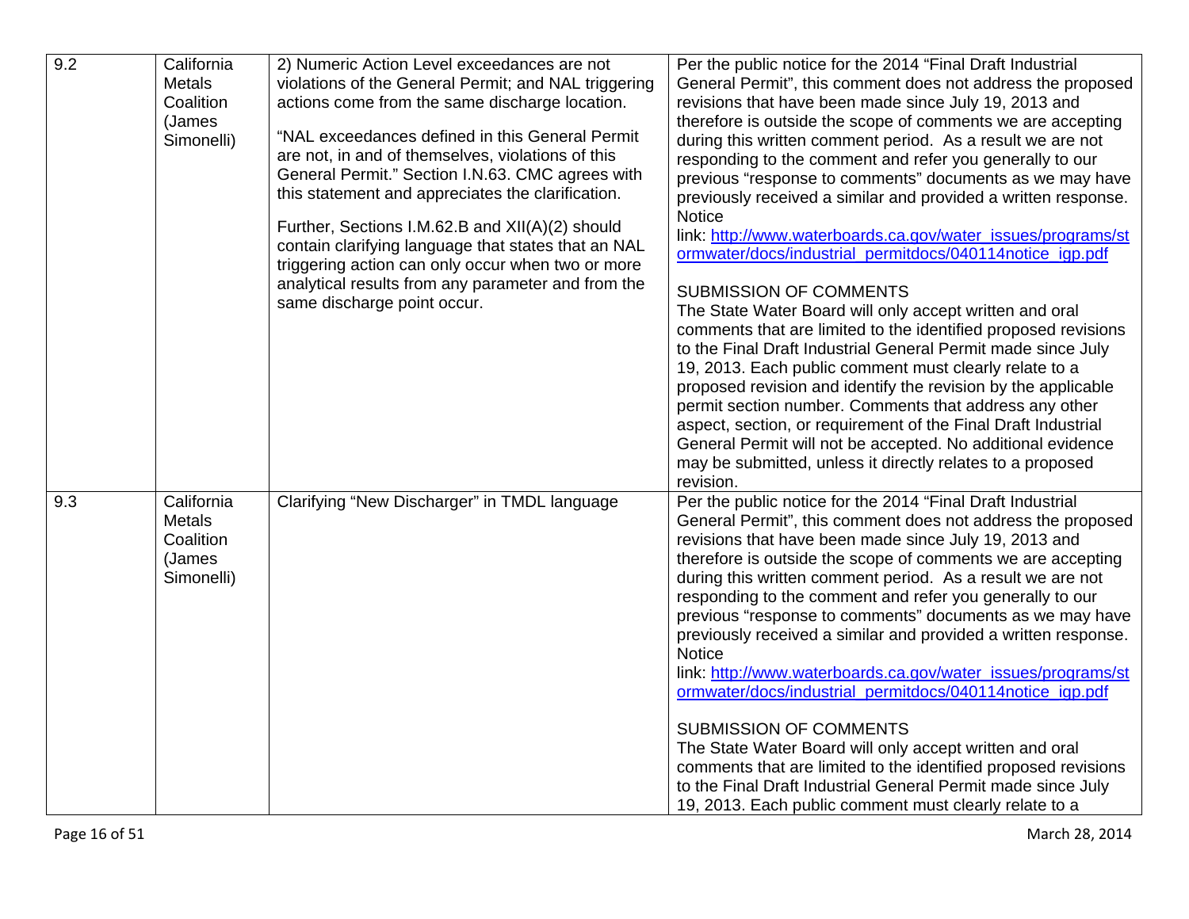| | | | |
|---|---|---|---|
| 9.2 | California Metals Coalition (James Simonelli) | 2) Numeric Action Level exceedances are not violations of the General Permit; and NAL triggering actions come from the same discharge location.<br><br>"NAL exceedances defined in this General Permit are not, in and of themselves, violations of this General Permit." Section I.N.63. CMC agrees with this statement and appreciates the clarification.<br><br>Further, Sections I.M.62.B and XII(A)(2) should contain clarifying language that states that an NAL triggering action can only occur when two or more analytical results from any parameter and from the same discharge point occur. | Per the public notice for the 2014 "Final Draft Industrial General Permit", this comment does not address the proposed revisions that have been made since July 19, 2013 and therefore is outside the scope of comments we are accepting during this written comment period. As a result we are not responding to the comment and refer you generally to our previous "response to comments" documents as we may have previously received a similar and provided a written response. Notice link: [http://www.waterboards.ca.gov/water_issues/programs/stormwater/docs/industrial_permitdocs/040114notice_igp.pdf](http://www.waterboards.ca.gov/water_issues/programs/stormwater/docs/industrial_permitdocs/040114notice_igp.pdf)<br><br>SUBMISSION OF COMMENTS<br>The State Water Board will only accept written and oral comments that are limited to the identified proposed revisions to the Final Draft Industrial General Permit made since July 19, 2013. Each public comment must clearly relate to a proposed revision and identify the revision by the applicable permit section number. Comments that address any other aspect, section, or requirement of the Final Draft Industrial General Permit will not be accepted. No additional evidence may be submitted, unless it directly relates to a proposed revision. |
| 9.3 | California Metals Coalition (James Simonelli) | Clarifying "New Discharger" in TMDL language | Per the public notice for the 2014 "Final Draft Industrial General Permit", this comment does not address the proposed revisions that have been made since July 19, 2013 and therefore is outside the scope of comments we are accepting during this written comment period. As a result we are not responding to the comment and refer you generally to our previous "response to comments" documents as we may have previously received a similar and provided a written response. Notice link: [http://www.waterboards.ca.gov/water_issues/programs/stormwater/docs/industrial_permitdocs/040114notice_igp.pdf](http://www.waterboards.ca.gov/water_issues/programs/stormwater/docs/industrial_permitdocs/040114notice_igp.pdf)<br><br>SUBMISSION OF COMMENTS<br>The State Water Board will only accept written and oral comments that are limited to the identified proposed revisions to the Final Draft Industrial General Permit made since July 19, 2013. Each public comment must clearly relate to a |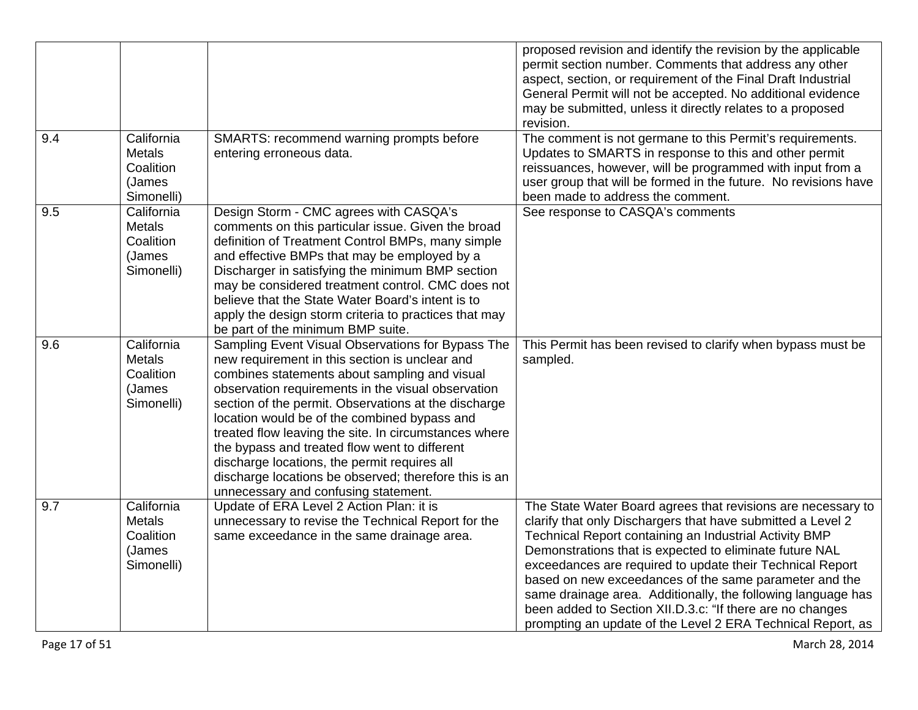| | | | |
|---|---|---|---|
| | | | proposed revision and identify the revision by the applicable permit section number. Comments that address any other aspect, section, or requirement of the Final Draft Industrial General Permit will not be accepted. No additional evidence may be submitted, unless it directly relates to a proposed revision. |
| 9.4 | California Metals Coalition (James Simonelli) | SMARTS: recommend warning prompts before entering erroneous data. | The comment is not germane to this Permit's requirements. Updates to SMARTS in response to this and other permit reissuances, however, will be programmed with input from a user group that will be formed in the future. No revisions have been made to address the comment. |
| 9.5 | California Metals Coalition (James Simonelli) | Design Storm - CMC agrees with CASQA's comments on this particular issue. Given the broad definition of Treatment Control BMPs, many simple and effective BMPs that may be employed by a Discharger in satisfying the minimum BMP section may be considered treatment control. CMC does not believe that the State Water Board's intent is to apply the design storm criteria to practices that may be part of the minimum BMP suite. | See response to CASQA's comments |
| 9.6 | California Metals Coalition (James Simonelli) | Sampling Event Visual Observations for Bypass The new requirement in this section is unclear and combines statements about sampling and visual observation requirements in the visual observation section of the permit. Observations at the discharge location would be of the combined bypass and treated flow leaving the site. In circumstances where the bypass and treated flow went to different discharge locations, the permit requires all discharge locations be observed; therefore this is an unnecessary and confusing statement. | This Permit has been revised to clarify when bypass must be sampled. |
| 9.7 | California Metals Coalition (James Simonelli) | Update of ERA Level 2 Action Plan: it is unnecessary to revise the Technical Report for the same exceedance in the same drainage area. | The State Water Board agrees that revisions are necessary to clarify that only Dischargers that have submitted a Level 2 Technical Report containing an Industrial Activity BMP Demonstrations that is expected to eliminate future NAL exceedances are required to update their Technical Report based on new exceedances of the same parameter and the same drainage area. Additionally, the following language has been added to Section XII.D.3.c: "If there are no changes prompting an update of the Level 2 ERA Technical Report, as |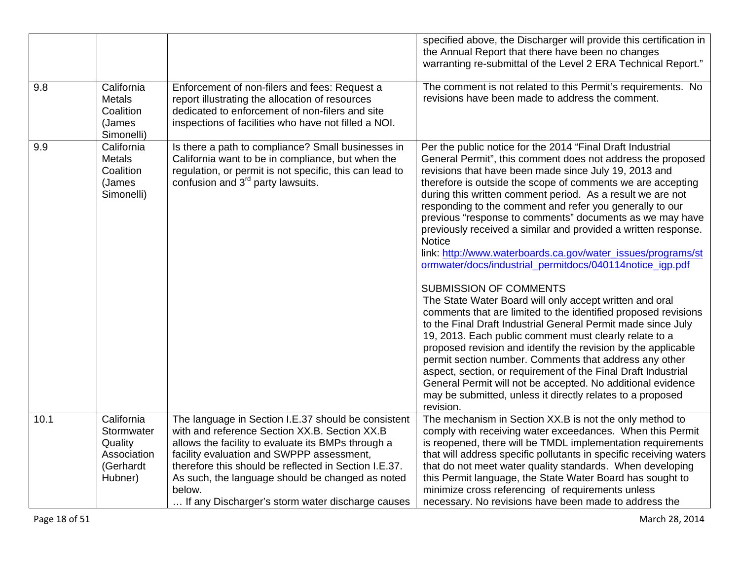| | | | |
|---|---|---|---|
| | | | specified above, the Discharger will provide this certification in the Annual Report that there have been no changes warranting re-submittal of the Level 2 ERA Technical Report." |
| 9.8 | California Metals Coalition (James Simonelli) | Enforcement of non-filers and fees: Request a report illustrating the allocation of resources dedicated to enforcement of non-filers and site inspections of facilities who have not filled a NOI. | The comment is not related to this Permit's requirements. No revisions have been made to address the comment. |
| 9.9 | California Metals Coalition (James Simonelli) | Is there a path to compliance? Small businesses in California want to be in compliance, but when the regulation, or permit is not specific, this can lead to confusion and 3rd party lawsuits. | Per the public notice for the 2014 "Final Draft Industrial General Permit", this comment does not address the proposed revisions that have been made since July 19, 2013 and therefore is outside the scope of comments we are accepting during this written comment period. As a result we are not responding to the comment and refer you generally to our previous "response to comments" documents as we may have previously received a similar and provided a written response. Notice link: [http://www.waterboards.ca.gov/water_issues/programs/stormwater/docs/industrial_permitdocs/040114notice_igp.pdf](http://www.waterboards.ca.gov/water_issues/programs/stormwater/docs/industrial_permitdocs/040114notice_igp.pdf)<br><br>SUBMISSION OF COMMENTS<br>The State Water Board will only accept written and oral comments that are limited to the identified proposed revisions to the Final Draft Industrial General Permit made since July 19, 2013. Each public comment must clearly relate to a proposed revision and identify the revision by the applicable permit section number. Comments that address any other aspect, section, or requirement of the Final Draft Industrial General Permit will not be accepted. No additional evidence may be submitted, unless it directly relates to a proposed revision. |
| 10.1 | California Stormwater Quality Association (Gerhardt Hubner) | The language in Section I.E.37 should be consistent with and reference Section XX.B. Section XX.B allows the facility to evaluate its BMPs through a facility evaluation and SWPPP assessment, therefore this should be reflected in Section I.E.37. As such, the language should be changed as noted below.<br>… If any Discharger's storm water discharge causes | The mechanism in Section XX.B is not the only method to comply with receiving water exceedances. When this Permit is reopened, there will be TMDL implementation requirements that will address specific pollutants in specific receiving waters that do not meet water quality standards. When developing this Permit language, the State Water Board has sought to minimize cross referencing of requirements unless necessary. No revisions have been made to address the |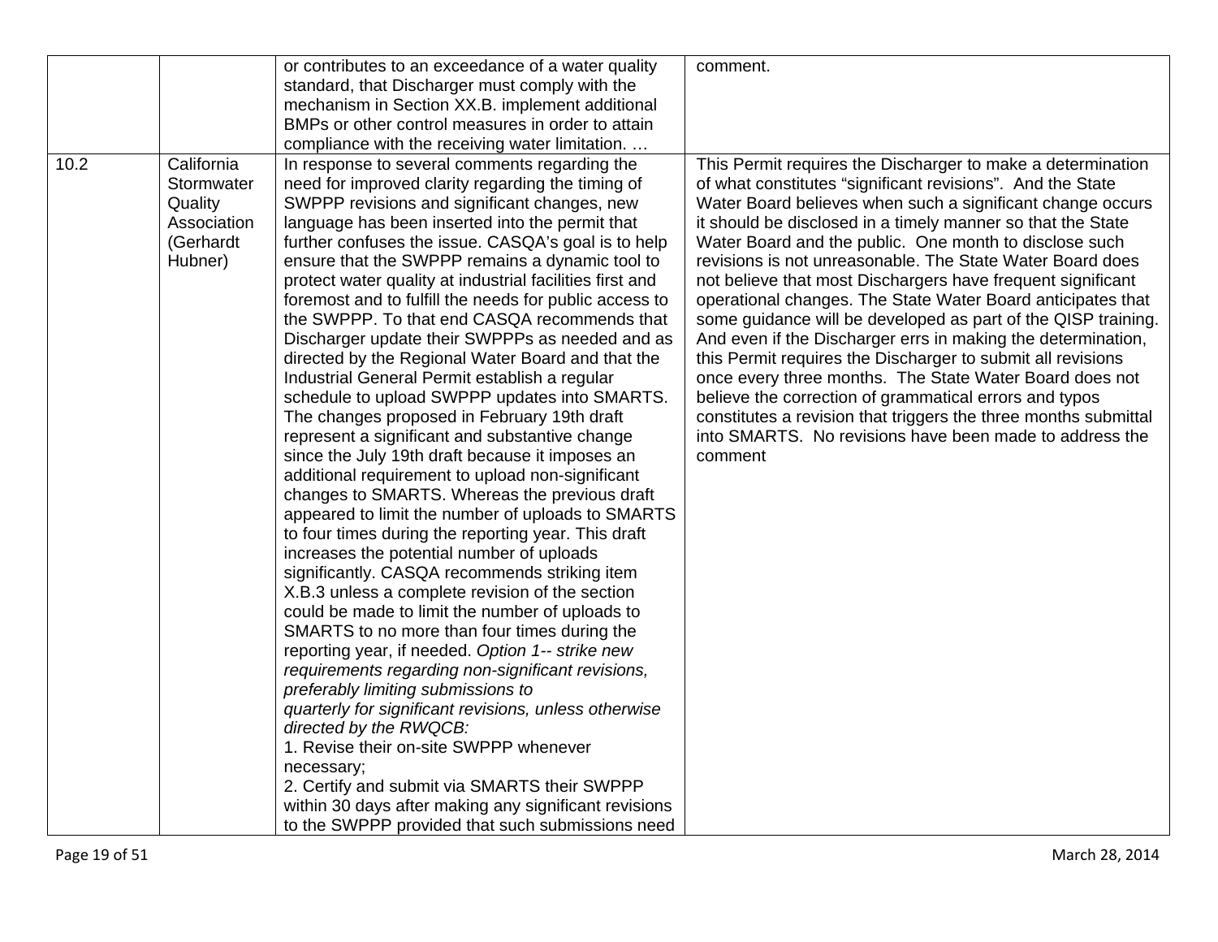| | | | |
|---|---|---|---|
| | | or contributes to an exceedance of a water quality standard, that Discharger must comply with the mechanism in Section XX.B. implement additional BMPs or other control measures in order to attain compliance with the receiving water limitation. … | comment. |
| 10.2 | California Stormwater Quality Association (Gerhardt Hubner) | In response to several comments regarding the need for improved clarity regarding the timing of SWPPP revisions and significant changes, new language has been inserted into the permit that further confuses the issue. CASQA's goal is to help ensure that the SWPPP remains a dynamic tool to protect water quality at industrial facilities first and foremost and to fulfill the needs for public access to the SWPPP. To that end CASQA recommends that Discharger update their SWPPPs as needed and as directed by the Regional Water Board and that the Industrial General Permit establish a regular schedule to upload SWPPP updates into SMARTS. The changes proposed in February 19th draft represent a significant and substantive change since the July 19th draft because it imposes an additional requirement to upload non-significant changes to SMARTS. Whereas the previous draft appeared to limit the number of uploads to SMARTS to four times during the reporting year. This draft increases the potential number of uploads significantly. CASQA recommends striking item X.B.3 unless a complete revision of the section could be made to limit the number of uploads to SMARTS to no more than four times during the reporting year, if needed. *Option 1-- strike new requirements regarding non-significant revisions, preferably limiting submissions to quarterly for significant revisions, unless otherwise directed by the RWQCB:*<br>1. Revise their on-site SWPPP whenever necessary;<br>2. Certify and submit via SMARTS their SWPPP within 30 days after making any significant revisions to the SWPPP provided that such submissions need | This Permit requires the Discharger to make a determination of what constitutes "significant revisions". And the State Water Board believes when such a significant change occurs it should be disclosed in a timely manner so that the State Water Board and the public. One month to disclose such revisions is not unreasonable. The State Water Board does not believe that most Dischargers have frequent significant operational changes. The State Water Board anticipates that some guidance will be developed as part of the QISP training. And even if the Discharger errs in making the determination, this Permit requires the Discharger to submit all revisions once every three months. The State Water Board does not believe the correction of grammatical errors and typos constitutes a revision that triggers the three months submittal into SMARTS. No revisions have been made to address the comment |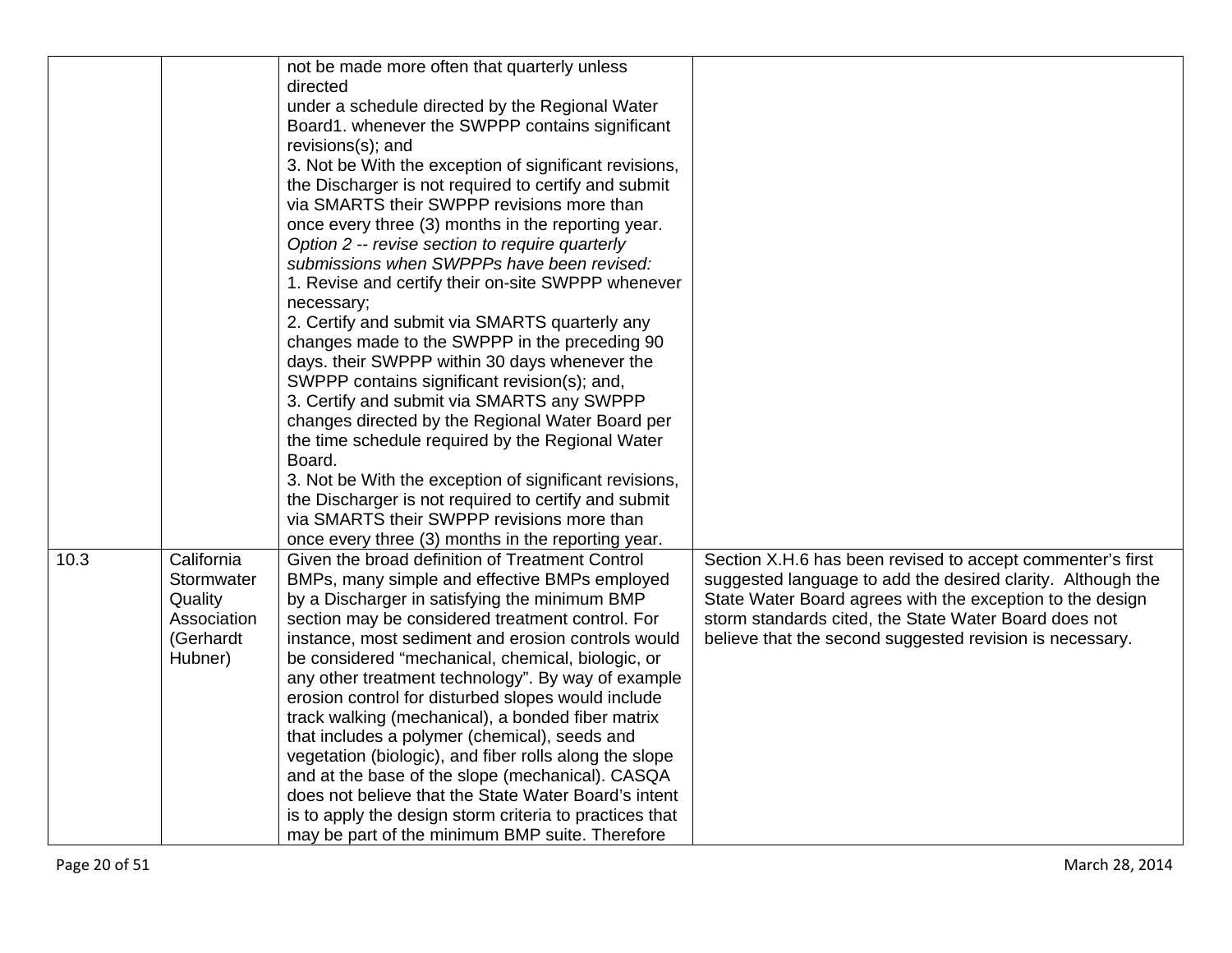| | | | |
|---|---|---|---|
| | | not be made more often that quarterly unless directed<br>under a schedule directed by the Regional Water Board1. whenever the SWPPP contains significant revisions(s); and<br>3. Not be With the exception of significant revisions, the Discharger is not required to certify and submit via SMARTS their SWPPP revisions more than once every three (3) months in the reporting year.<br>*Option 2 -- revise section to require quarterly submissions when SWPPPs have been revised:*<br>1. Revise and certify their on-site SWPPP whenever necessary;<br>2. Certify and submit via SMARTS quarterly any changes made to the SWPPP in the preceding 90 days. their SWPPP within 30 days whenever the SWPPP contains significant revision(s); and,<br>3. Certify and submit via SMARTS any SWPPP changes directed by the Regional Water Board per the time schedule required by the Regional Water Board.<br>3. Not be With the exception of significant revisions, the Discharger is not required to certify and submit via SMARTS their SWPPP revisions more than once every three (3) months in the reporting year. | |
| 10.3 | California Stormwater Quality Association (Gerhardt Hubner) | Given the broad definition of Treatment Control BMPs, many simple and effective BMPs employed by a Discharger in satisfying the minimum BMP section may be considered treatment control. For instance, most sediment and erosion controls would be considered “mechanical, chemical, biologic, or any other treatment technology”. By way of example erosion control for disturbed slopes would include track walking (mechanical), a bonded fiber matrix that includes a polymer (chemical), seeds and vegetation (biologic), and fiber rolls along the slope and at the base of the slope (mechanical). CASQA does not believe that the State Water Board’s intent is to apply the design storm criteria to practices that may be part of the minimum BMP suite. Therefore | Section X.H.6 has been revised to accept commenter’s first suggested language to add the desired clarity. Although the State Water Board agrees with the exception to the design storm standards cited, the State Water Board does not believe that the second suggested revision is necessary. |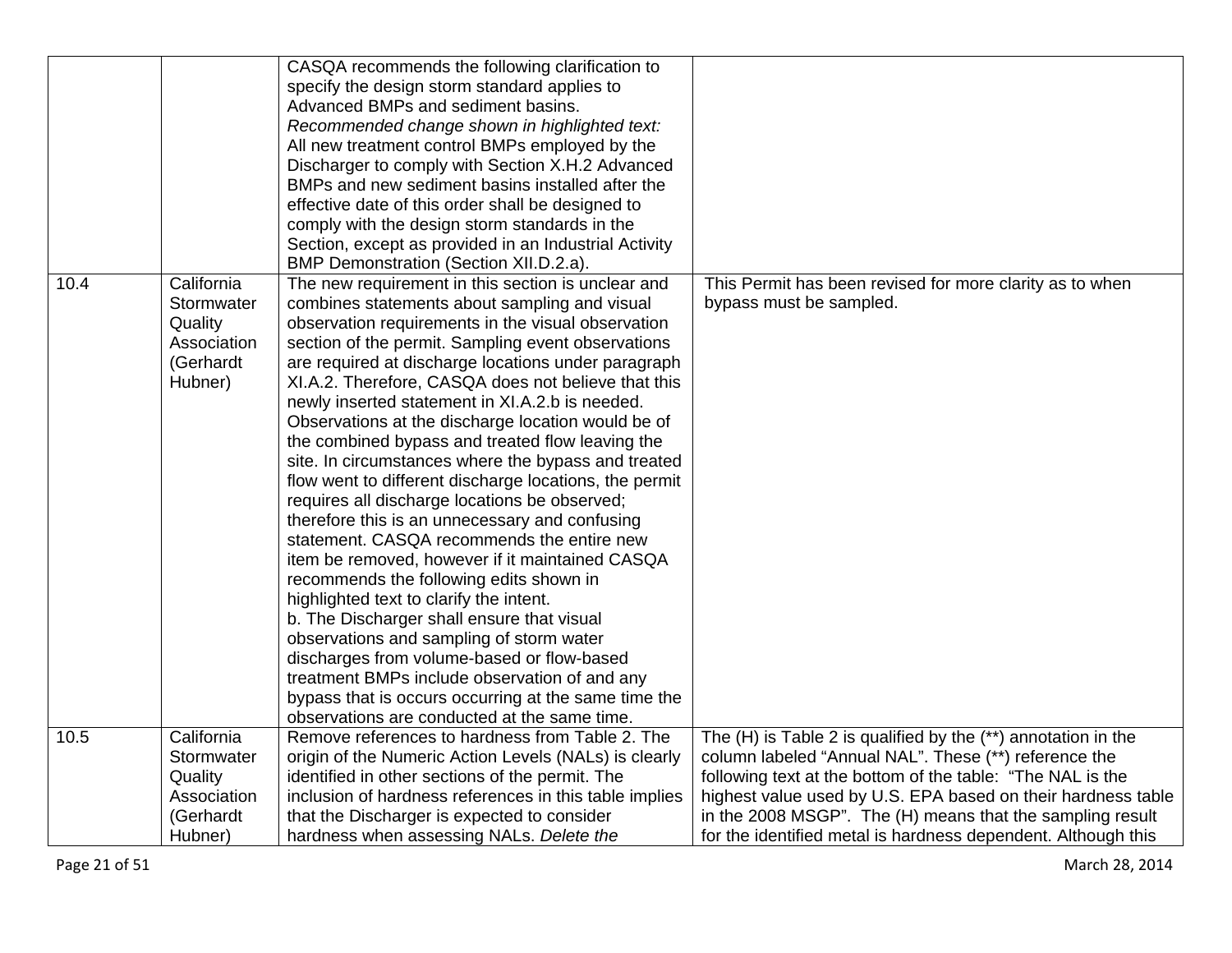| | | | |
|---|---|---|---|
| | | CASQA recommends the following clarification to specify the design storm standard applies to Advanced BMPs and sediment basins. *Recommended change shown in highlighted text:* All new treatment control BMPs employed by the Discharger to comply with Section X.H.2 Advanced BMPs and new sediment basins installed after the effective date of this order shall be designed to comply with the design storm standards in the Section, except as provided in an Industrial Activity BMP Demonstration (Section XII.D.2.a). | |
| 10.4 | California Stormwater Quality Association (Gerhardt Hubner) | The new requirement in this section is unclear and combines statements about sampling and visual observation requirements in the visual observation section of the permit. Sampling event observations are required at discharge locations under paragraph XI.A.2. Therefore, CASQA does not believe that this newly inserted statement in XI.A.2.b is needed. Observations at the discharge location would be of the combined bypass and treated flow leaving the site. In circumstances where the bypass and treated flow went to different discharge locations, the permit requires all discharge locations be observed; therefore this is an unnecessary and confusing statement. CASQA recommends the entire new item be removed, however if it maintained CASQA recommends the following edits shown in highlighted text to clarify the intent. b. The Discharger shall ensure that visual observations and sampling of storm water discharges from volume-based or flow-based treatment BMPs include observation of and any bypass that is occurs occurring at the same time the observations are conducted at the same time. | This Permit has been revised for more clarity as to when bypass must be sampled. |
| 10.5 | California Stormwater Quality Association (Gerhardt Hubner) | Remove references to hardness from Table 2. The origin of the Numeric Action Levels (NALs) is clearly identified in other sections of the permit. The inclusion of hardness references in this table implies that the Discharger is expected to consider hardness when assessing NALs. *Delete the* | The (H) is Table 2 is qualified by the (**) annotation in the column labeled "Annual NAL". These (**) reference the following text at the bottom of the table: "The NAL is the highest value used by U.S. EPA based on their hardness table in the 2008 MSGP". The (H) means that the sampling result for the identified metal is hardness dependent. Although this |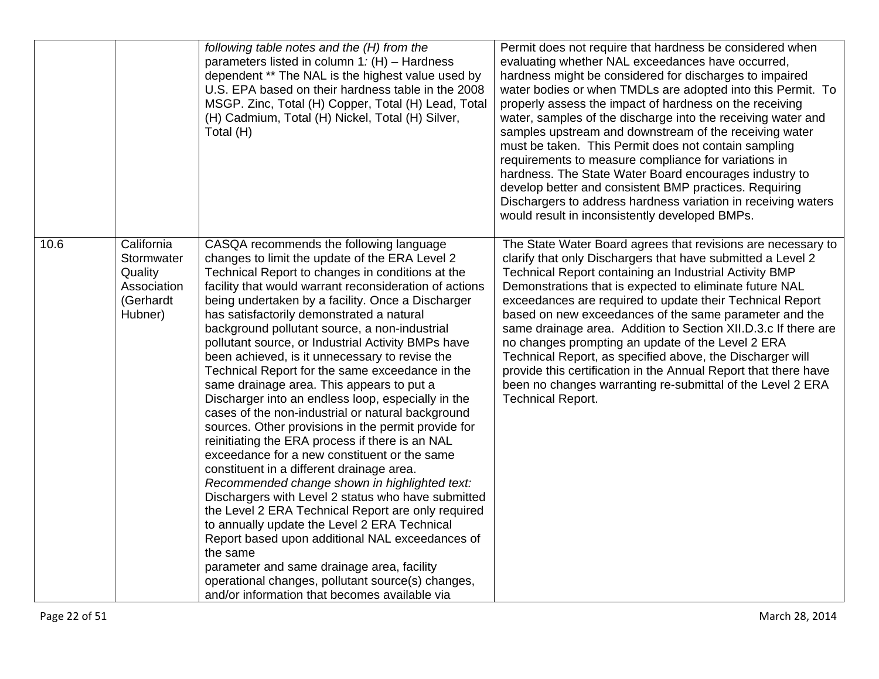| | | | |
|---|---|---|---|
| | | *following table notes and the (H) from the parameters listed in column 1:* (H) – Hardness dependent ** The NAL is the highest value used by U.S. EPA based on their hardness table in the 2008 MSGP. Zinc, Total (H) Copper, Total (H) Lead, Total (H) Cadmium, Total (H) Nickel, Total (H) Silver, Total (H) | Permit does not require that hardness be considered when evaluating whether NAL exceedances have occurred, hardness might be considered for discharges to impaired water bodies or when TMDLs are adopted into this Permit. To properly assess the impact of hardness on the receiving water, samples of the discharge into the receiving water and samples upstream and downstream of the receiving water must be taken. This Permit does not contain sampling requirements to measure compliance for variations in hardness. The State Water Board encourages industry to develop better and consistent BMP practices. Requiring Dischargers to address hardness variation in receiving waters would result in inconsistently developed BMPs. |
| 10.6 | California Stormwater Quality Association (Gerhardt Hubner) | CASQA recommends the following language changes to limit the update of the ERA Level 2 Technical Report to changes in conditions at the facility that would warrant reconsideration of actions being undertaken by a facility. Once a Discharger has satisfactorily demonstrated a natural background pollutant source, a non-industrial pollutant source, or Industrial Activity BMPs have been achieved, is it unnecessary to revise the Technical Report for the same exceedance in the same drainage area. This appears to put a Discharger into an endless loop, especially in the cases of the non-industrial or natural background sources. Other provisions in the permit provide for reinitiating the ERA process if there is an NAL exceedance for a new constituent or the same constituent in a different drainage area. *Recommended change shown in highlighted text:* Dischargers with Level 2 status who have submitted the Level 2 ERA Technical Report are only required to annually update the Level 2 ERA Technical Report based upon additional NAL exceedances of the same parameter and same drainage area, facility operational changes, pollutant source(s) changes, and/or information that becomes available via | The State Water Board agrees that revisions are necessary to clarify that only Dischargers that have submitted a Level 2 Technical Report containing an Industrial Activity BMP Demonstrations that is expected to eliminate future NAL exceedances are required to update their Technical Report based on new exceedances of the same parameter and the same drainage area. Addition to Section XII.D.3.c If there are no changes prompting an update of the Level 2 ERA Technical Report, as specified above, the Discharger will provide this certification in the Annual Report that there have been no changes warranting re-submittal of the Level 2 ERA Technical Report. |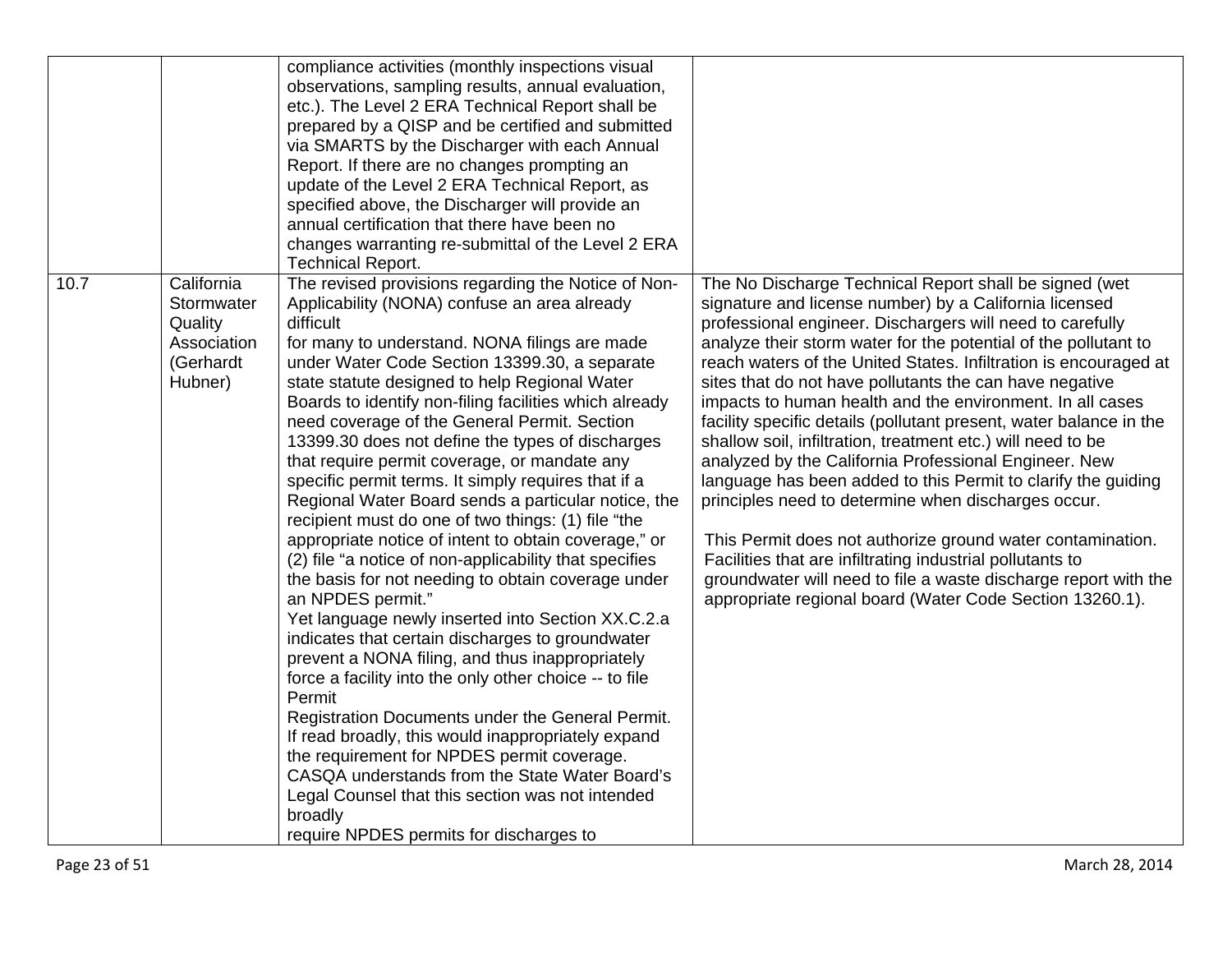| | | | |
|---|---|---|---|
| | | compliance activities (monthly inspections visual observations, sampling results, annual evaluation, etc.). The Level 2 ERA Technical Report shall be prepared by a QISP and be certified and submitted via SMARTS by the Discharger with each Annual Report. If there are no changes prompting an update of the Level 2 ERA Technical Report, as specified above, the Discharger will provide an annual certification that there have been no changes warranting re-submittal of the Level 2 ERA Technical Report. | |
| 10.7 | California Stormwater Quality Association (Gerhardt Hubner) | The revised provisions regarding the Notice of Non-Applicability (NONA) confuse an area already difficult for many to understand. NONA filings are made under Water Code Section 13399.30, a separate state statute designed to help Regional Water Boards to identify non-filing facilities which already need coverage of the General Permit. Section 13399.30 does not define the types of discharges that require permit coverage, or mandate any specific permit terms. It simply requires that if a Regional Water Board sends a particular notice, the recipient must do one of two things: (1) file "the appropriate notice of intent to obtain coverage," or (2) file "a notice of non-applicability that specifies the basis for not needing to obtain coverage under an NPDES permit." Yet language newly inserted into Section XX.C.2.a indicates that certain discharges to groundwater prevent a NONA filing, and thus inappropriately force a facility into the only other choice -- to file Permit Registration Documents under the General Permit. If read broadly, this would inappropriately expand the requirement for NPDES permit coverage. CASQA understands from the State Water Board's Legal Counsel that this section was not intended broadly require NPDES permits for discharges to | The No Discharge Technical Report shall be signed (wet signature and license number) by a California licensed professional engineer. Dischargers will need to carefully analyze their storm water for the potential of the pollutant to reach waters of the United States. Infiltration is encouraged at sites that do not have pollutants the can have negative impacts to human health and the environment. In all cases facility specific details (pollutant present, water balance in the shallow soil, infiltration, treatment etc.) will need to be analyzed by the California Professional Engineer. New language has been added to this Permit to clarify the guiding principles need to determine when discharges occur.<br><br>This Permit does not authorize ground water contamination. Facilities that are infiltrating industrial pollutants to groundwater will need to file a waste discharge report with the appropriate regional board (Water Code Section 13260.1). |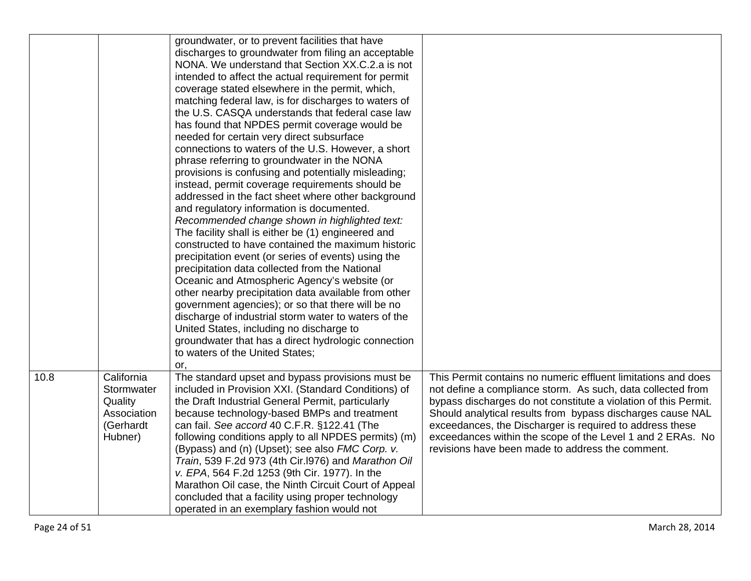| | | | |
|---|---|---|---|
| | | groundwater, or to prevent facilities that have discharges to groundwater from filing an acceptable NONA. We understand that Section XX.C.2.a is not intended to affect the actual requirement for permit coverage stated elsewhere in the permit, which, matching federal law, is for discharges to waters of the U.S. CASQA understands that federal case law has found that NPDES permit coverage would be needed for certain very direct subsurface connections to waters of the U.S. However, a short phrase referring to groundwater in the NONA provisions is confusing and potentially misleading; instead, permit coverage requirements should be addressed in the fact sheet where other background and regulatory information is documented.<br>*Recommended change shown in highlighted text:*<br>The facility shall is either be (1) engineered and constructed to have contained the maximum historic precipitation event (or series of events) using the precipitation data collected from the National Oceanic and Atmospheric Agency's website (or other nearby precipitation data available from other government agencies); or so that there will be no discharge of industrial storm water to waters of the United States, including no discharge to groundwater that has a direct hydrologic connection to waters of the United States;<br>or, | |
| 10.8 | California Stormwater Quality Association (Gerhardt Hubner) | The standard upset and bypass provisions must be included in Provision XXI. (Standard Conditions) of the Draft Industrial General Permit, particularly because technology-based BMPs and treatment can fail. *See accord* 40 C.F.R. §122.41 (The following conditions apply to all NPDES permits) (m) (Bypass) and (n) (Upset); see also *FMC Corp. v. Train*, 539 F.2d 973 (4th Cir.l976) and *Marathon Oil v. EPA*, 564 F.2d 1253 (9th Cir. 1977). In the Marathon Oil case, the Ninth Circuit Court of Appeal concluded that a facility using proper technology operated in an exemplary fashion would not | This Permit contains no numeric effluent limitations and does not define a compliance storm. As such, data collected from bypass discharges do not constitute a violation of this Permit. Should analytical results from bypass discharges cause NAL exceedances, the Discharger is required to address these exceedances within the scope of the Level 1 and 2 ERAs. No revisions have been made to address the comment. |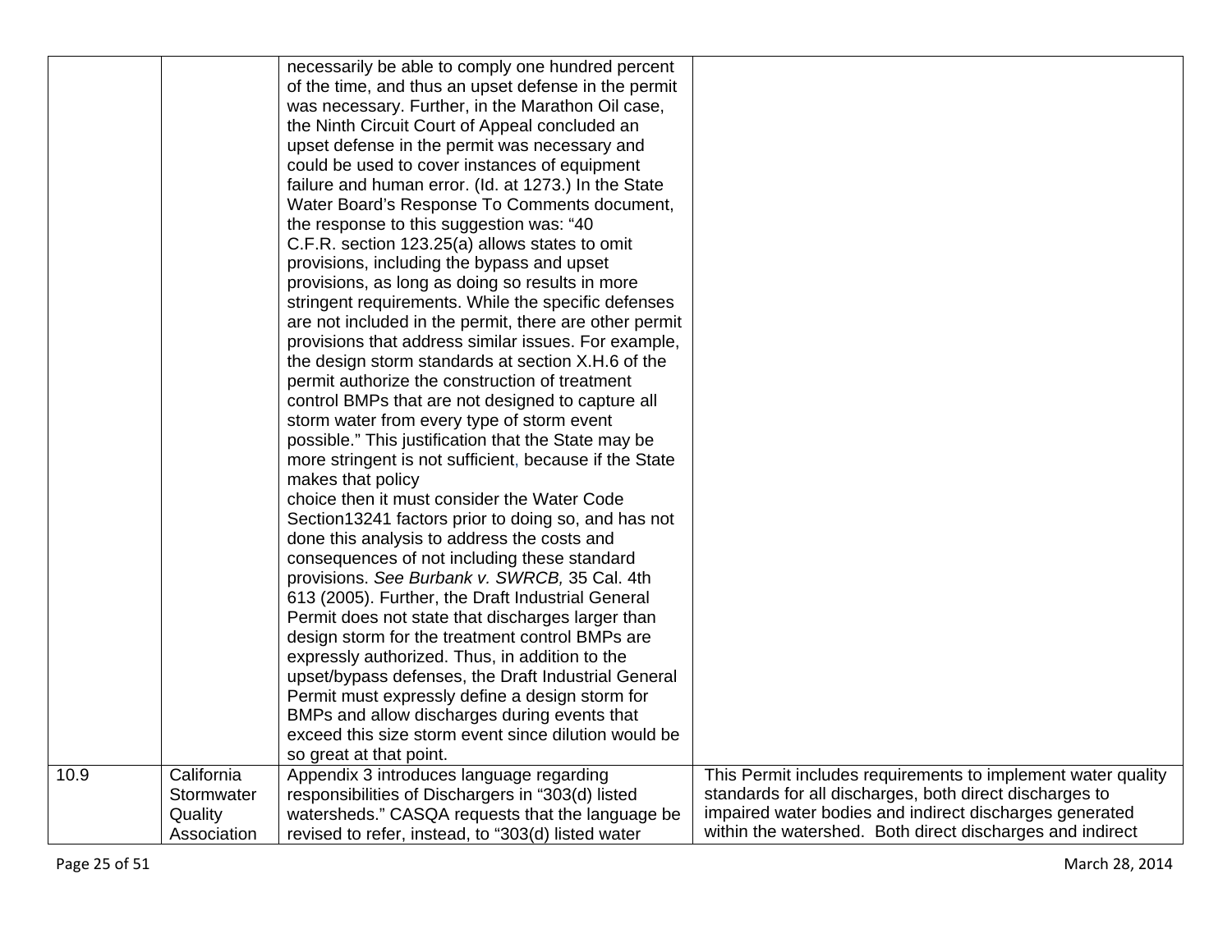| | | | |
|---|---|---|---|
| | | necessarily be able to comply one hundred percent of the time, and thus an upset defense in the permit was necessary. Further, in the Marathon Oil case, the Ninth Circuit Court of Appeal concluded an upset defense in the permit was necessary and could be used to cover instances of equipment failure and human error. (Id. at 1273.) In the State Water Board's Response To Comments document, the response to this suggestion was: "40 C.F.R. section 123.25(a) allows states to omit provisions, including the bypass and upset provisions, as long as doing so results in more stringent requirements. While the specific defenses are not included in the permit, there are other permit provisions that address similar issues. For example, the design storm standards at section X.H.6 of the permit authorize the construction of treatment control BMPs that are not designed to capture all storm water from every type of storm event possible." This justification that the State may be more stringent is not sufficient, because if the State makes that policy choice then it must consider the Water Code Section13241 factors prior to doing so, and has not done this analysis to address the costs and consequences of not including these standard provisions. *See Burbank v. SWRCB,* 35 Cal. 4th 613 (2005). Further, the Draft Industrial General Permit does not state that discharges larger than design storm for the treatment control BMPs are expressly authorized. Thus, in addition to the upset/bypass defenses, the Draft Industrial General Permit must expressly define a design storm for BMPs and allow discharges during events that exceed this size storm event since dilution would be so great at that point. | |
| 10.9 | California Stormwater Quality Association | Appendix 3 introduces language regarding responsibilities of Dischargers in "303(d) listed watersheds." CASQA requests that the language be revised to refer, instead, to "303(d) listed water | This Permit includes requirements to implement water quality standards for all discharges, both direct discharges to impaired water bodies and indirect discharges generated within the watershed. Both direct discharges and indirect |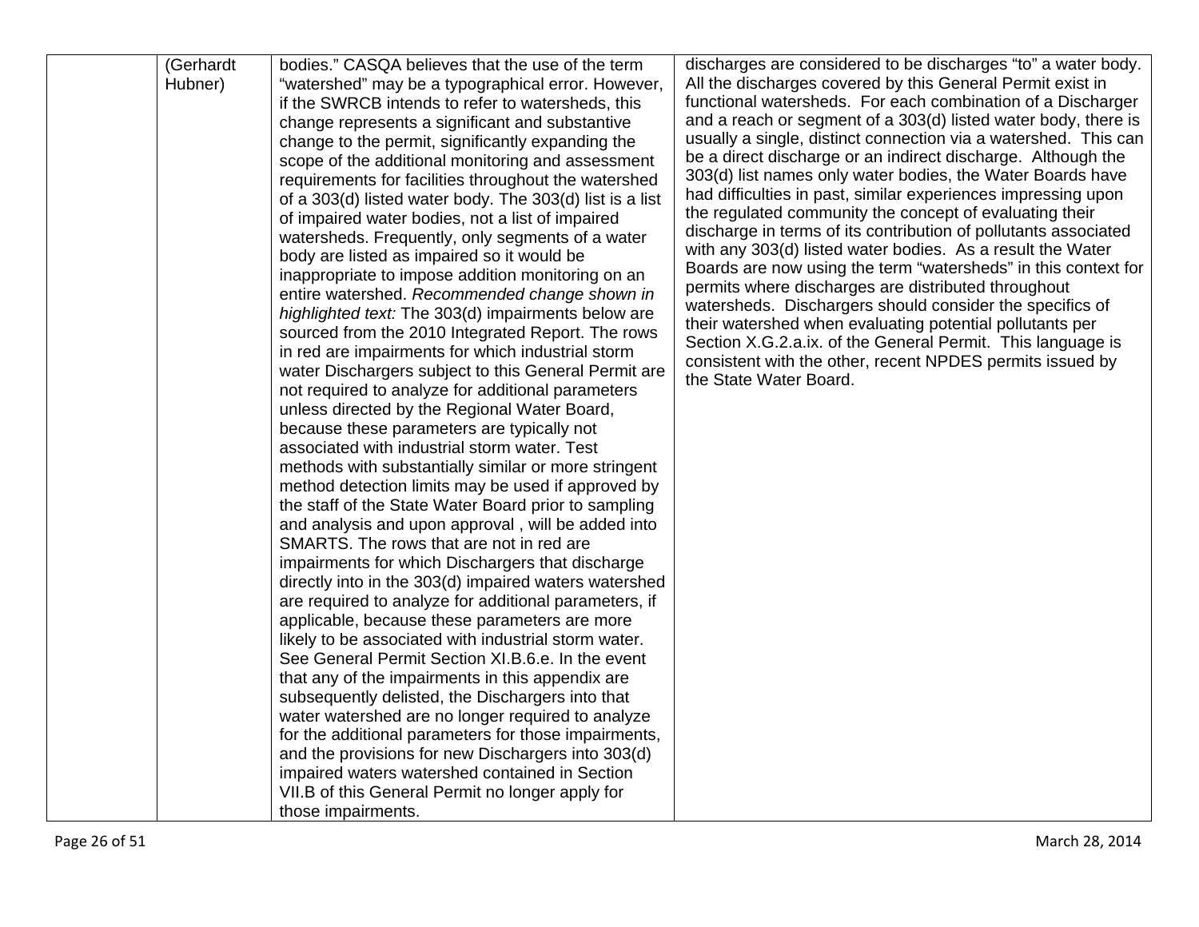| | | | |
|---|---|---|---|
| | (Gerhardt Hubner) | bodies." CASQA believes that the use of the term "watershed" may be a typographical error. However, if the SWRCB intends to refer to watersheds, this change represents a significant and substantive change to the permit, significantly expanding the scope of the additional monitoring and assessment requirements for facilities throughout the watershed of a 303(d) listed water body. The 303(d) list is a list of impaired water bodies, not a list of impaired watersheds. Frequently, only segments of a water body are listed as impaired so it would be inappropriate to impose addition monitoring on an entire watershed. *Recommended change shown in highlighted text:* The 303(d) impairments below are sourced from the 2010 Integrated Report. The rows in red are impairments for which industrial storm water Dischargers subject to this General Permit are not required to analyze for additional parameters unless directed by the Regional Water Board, because these parameters are typically not associated with industrial storm water. Test methods with substantially similar or more stringent method detection limits may be used if approved by the staff of the State Water Board prior to sampling and analysis and upon approval , will be added into SMARTS. The rows that are not in red are impairments for which Dischargers that discharge directly into in the 303(d) impaired waters watershed are required to analyze for additional parameters, if applicable, because these parameters are more likely to be associated with industrial storm water. See General Permit Section XI.B.6.e. In the event that any of the impairments in this appendix are subsequently delisted, the Dischargers into that water watershed are no longer required to analyze for the additional parameters for those impairments, and the provisions for new Dischargers into 303(d) impaired waters watershed contained in Section VII.B of this General Permit no longer apply for those impairments. | discharges are considered to be discharges "to" a water body. All the discharges covered by this General Permit exist in functional watersheds. For each combination of a Discharger and a reach or segment of a 303(d) listed water body, there is usually a single, distinct connection via a watershed. This can be a direct discharge or an indirect discharge. Although the 303(d) list names only water bodies, the Water Boards have had difficulties in past, similar experiences impressing upon the regulated community the concept of evaluating their discharge in terms of its contribution of pollutants associated with any 303(d) listed water bodies. As a result the Water Boards are now using the term "watersheds" in this context for permits where discharges are distributed throughout watersheds. Dischargers should consider the specifics of their watershed when evaluating potential pollutants per Section X.G.2.a.ix. of the General Permit. This language is consistent with the other, recent NPDES permits issued by the State Water Board. |

March 28, 2014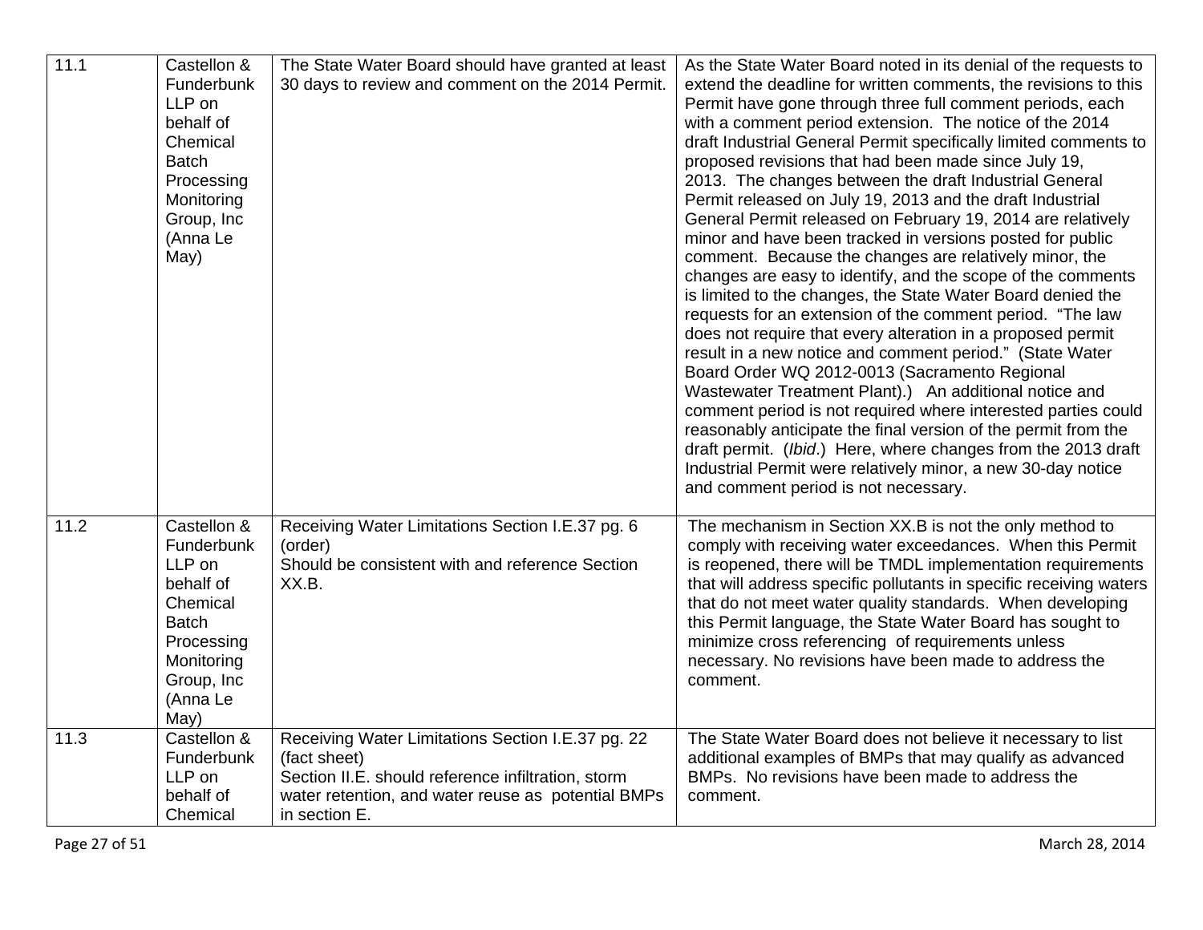| | | | |
|---|---|---|---|
| 11.1 | Castellon & Funderbunk LLP on behalf of Chemical Batch Processing Monitoring Group, Inc (Anna Le May) | The State Water Board should have granted at least 30 days to review and comment on the 2014 Permit. | As the State Water Board noted in its denial of the requests to extend the deadline for written comments, the revisions to this Permit have gone through three full comment periods, each with a comment period extension. The notice of the 2014 draft Industrial General Permit specifically limited comments to proposed revisions that had been made since July 19, 2013. The changes between the draft Industrial General Permit released on July 19, 2013 and the draft Industrial General Permit released on February 19, 2014 are relatively minor and have been tracked in versions posted for public comment. Because the changes are relatively minor, the changes are easy to identify, and the scope of the comments is limited to the changes, the State Water Board denied the requests for an extension of the comment period. "The law does not require that every alteration in a proposed permit result in a new notice and comment period." (State Water Board Order WQ 2012-0013 (Sacramento Regional Wastewater Treatment Plant).) An additional notice and comment period is not required where interested parties could reasonably anticipate the final version of the permit from the draft permit. (*Ibid*.) Here, where changes from the 2013 draft Industrial Permit were relatively minor, a new 30-day notice and comment period is not necessary. |
| 11.2 | Castellon & Funderbunk LLP on behalf of Chemical Batch Processing Monitoring Group, Inc (Anna Le May) | Receiving Water Limitations Section I.E.37 pg. 6 (order)<br>Should be consistent with and reference Section XX.B. | The mechanism in Section XX.B is not the only method to comply with receiving water exceedances. When this Permit is reopened, there will be TMDL implementation requirements that will address specific pollutants in specific receiving waters that do not meet water quality standards. When developing this Permit language, the State Water Board has sought to minimize cross referencing of requirements unless necessary. No revisions have been made to address the comment. |
| 11.3 | Castellon & Funderbunk LLP on behalf of Chemical | Receiving Water Limitations Section I.E.37 pg. 22 (fact sheet)<br>Section II.E. should reference infiltration, storm water retention, and water reuse as potential BMPs in section E. | The State Water Board does not believe it necessary to list additional examples of BMPs that may qualify as advanced BMPs. No revisions have been made to address the comment. |

March 28, 2014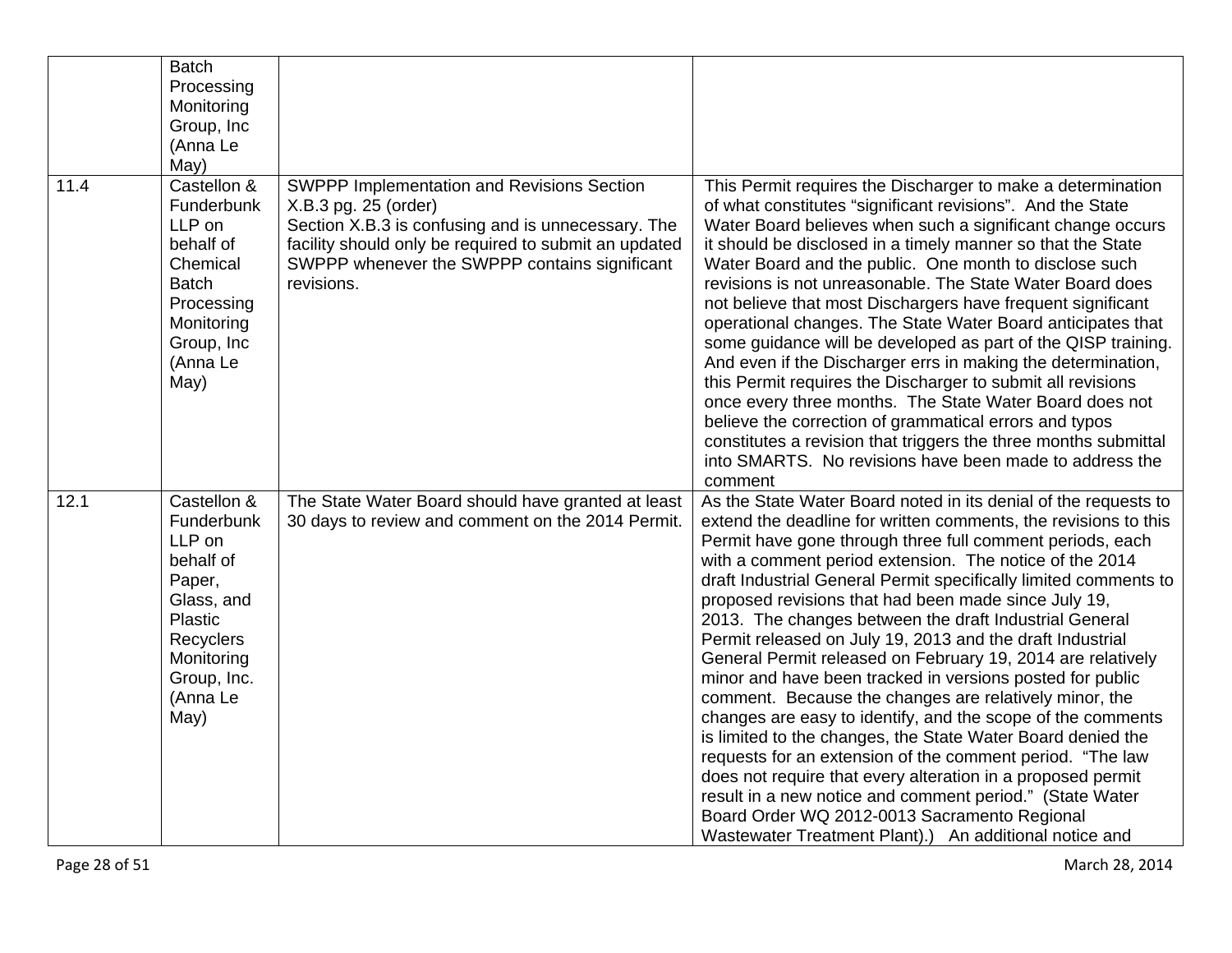| | | | |
|---|---|---|---|
| | Batch Processing Monitoring Group, Inc (Anna Le May) | | |
| 11.4 | Castellon & Funderbunk LLP on behalf of Chemical Batch Processing Monitoring Group, Inc (Anna Le May) | SWPPP Implementation and Revisions Section X.B.3 pg. 25 (order) Section X.B.3 is confusing and is unnecessary. The facility should only be required to submit an updated SWPPP whenever the SWPPP contains significant revisions. | This Permit requires the Discharger to make a determination of what constitutes "significant revisions". And the State Water Board believes when such a significant change occurs it should be disclosed in a timely manner so that the State Water Board and the public. One month to disclose such revisions is not unreasonable. The State Water Board does not believe that most Dischargers have frequent significant operational changes. The State Water Board anticipates that some guidance will be developed as part of the QISP training. And even if the Discharger errs in making the determination, this Permit requires the Discharger to submit all revisions once every three months. The State Water Board does not believe the correction of grammatical errors and typos constitutes a revision that triggers the three months submittal into SMARTS. No revisions have been made to address the comment |
| 12.1 | Castellon & Funderbunk LLP on behalf of Paper, Glass, and Plastic Recyclers Monitoring Group, Inc. (Anna Le May) | The State Water Board should have granted at least 30 days to review and comment on the 2014 Permit. | As the State Water Board noted in its denial of the requests to extend the deadline for written comments, the revisions to this Permit have gone through three full comment periods, each with a comment period extension. The notice of the 2014 draft Industrial General Permit specifically limited comments to proposed revisions that had been made since July 19, 2013. The changes between the draft Industrial General Permit released on July 19, 2013 and the draft Industrial General Permit released on February 19, 2014 are relatively minor and have been tracked in versions posted for public comment. Because the changes are relatively minor, the changes are easy to identify, and the scope of the comments is limited to the changes, the State Water Board denied the requests for an extension of the comment period. "The law does not require that every alteration in a proposed permit result in a new notice and comment period." (State Water Board Order WQ 2012-0013 Sacramento Regional Wastewater Treatment Plant).) An additional notice and |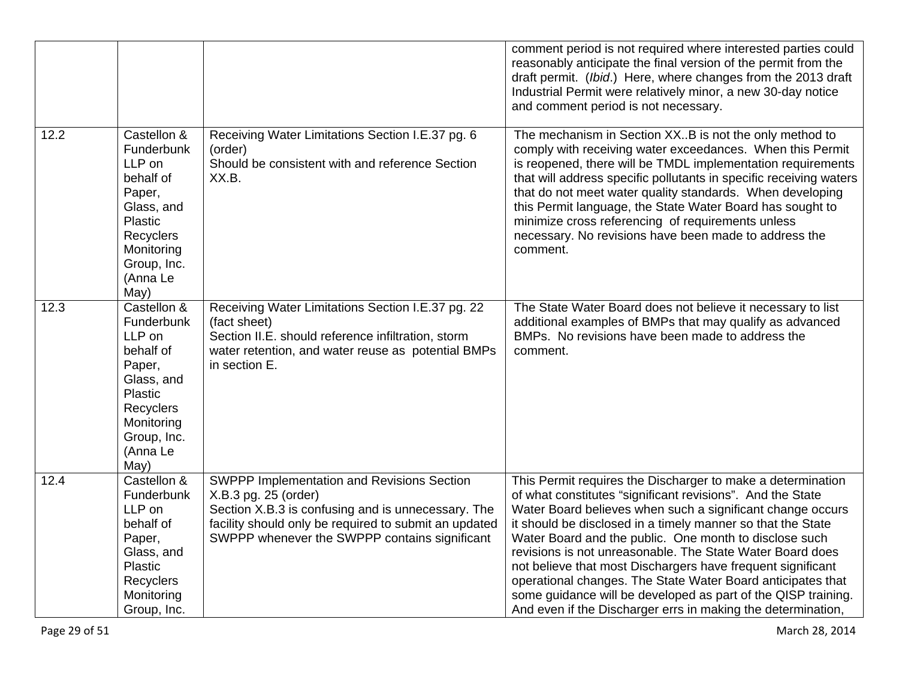| | | | |
|---|---|---|---|
| | | | comment period is not required where interested parties could reasonably anticipate the final version of the permit from the draft permit. (*Ibid*.) Here, where changes from the 2013 draft Industrial Permit were relatively minor, a new 30-day notice and comment period is not necessary. |
| 12.2 | Castellon & Funderbunk LLP on behalf of Paper, Glass, and Plastic Recyclers Monitoring Group, Inc. (Anna Le May) | Receiving Water Limitations Section I.E.37 pg. 6 (order)<br>Should be consistent with and reference Section XX.B. | The mechanism in Section XX..B is not the only method to comply with receiving water exceedances. When this Permit is reopened, there will be TMDL implementation requirements that will address specific pollutants in specific receiving waters that do not meet water quality standards. When developing this Permit language, the State Water Board has sought to minimize cross referencing of requirements unless necessary. No revisions have been made to address the comment. |
| 12.3 | Castellon & Funderbunk LLP on behalf of Paper, Glass, and Plastic Recyclers Monitoring Group, Inc. (Anna Le May) | Receiving Water Limitations Section I.E.37 pg. 22 (fact sheet)<br>Section II.E. should reference infiltration, storm water retention, and water reuse as potential BMPs in section E. | The State Water Board does not believe it necessary to list additional examples of BMPs that may qualify as advanced BMPs. No revisions have been made to address the comment. |
| 12.4 | Castellon & Funderbunk LLP on behalf of Paper, Glass, and Plastic Recyclers Monitoring Group, Inc. | SWPPP Implementation and Revisions Section X.B.3 pg. 25 (order)<br>Section X.B.3 is confusing and is unnecessary. The facility should only be required to submit an updated SWPPP whenever the SWPPP contains significant | This Permit requires the Discharger to make a determination of what constitutes "significant revisions". And the State Water Board believes when such a significant change occurs it should be disclosed in a timely manner so that the State Water Board and the public. One month to disclose such revisions is not unreasonable. The State Water Board does not believe that most Dischargers have frequent significant operational changes. The State Water Board anticipates that some guidance will be developed as part of the QISP training. And even if the Discharger errs in making the determination, |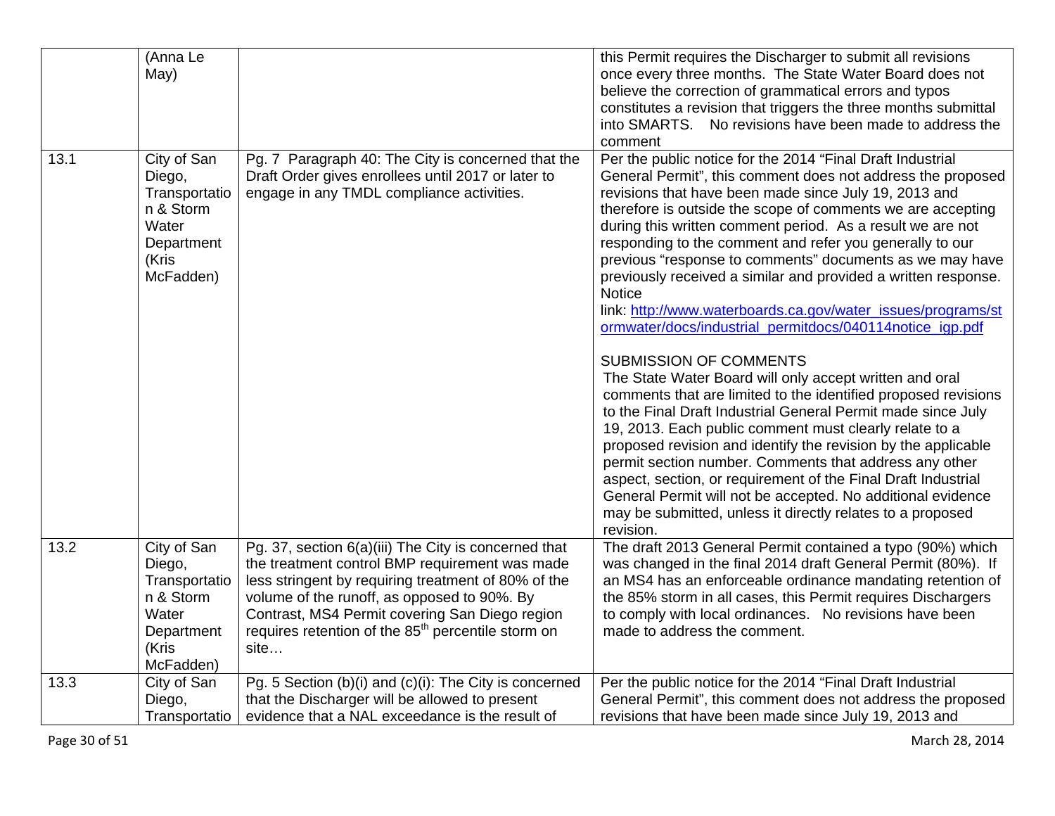| | | | |
|---|---|---|---|
| | (Anna Le May) | | this Permit requires the Discharger to submit all revisions once every three months. The State Water Board does not believe the correction of grammatical errors and typos constitutes a revision that triggers the three months submittal into SMARTS. No revisions have been made to address the comment |
| 13.1 | City of San Diego, Transportation & Storm Water Department (Kris McFadden) | Pg. 7 Paragraph 40: The City is concerned that the Draft Order gives enrollees until 2017 or later to engage in any TMDL compliance activities. | Per the public notice for the 2014 "Final Draft Industrial General Permit", this comment does not address the proposed revisions that have been made since July 19, 2013 and therefore is outside the scope of comments we are accepting during this written comment period. As a result we are not responding to the comment and refer you generally to our previous "response to comments" documents as we may have previously received a similar and provided a written response. Notice link: [http://www.waterboards.ca.gov/water_issues/programs/stormwater/docs/industrial_permitdocs/040114notice_igp.pdf](http://www.waterboards.ca.gov/water_issues/programs/stormwater/docs/industrial_permitdocs/040114notice_igp.pdf)<br><br>SUBMISSION OF COMMENTS<br>The State Water Board will only accept written and oral comments that are limited to the identified proposed revisions to the Final Draft Industrial General Permit made since July 19, 2013. Each public comment must clearly relate to a proposed revision and identify the revision by the applicable permit section number. Comments that address any other aspect, section, or requirement of the Final Draft Industrial General Permit will not be accepted. No additional evidence may be submitted, unless it directly relates to a proposed revision. |
| 13.2 | City of San Diego, Transportation & Storm Water Department (Kris McFadden) | Pg. 37, section 6(a)(iii) The City is concerned that the treatment control BMP requirement was made less stringent by requiring treatment of 80% of the volume of the runoff, as opposed to 90%. By Contrast, MS4 Permit covering San Diego region requires retention of the 85th percentile storm on site… | The draft 2013 General Permit contained a typo (90%) which was changed in the final 2014 draft General Permit (80%). If an MS4 has an enforceable ordinance mandating retention of the 85% storm in all cases, this Permit requires Dischargers to comply with local ordinances. No revisions have been made to address the comment. |
| 13.3 | City of San Diego, Transportatio | Pg. 5 Section (b)(i) and (c)(i): The City is concerned that the Discharger will be allowed to present evidence that a NAL exceedance is the result of | Per the public notice for the 2014 "Final Draft Industrial General Permit", this comment does not address the proposed revisions that have been made since July 19, 2013 and |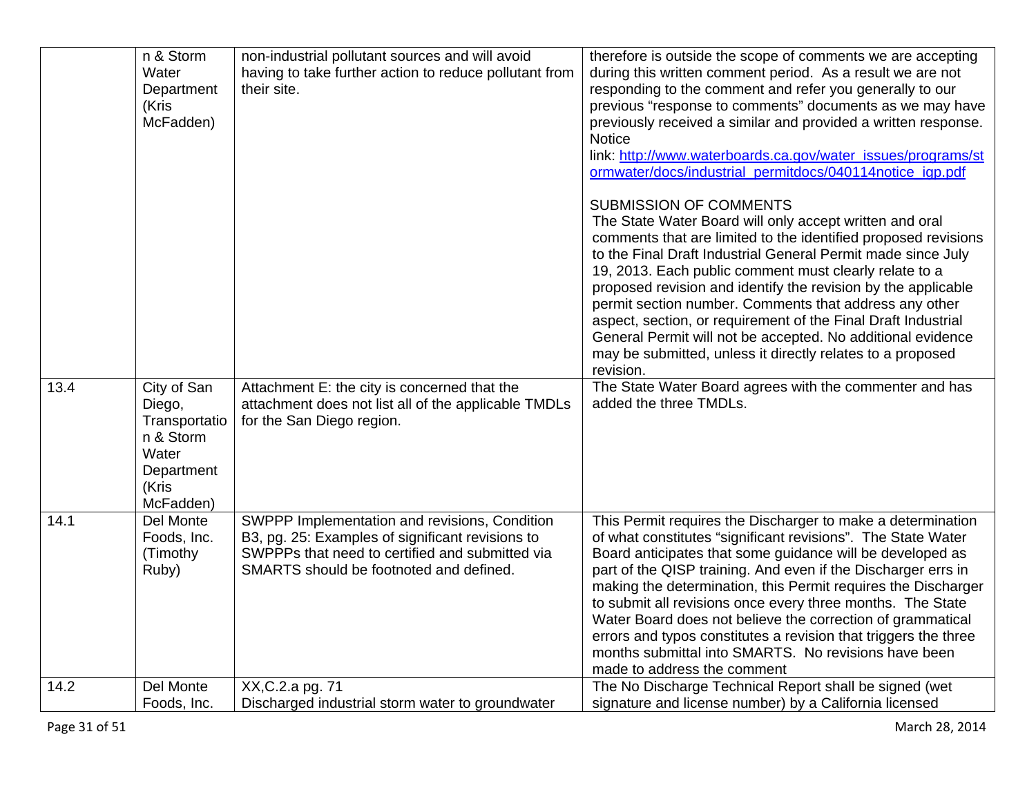| | | | |
|---|---|---|---|
| | n & Storm Water Department (Kris McFadden) | non-industrial pollutant sources and will avoid having to take further action to reduce pollutant from their site. | therefore is outside the scope of comments we are accepting during this written comment period. As a result we are not responding to the comment and refer you generally to our previous "response to comments" documents as we may have previously received a similar and provided a written response. Notice link: [http://www.waterboards.ca.gov/water_issues/programs/stormwater/docs/industrial_permitdocs/040114notice_igp.pdf](http://www.waterboards.ca.gov/water_issues/programs/stormwater/docs/industrial_permitdocs/040114notice_igp.pdf)<br><br>SUBMISSION OF COMMENTS<br>The State Water Board will only accept written and oral comments that are limited to the identified proposed revisions to the Final Draft Industrial General Permit made since July 19, 2013. Each public comment must clearly relate to a proposed revision and identify the revision by the applicable permit section number. Comments that address any other aspect, section, or requirement of the Final Draft Industrial General Permit will not be accepted. No additional evidence may be submitted, unless it directly relates to a proposed revision. |
| 13.4 | City of San Diego, Transportation & Storm Water Department (Kris McFadden) | Attachment E: the city is concerned that the attachment does not list all of the applicable TMDLs for the San Diego region. | The State Water Board agrees with the commenter and has added the three TMDLs. |
| 14.1 | Del Monte Foods, Inc. (Timothy Ruby) | SWPPP Implementation and revisions, Condition B3, pg. 25: Examples of significant revisions to SWPPPs that need to certified and submitted via SMARTS should be footnoted and defined. | This Permit requires the Discharger to make a determination of what constitutes "significant revisions". The State Water Board anticipates that some guidance will be developed as part of the QISP training. And even if the Discharger errs in making the determination, this Permit requires the Discharger to submit all revisions once every three months. The State Water Board does not believe the correction of grammatical errors and typos constitutes a revision that triggers the three months submittal into SMARTS. No revisions have been made to address the comment |
| 14.2 | Del Monte Foods, Inc. | XX,C.2.a pg. 71<br>Discharged industrial storm water to groundwater | The No Discharge Technical Report shall be signed (wet signature and license number) by a California licensed |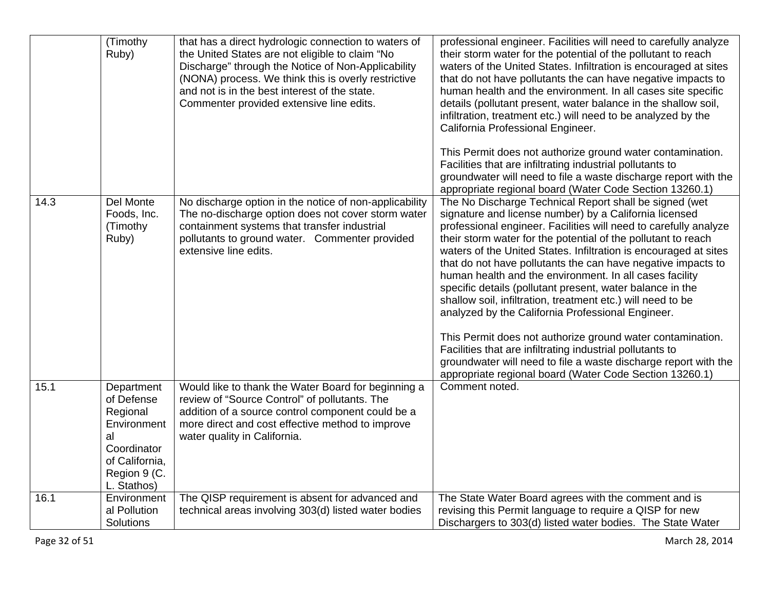| | | | |
|---|---|---|---|
| | (Timothy Ruby) | that has a direct hydrologic connection to waters of the United States are not eligible to claim "No Discharge" through the Notice of Non-Applicability (NONA) process. We think this is overly restrictive and not is in the best interest of the state. Commenter provided extensive line edits. | professional engineer. Facilities will need to carefully analyze their storm water for the potential of the pollutant to reach waters of the United States. Infiltration is encouraged at sites that do not have pollutants the can have negative impacts to human health and the environment. In all cases site specific details (pollutant present, water balance in the shallow soil, infiltration, treatment etc.) will need to be analyzed by the California Professional Engineer.<br><br>This Permit does not authorize ground water contamination. Facilities that are infiltrating industrial pollutants to groundwater will need to file a waste discharge report with the appropriate regional board (Water Code Section 13260.1) |
| 14.3 | Del Monte Foods, Inc. (Timothy Ruby) | No discharge option in the notice of non-applicability The no-discharge option does not cover storm water containment systems that transfer industrial pollutants to ground water. Commenter provided extensive line edits. | The No Discharge Technical Report shall be signed (wet signature and license number) by a California licensed professional engineer. Facilities will need to carefully analyze their storm water for the potential of the pollutant to reach waters of the United States. Infiltration is encouraged at sites that do not have pollutants the can have negative impacts to human health and the environment. In all cases facility specific details (pollutant present, water balance in the shallow soil, infiltration, treatment etc.) will need to be analyzed by the California Professional Engineer.<br><br>This Permit does not authorize ground water contamination. Facilities that are infiltrating industrial pollutants to groundwater will need to file a waste discharge report with the appropriate regional board (Water Code Section 13260.1) |
| 15.1 | Department of Defense Regional Environmental Coordinator of California, Region 9 (C. L. Stathos) | Would like to thank the Water Board for beginning a review of "Source Control" of pollutants. The addition of a source control component could be a more direct and cost effective method to improve water quality in California. | Comment noted. |
| 16.1 | Environmental Pollution Solutions | The QISP requirement is absent for advanced and technical areas involving 303(d) listed water bodies | The State Water Board agrees with the comment and is revising this Permit language to require a QISP for new Dischargers to 303(d) listed water bodies. The State Water |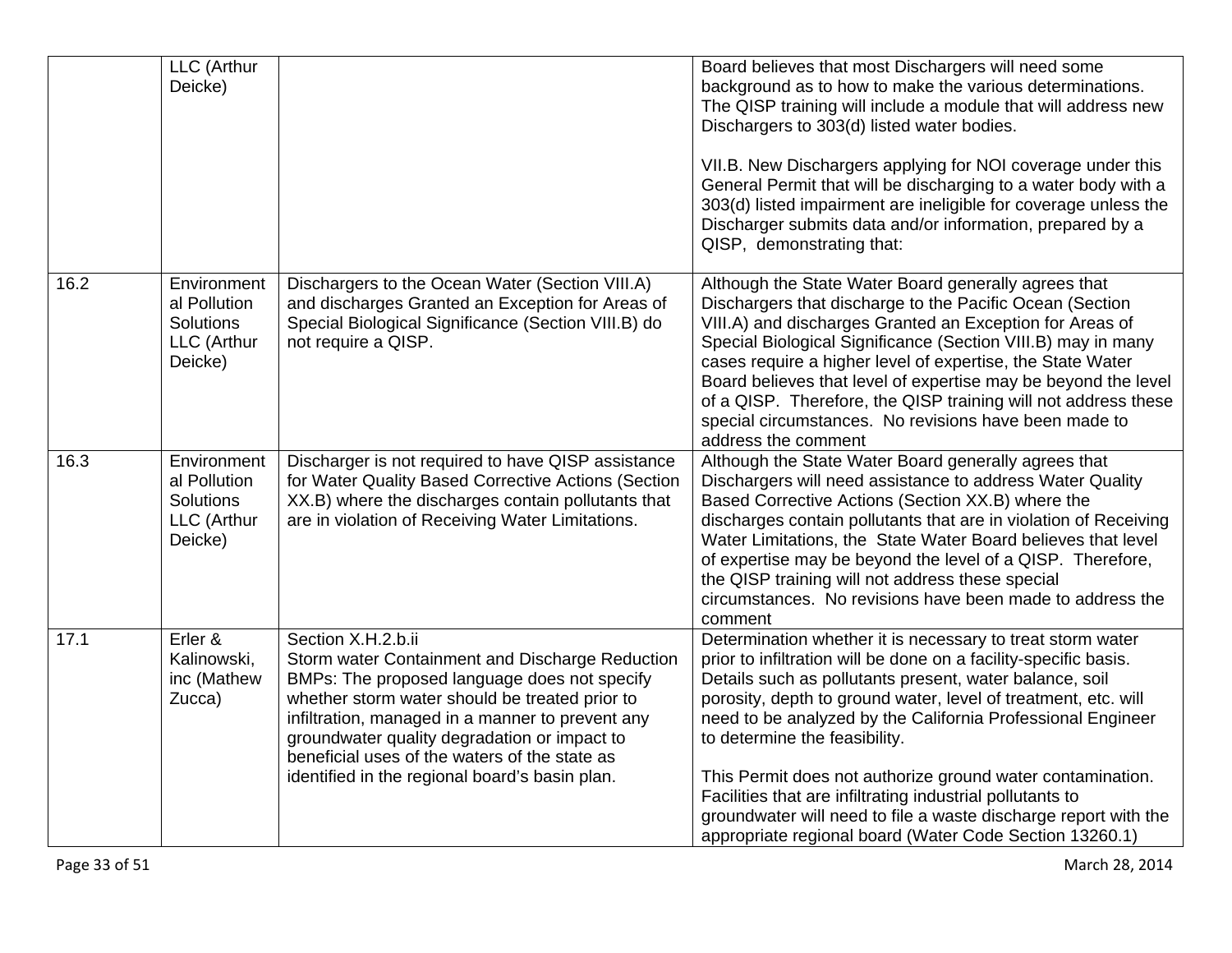| | | | |
|---|---|---|---|
| | LLC (Arthur Deicke) | | Board believes that most Dischargers will need some background as to how to make the various determinations. The QISP training will include a module that will address new Dischargers to 303(d) listed water bodies.<br><br>VII.B. New Dischargers applying for NOI coverage under this General Permit that will be discharging to a water body with a 303(d) listed impairment are ineligible for coverage unless the Discharger submits data and/or information, prepared by a QISP, demonstrating that: |
| 16.2 | Environmental Pollution Solutions LLC (Arthur Deicke) | Dischargers to the Ocean Water (Section VIII.A) and discharges Granted an Exception for Areas of Special Biological Significance (Section VIII.B) do not require a QISP. | Although the State Water Board generally agrees that Dischargers that discharge to the Pacific Ocean (Section VIII.A) and discharges Granted an Exception for Areas of Special Biological Significance (Section VIII.B) may in many cases require a higher level of expertise, the State Water Board believes that level of expertise may be beyond the level of a QISP. Therefore, the QISP training will not address these special circumstances. No revisions have been made to address the comment |
| 16.3 | Environmental Pollution Solutions LLC (Arthur Deicke) | Discharger is not required to have QISP assistance for Water Quality Based Corrective Actions (Section XX.B) where the discharges contain pollutants that are in violation of Receiving Water Limitations. | Although the State Water Board generally agrees that Dischargers will need assistance to address Water Quality Based Corrective Actions (Section XX.B) where the discharges contain pollutants that are in violation of Receiving Water Limitations, the State Water Board believes that level of expertise may be beyond the level of a QISP. Therefore, the QISP training will not address these special circumstances. No revisions have been made to address the comment |
| 17.1 | Erler & Kalinowski, inc (Mathew Zucca) | Section X.H.2.b.ii<br>Storm water Containment and Discharge Reduction BMPs: The proposed language does not specify whether storm water should be treated prior to infiltration, managed in a manner to prevent any groundwater quality degradation or impact to beneficial uses of the waters of the state as identified in the regional board's basin plan. | Determination whether it is necessary to treat storm water prior to infiltration will be done on a facility-specific basis. Details such as pollutants present, water balance, soil porosity, depth to ground water, level of treatment, etc. will need to be analyzed by the California Professional Engineer to determine the feasibility.<br><br>This Permit does not authorize ground water contamination. Facilities that are infiltrating industrial pollutants to groundwater will need to file a waste discharge report with the appropriate regional board (Water Code Section 13260.1) |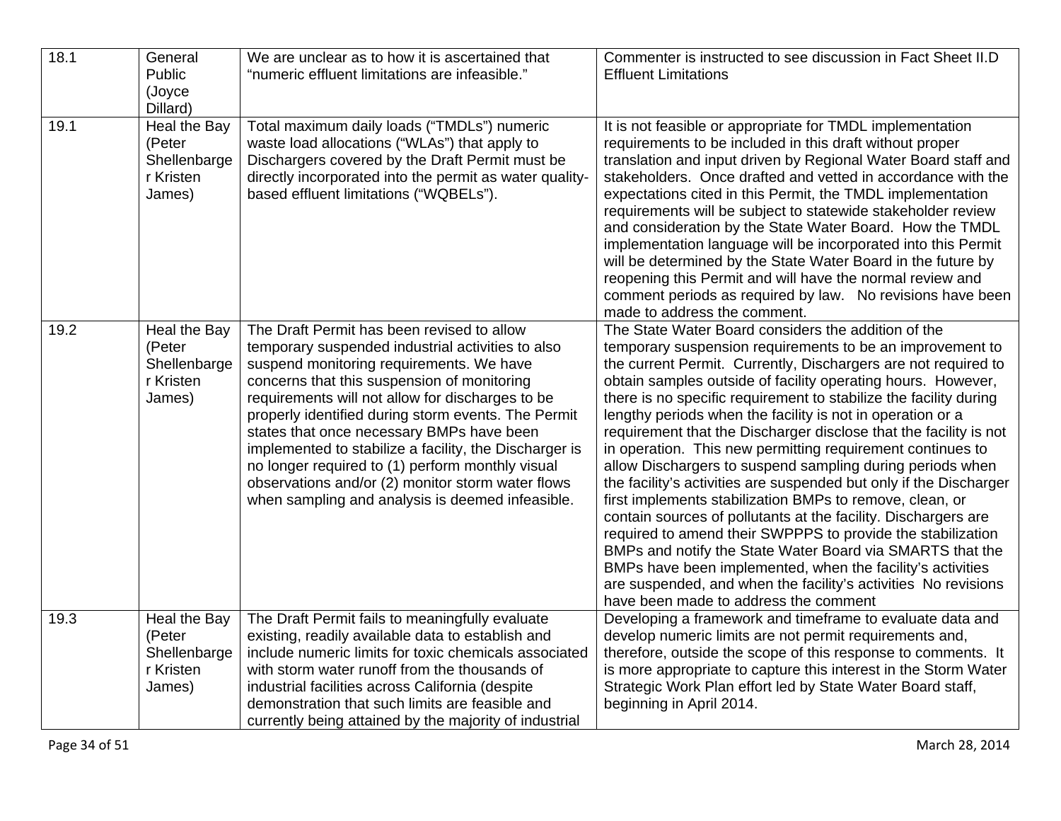| | | | |
|---|---|---|---|
| 18.1 | General Public (Joyce Dillard) | We are unclear as to how it is ascertained that "numeric effluent limitations are infeasible." | Commenter is instructed to see discussion in Fact Sheet II.D Effluent Limitations |
| 19.1 | Heal the Bay (Peter Shellenbarger Kristen James) | Total maximum daily loads ("TMDLs") numeric waste load allocations ("WLAs") that apply to Dischargers covered by the Draft Permit must be directly incorporated into the permit as water quality-based effluent limitations ("WQBELs"). | It is not feasible or appropriate for TMDL implementation requirements to be included in this draft without proper translation and input driven by Regional Water Board staff and stakeholders. Once drafted and vetted in accordance with the expectations cited in this Permit, the TMDL implementation requirements will be subject to statewide stakeholder review and consideration by the State Water Board. How the TMDL implementation language will be incorporated into this Permit will be determined by the State Water Board in the future by reopening this Permit and will have the normal review and comment periods as required by law. No revisions have been made to address the comment. |
| 19.2 | Heal the Bay (Peter Shellenbarger Kristen James) | The Draft Permit has been revised to allow temporary suspended industrial activities to also suspend monitoring requirements. We have concerns that this suspension of monitoring requirements will not allow for discharges to be properly identified during storm events. The Permit states that once necessary BMPs have been implemented to stabilize a facility, the Discharger is no longer required to (1) perform monthly visual observations and/or (2) monitor storm water flows when sampling and analysis is deemed infeasible. | The State Water Board considers the addition of the temporary suspension requirements to be an improvement to the current Permit. Currently, Dischargers are not required to obtain samples outside of facility operating hours. However, there is no specific requirement to stabilize the facility during lengthy periods when the facility is not in operation or a requirement that the Discharger disclose that the facility is not in operation. This new permitting requirement continues to allow Dischargers to suspend sampling during periods when the facility's activities are suspended but only if the Discharger first implements stabilization BMPs to remove, clean, or contain sources of pollutants at the facility. Dischargers are required to amend their SWPPPS to provide the stabilization BMPs and notify the State Water Board via SMARTS that the BMPs have been implemented, when the facility's activities are suspended, and when the facility's activities No revisions have been made to address the comment |
| 19.3 | Heal the Bay (Peter Shellenbarger Kristen James) | The Draft Permit fails to meaningfully evaluate existing, readily available data to establish and include numeric limits for toxic chemicals associated with storm water runoff from the thousands of industrial facilities across California (despite demonstration that such limits are feasible and currently being attained by the majority of industrial | Developing a framework and timeframe to evaluate data and develop numeric limits are not permit requirements and, therefore, outside the scope of this response to comments. It is more appropriate to capture this interest in the Storm Water Strategic Work Plan effort led by State Water Board staff, beginning in April 2014. |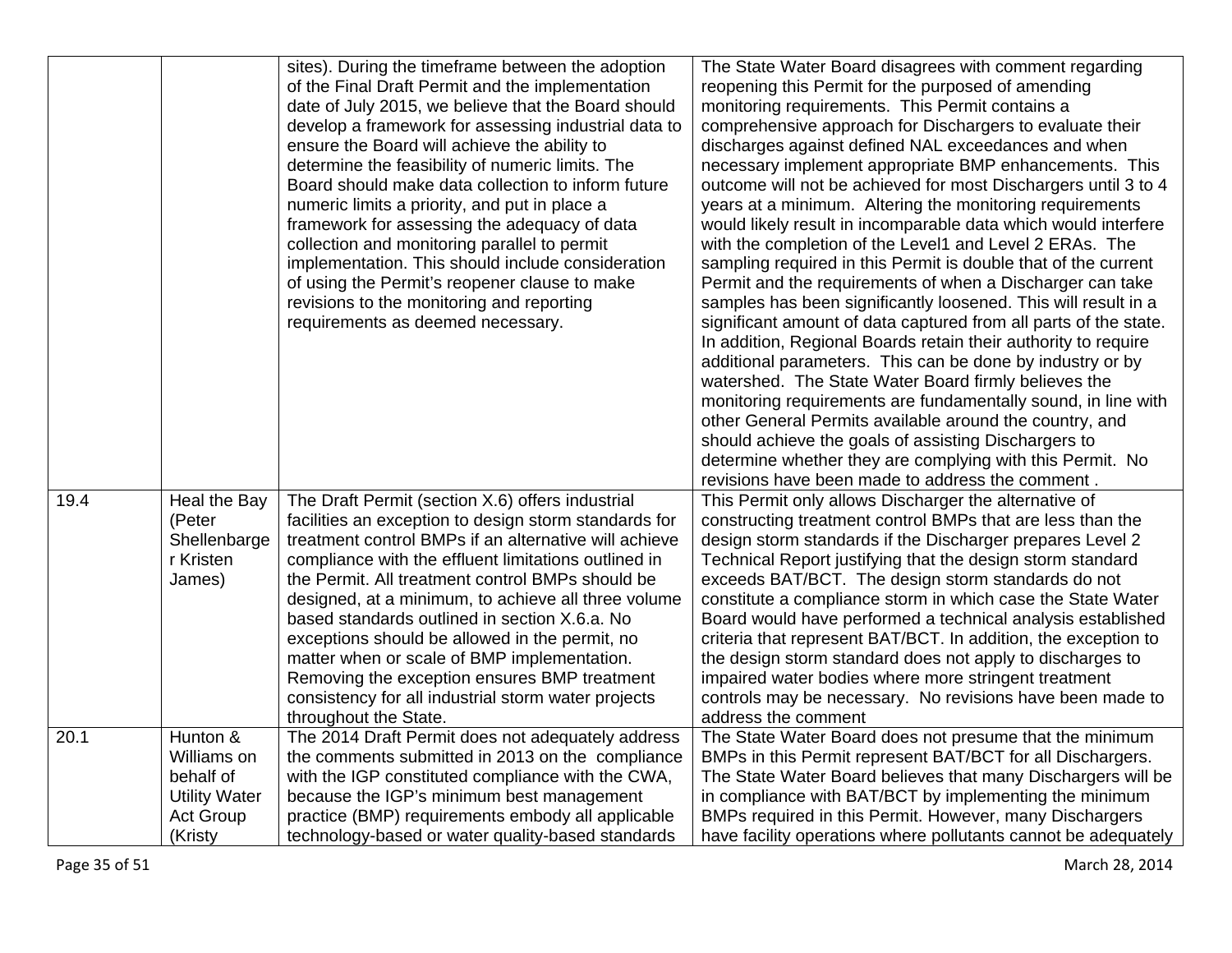| | | | |
|---|---|---|---|
| | | sites). During the timeframe between the adoption of the Final Draft Permit and the implementation date of July 2015, we believe that the Board should develop a framework for assessing industrial data to ensure the Board will achieve the ability to determine the feasibility of numeric limits. The Board should make data collection to inform future numeric limits a priority, and put in place a framework for assessing the adequacy of data collection and monitoring parallel to permit implementation. This should include consideration of using the Permit's reopener clause to make revisions to the monitoring and reporting requirements as deemed necessary. | The State Water Board disagrees with comment regarding reopening this Permit for the purposed of amending monitoring requirements. This Permit contains a comprehensive approach for Dischargers to evaluate their discharges against defined NAL exceedances and when necessary implement appropriate BMP enhancements. This outcome will not be achieved for most Dischargers until 3 to 4 years at a minimum. Altering the monitoring requirements would likely result in incomparable data which would interfere with the completion of the Level1 and Level 2 ERAs. The sampling required in this Permit is double that of the current Permit and the requirements of when a Discharger can take samples has been significantly loosened. This will result in a significant amount of data captured from all parts of the state. In addition, Regional Boards retain their authority to require additional parameters. This can be done by industry or by watershed. The State Water Board firmly believes the monitoring requirements are fundamentally sound, in line with other General Permits available around the country, and should achieve the goals of assisting Dischargers to determine whether they are complying with this Permit. No revisions have been made to address the comment . |
| 19.4 | Heal the Bay (Peter Shellenbarger Kristen James) | The Draft Permit (section X.6) offers industrial facilities an exception to design storm standards for treatment control BMPs if an alternative will achieve compliance with the effluent limitations outlined in the Permit. All treatment control BMPs should be designed, at a minimum, to achieve all three volume based standards outlined in section X.6.a. No exceptions should be allowed in the permit, no matter when or scale of BMP implementation. Removing the exception ensures BMP treatment consistency for all industrial storm water projects throughout the State. | This Permit only allows Discharger the alternative of constructing treatment control BMPs that are less than the design storm standards if the Discharger prepares Level 2 Technical Report justifying that the design storm standard exceeds BAT/BCT. The design storm standards do not constitute a compliance storm in which case the State Water Board would have performed a technical analysis established criteria that represent BAT/BCT. In addition, the exception to the design storm standard does not apply to discharges to impaired water bodies where more stringent treatment controls may be necessary. No revisions have been made to address the comment |
| 20.1 | Hunton & Williams on behalf of Utility Water Act Group (Kristy | The 2014 Draft Permit does not adequately address the comments submitted in 2013 on the compliance with the IGP constituted compliance with the CWA, because the IGP's minimum best management practice (BMP) requirements embody all applicable technology-based or water quality-based standards | The State Water Board does not presume that the minimum BMPs in this Permit represent BAT/BCT for all Dischargers. The State Water Board believes that many Dischargers will be in compliance with BAT/BCT by implementing the minimum BMPs required in this Permit. However, many Dischargers have facility operations where pollutants cannot be adequately |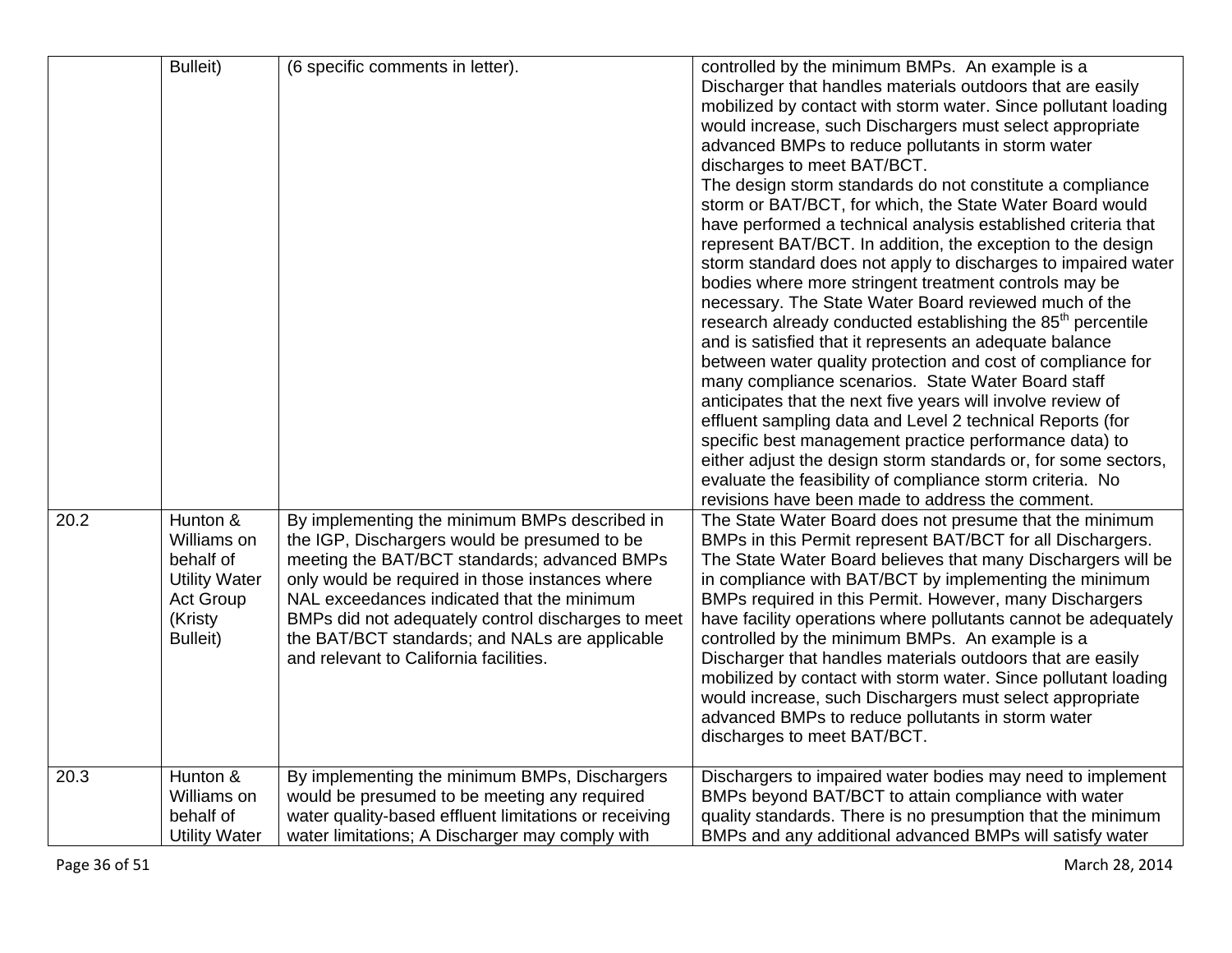| | | | |
|---|---|---|---|
| | Bulleit) | (6 specific comments in letter). | controlled by the minimum BMPs. An example is a Discharger that handles materials outdoors that are easily mobilized by contact with storm water. Since pollutant loading would increase, such Dischargers must select appropriate advanced BMPs to reduce pollutants in storm water discharges to meet BAT/BCT.<br>The design storm standards do not constitute a compliance storm or BAT/BCT, for which, the State Water Board would have performed a technical analysis established criteria that represent BAT/BCT. In addition, the exception to the design storm standard does not apply to discharges to impaired water bodies where more stringent treatment controls may be necessary. The State Water Board reviewed much of the research already conducted establishing the 85th percentile and is satisfied that it represents an adequate balance between water quality protection and cost of compliance for many compliance scenarios. State Water Board staff anticipates that the next five years will involve review of effluent sampling data and Level 2 technical Reports (for specific best management practice performance data) to either adjust the design storm standards or, for some sectors, evaluate the feasibility of compliance storm criteria. No revisions have been made to address the comment. |
| 20.2 | Hunton & Williams on behalf of Utility Water Act Group (Kristy Bulleit) | By implementing the minimum BMPs described in the IGP, Dischargers would be presumed to be meeting the BAT/BCT standards; advanced BMPs only would be required in those instances where NAL exceedances indicated that the minimum BMPs did not adequately control discharges to meet the BAT/BCT standards; and NALs are applicable and relevant to California facilities. | The State Water Board does not presume that the minimum BMPs in this Permit represent BAT/BCT for all Dischargers. The State Water Board believes that many Dischargers will be in compliance with BAT/BCT by implementing the minimum BMPs required in this Permit. However, many Dischargers have facility operations where pollutants cannot be adequately controlled by the minimum BMPs. An example is a Discharger that handles materials outdoors that are easily mobilized by contact with storm water. Since pollutant loading would increase, such Dischargers must select appropriate advanced BMPs to reduce pollutants in storm water discharges to meet BAT/BCT. |
| 20.3 | Hunton & Williams on behalf of Utility Water | By implementing the minimum BMPs, Dischargers would be presumed to be meeting any required water quality-based effluent limitations or receiving water limitations; A Discharger may comply with | Dischargers to impaired water bodies may need to implement BMPs beyond BAT/BCT to attain compliance with water quality standards. There is no presumption that the minimum BMPs and any additional advanced BMPs will satisfy water |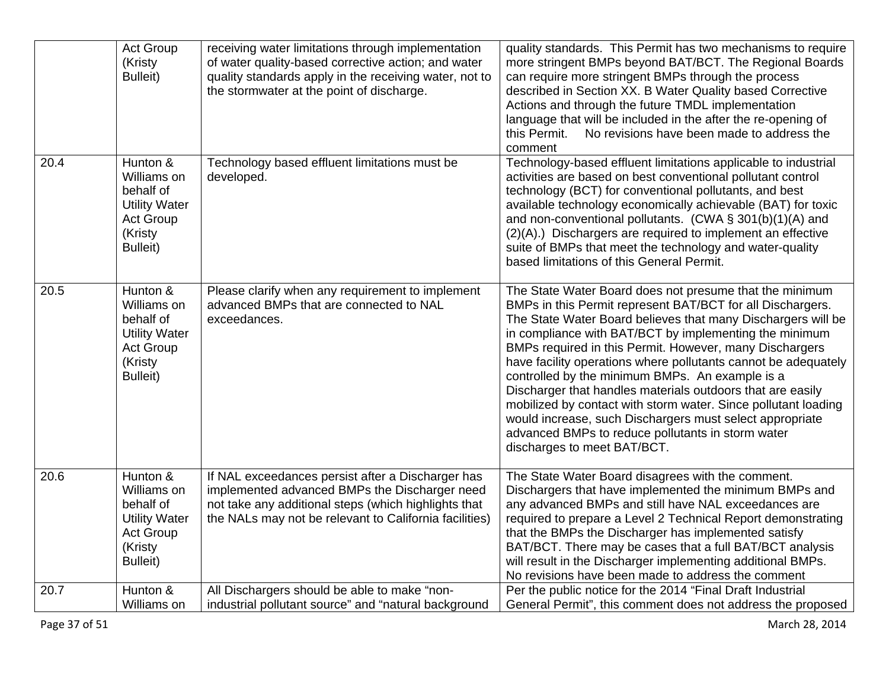| | | | |
|---|---|---|---|
| | Act Group (Kristy Bulleit) | receiving water limitations through implementation of water quality-based corrective action; and water quality standards apply in the receiving water, not to the stormwater at the point of discharge. | quality standards. This Permit has two mechanisms to require more stringent BMPs beyond BAT/BCT. The Regional Boards can require more stringent BMPs through the process described in Section XX. B Water Quality based Corrective Actions and through the future TMDL implementation language that will be included in the after the re-opening of this Permit. No revisions have been made to address the comment |
| 20.4 | Hunton & Williams on behalf of Utility Water Act Group (Kristy Bulleit) | Technology based effluent limitations must be developed. | Technology-based effluent limitations applicable to industrial activities are based on best conventional pollutant control technology (BCT) for conventional pollutants, and best available technology economically achievable (BAT) for toxic and non-conventional pollutants. (CWA § 301(b)(1)(A) and (2)(A).) Dischargers are required to implement an effective suite of BMPs that meet the technology and water-quality based limitations of this General Permit. |
| 20.5 | Hunton & Williams on behalf of Utility Water Act Group (Kristy Bulleit) | Please clarify when any requirement to implement advanced BMPs that are connected to NAL exceedances. | The State Water Board does not presume that the minimum BMPs in this Permit represent BAT/BCT for all Dischargers. The State Water Board believes that many Dischargers will be in compliance with BAT/BCT by implementing the minimum BMPs required in this Permit. However, many Dischargers have facility operations where pollutants cannot be adequately controlled by the minimum BMPs. An example is a Discharger that handles materials outdoors that are easily mobilized by contact with storm water. Since pollutant loading would increase, such Dischargers must select appropriate advanced BMPs to reduce pollutants in storm water discharges to meet BAT/BCT. |
| 20.6 | Hunton & Williams on behalf of Utility Water Act Group (Kristy Bulleit) | If NAL exceedances persist after a Discharger has implemented advanced BMPs the Discharger need not take any additional steps (which highlights that the NALs may not be relevant to California facilities) | The State Water Board disagrees with the comment. Dischargers that have implemented the minimum BMPs and any advanced BMPs and still have NAL exceedances are required to prepare a Level 2 Technical Report demonstrating that the BMPs the Discharger has implemented satisfy BAT/BCT. There may be cases that a full BAT/BCT analysis will result in the Discharger implementing additional BMPs. No revisions have been made to address the comment |
| 20.7 | Hunton & Williams on | All Dischargers should be able to make "non-industrial pollutant source" and "natural background | Per the public notice for the 2014 "Final Draft Industrial General Permit", this comment does not address the proposed |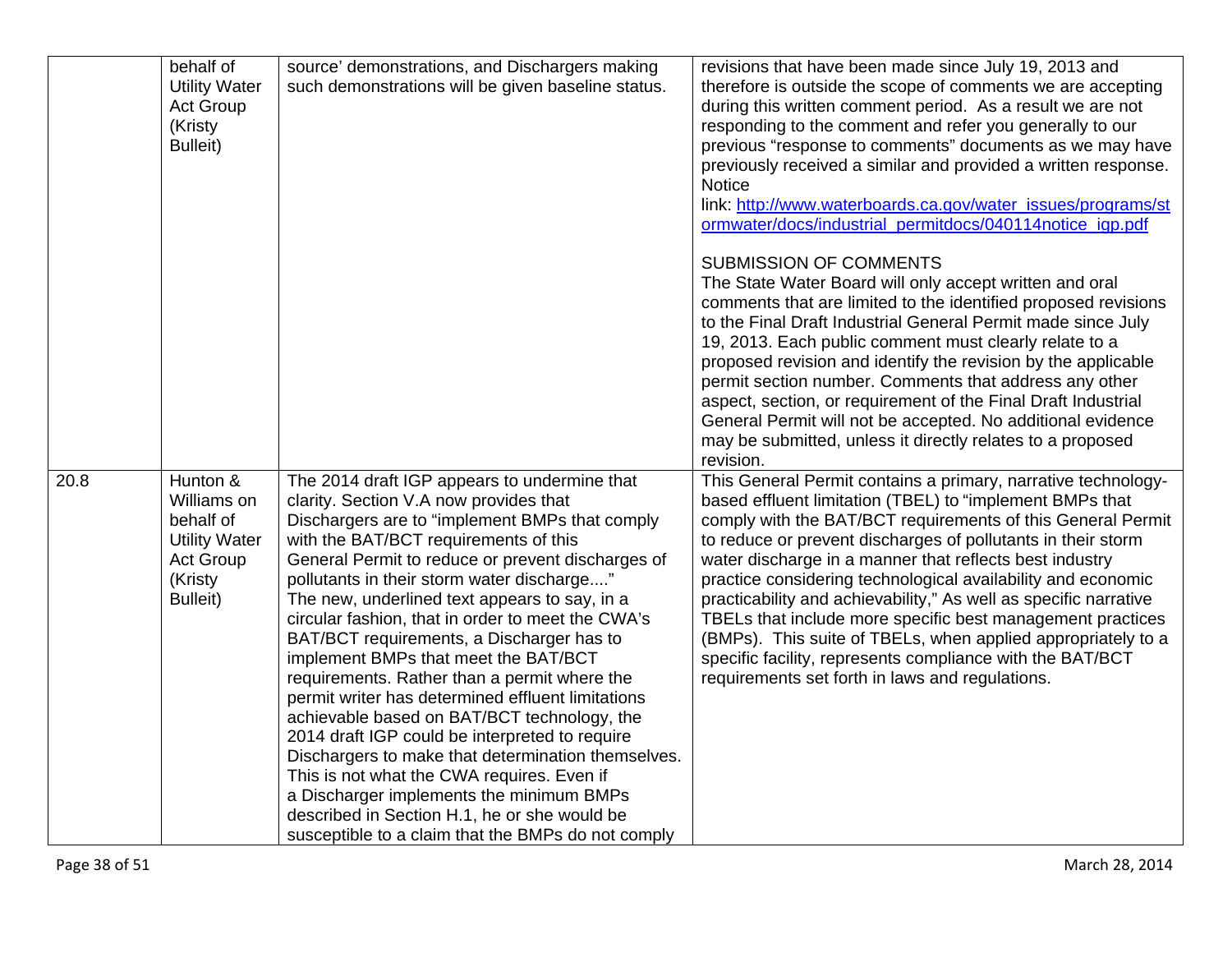| | | | |
|---|---|---|---|
| | behalf of Utility Water Act Group (Kristy Bulleit) | source' demonstrations, and Dischargers making such demonstrations will be given baseline status. | revisions that have been made since July 19, 2013 and therefore is outside the scope of comments we are accepting during this written comment period. As a result we are not responding to the comment and refer you generally to our previous "response to comments" documents as we may have previously received a similar and provided a written response. Notice link: http://www.waterboards.ca.gov/water_issues/programs/stormwater/docs/industrial_permitdocs/040114notice_igp.pdf<br><br>SUBMISSION OF COMMENTS<br>The State Water Board will only accept written and oral comments that are limited to the identified proposed revisions to the Final Draft Industrial General Permit made since July 19, 2013. Each public comment must clearly relate to a proposed revision and identify the revision by the applicable permit section number. Comments that address any other aspect, section, or requirement of the Final Draft Industrial General Permit will not be accepted. No additional evidence may be submitted, unless it directly relates to a proposed revision. |
| 20.8 | Hunton & Williams on behalf of Utility Water Act Group (Kristy Bulleit) | The 2014 draft IGP appears to undermine that clarity. Section V.A now provides that Dischargers are to "implement BMPs that comply with the BAT/BCT requirements of this General Permit to reduce or prevent discharges of pollutants in their storm water discharge...." The new, underlined text appears to say, in a circular fashion, that in order to meet the CWA's BAT/BCT requirements, a Discharger has to implement BMPs that meet the BAT/BCT requirements. Rather than a permit where the permit writer has determined effluent limitations achievable based on BAT/BCT technology, the 2014 draft IGP could be interpreted to require Dischargers to make that determination themselves. This is not what the CWA requires. Even if a Discharger implements the minimum BMPs described in Section H.1, he or she would be susceptible to a claim that the BMPs do not comply | This General Permit contains a primary, narrative technology-based effluent limitation (TBEL) to "implement BMPs that comply with the BAT/BCT requirements of this General Permit to reduce or prevent discharges of pollutants in their storm water discharge in a manner that reflects best industry practice considering technological availability and economic practicability and achievability," As well as specific narrative TBELs that include more specific best management practices (BMPs). This suite of TBELs, when applied appropriately to a specific facility, represents compliance with the BAT/BCT requirements set forth in laws and regulations. |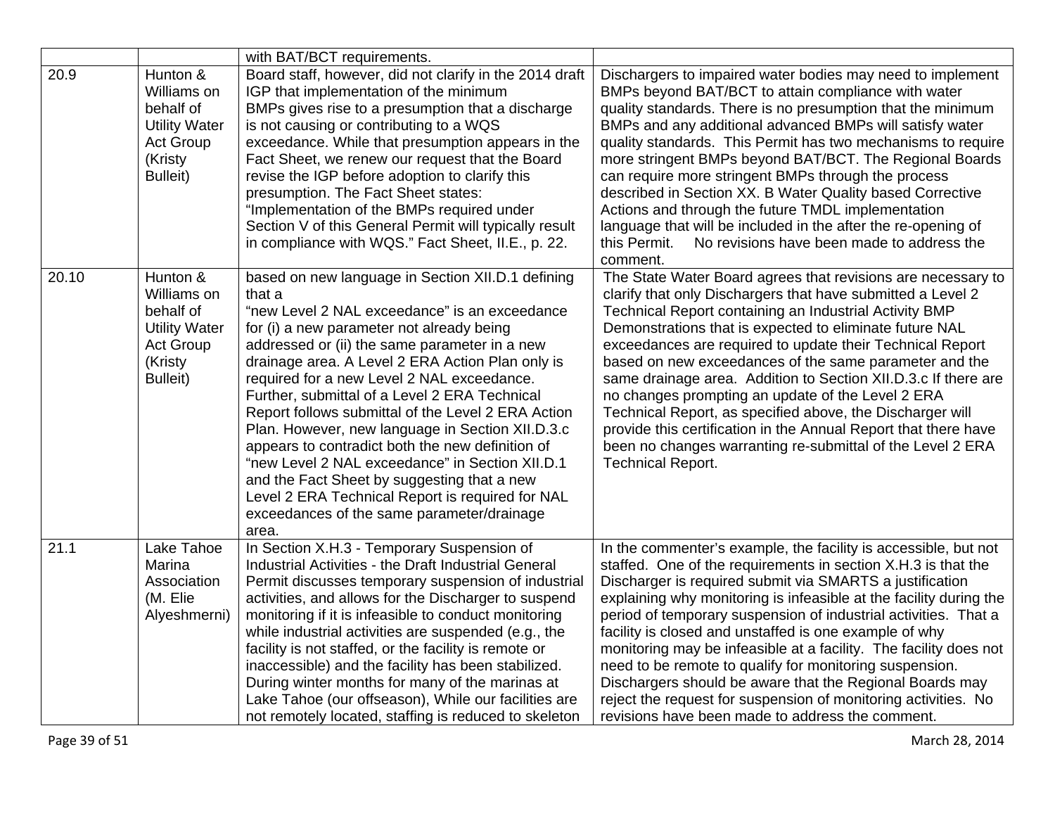| | | | |
|---|---|---|---|
| | | with BAT/BCT requirements. | |
| 20.9 | Hunton & Williams on behalf of Utility Water Act Group (Kristy Bulleit) | Board staff, however, did not clarify in the 2014 draft IGP that implementation of the minimum BMPs gives rise to a presumption that a discharge is not causing or contributing to a WQS exceedance. While that presumption appears in the Fact Sheet, we renew our request that the Board revise the IGP before adoption to clarify this presumption. The Fact Sheet states: "Implementation of the BMPs required under Section V of this General Permit will typically result in compliance with WQS." Fact Sheet, II.E., p. 22. | Dischargers to impaired water bodies may need to implement BMPs beyond BAT/BCT to attain compliance with water quality standards. There is no presumption that the minimum BMPs and any additional advanced BMPs will satisfy water quality standards. This Permit has two mechanisms to require more stringent BMPs beyond BAT/BCT. The Regional Boards can require more stringent BMPs through the process described in Section XX. B Water Quality based Corrective Actions and through the future TMDL implementation language that will be included in the after the re-opening of this Permit. No revisions have been made to address the comment. |
| 20.10 | Hunton & Williams on behalf of Utility Water Act Group (Kristy Bulleit) | based on new language in Section XII.D.1 defining that a "new Level 2 NAL exceedance" is an exceedance for (i) a new parameter not already being addressed or (ii) the same parameter in a new drainage area. A Level 2 ERA Action Plan only is required for a new Level 2 NAL exceedance. Further, submittal of a Level 2 ERA Technical Report follows submittal of the Level 2 ERA Action Plan. However, new language in Section XII.D.3.c appears to contradict both the new definition of "new Level 2 NAL exceedance" in Section XII.D.1 and the Fact Sheet by suggesting that a new Level 2 ERA Technical Report is required for NAL exceedances of the same parameter/drainage area. | The State Water Board agrees that revisions are necessary to clarify that only Dischargers that have submitted a Level 2 Technical Report containing an Industrial Activity BMP Demonstrations that is expected to eliminate future NAL exceedances are required to update their Technical Report based on new exceedances of the same parameter and the same drainage area. Addition to Section XII.D.3.c If there are no changes prompting an update of the Level 2 ERA Technical Report, as specified above, the Discharger will provide this certification in the Annual Report that there have been no changes warranting re-submittal of the Level 2 ERA Technical Report. |
| 21.1 | Lake Tahoe Marina Association (M. Elie Alyeshmerni) | In Section X.H.3 - Temporary Suspension of Industrial Activities - the Draft Industrial General Permit discusses temporary suspension of industrial activities, and allows for the Discharger to suspend monitoring if it is infeasible to conduct monitoring while industrial activities are suspended (e.g., the facility is not staffed, or the facility is remote or inaccessible) and the facility has been stabilized. During winter months for many of the marinas at Lake Tahoe (our offseason), While our facilities are not remotely located, staffing is reduced to skeleton | In the commenter's example, the facility is accessible, but not staffed. One of the requirements in section X.H.3 is that the Discharger is required submit via SMARTS a justification explaining why monitoring is infeasible at the facility during the period of temporary suspension of industrial activities. That a facility is closed and unstaffed is one example of why monitoring may be infeasible at a facility. The facility does not need to be remote to qualify for monitoring suspension. Dischargers should be aware that the Regional Boards may reject the request for suspension of monitoring activities. No revisions have been made to address the comment. |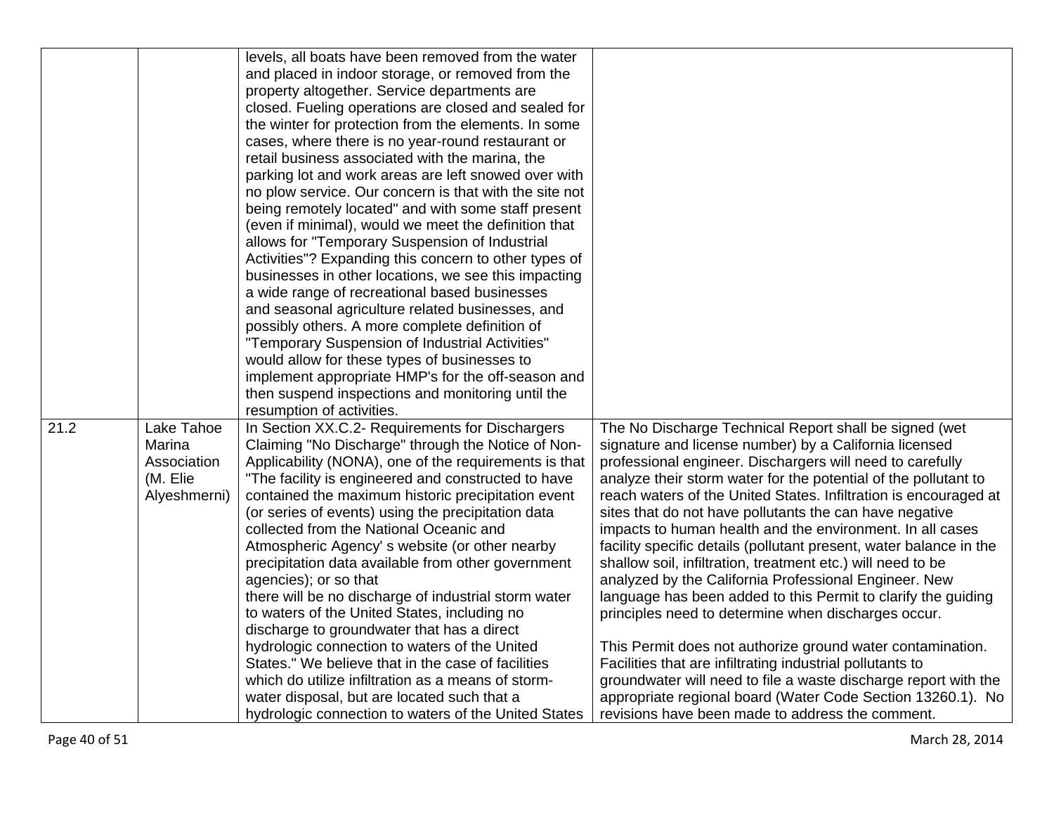| | | | |
|---|---|---|---|
| | | levels, all boats have been removed from the water and placed in indoor storage, or removed from the property altogether. Service departments are closed. Fueling operations are closed and sealed for the winter for protection from the elements. In some cases, where there is no year-round restaurant or retail business associated with the marina, the parking lot and work areas are left snowed over with no plow service. Our concern is that with the site not being remotely located" and with some staff present (even if minimal), would we meet the definition that allows for "Temporary Suspension of Industrial Activities"? Expanding this concern to other types of businesses in other locations, we see this impacting a wide range of recreational based businesses and seasonal agriculture related businesses, and possibly others. A more complete definition of "Temporary Suspension of Industrial Activities" would allow for these types of businesses to implement appropriate HMP's for the off-season and then suspend inspections and monitoring until the resumption of activities. | |
| 21.2 | Lake Tahoe Marina Association (M. Elie Alyeshmerni) | In Section XX.C.2- Requirements for Dischargers Claiming "No Discharge" through the Notice of Non-Applicability (NONA), one of the requirements is that "The facility is engineered and constructed to have contained the maximum historic precipitation event (or series of events) using the precipitation data collected from the National Oceanic and Atmospheric Agency' s website (or other nearby precipitation data available from other government agencies); or so that there will be no discharge of industrial storm water to waters of the United States, including no discharge to groundwater that has a direct hydrologic connection to waters of the United States." We believe that in the case of facilities which do utilize infiltration as a means of storm-water disposal, but are located such that a hydrologic connection to waters of the United States | The No Discharge Technical Report shall be signed (wet signature and license number) by a California licensed professional engineer. Dischargers will need to carefully analyze their storm water for the potential of the pollutant to reach waters of the United States. Infiltration is encouraged at sites that do not have pollutants the can have negative impacts to human health and the environment. In all cases facility specific details (pollutant present, water balance in the shallow soil, infiltration, treatment etc.) will need to be analyzed by the California Professional Engineer. New language has been added to this Permit to clarify the guiding principles need to determine when discharges occur.<br><br>This Permit does not authorize ground water contamination. Facilities that are infiltrating industrial pollutants to groundwater will need to file a waste discharge report with the appropriate regional board (Water Code Section 13260.1). No revisions have been made to address the comment. |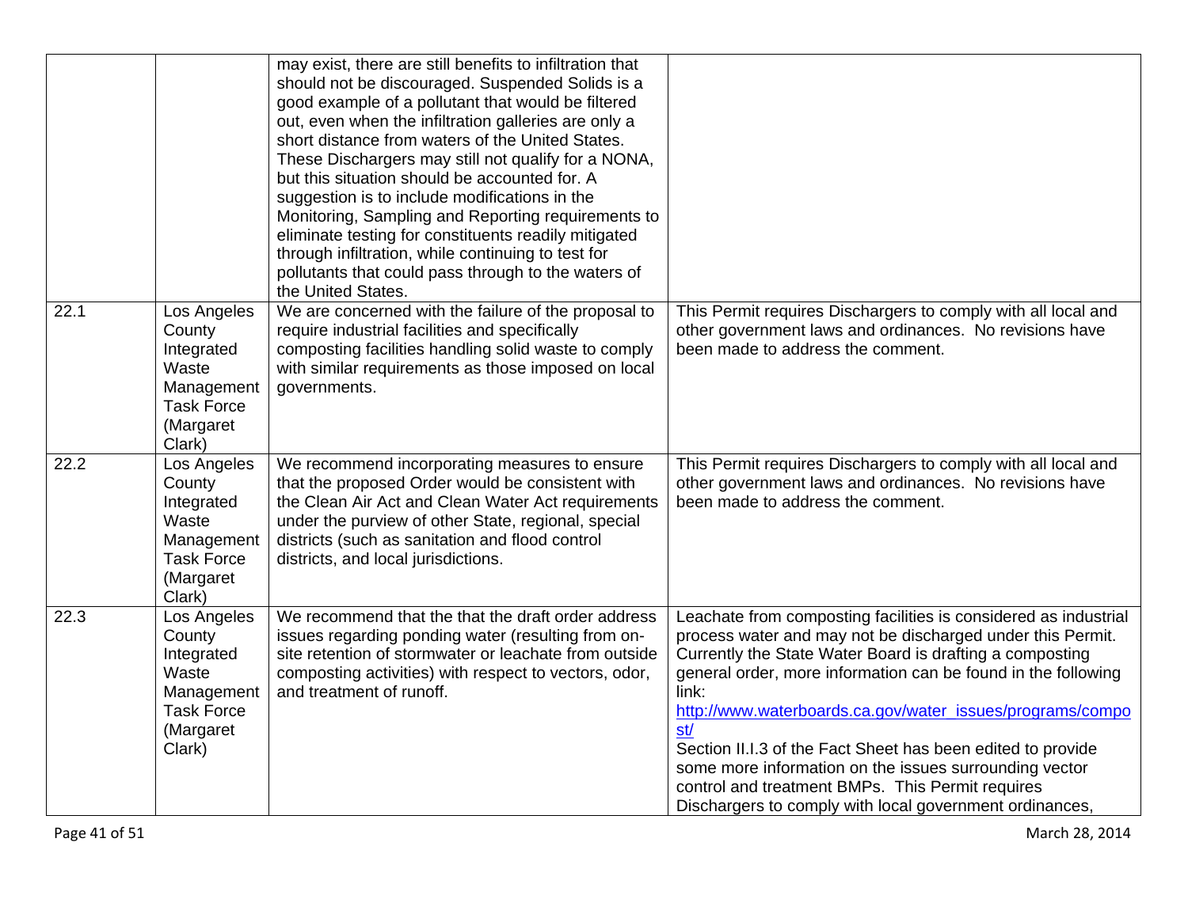| | | | |
|---|---|---|---|
| | | may exist, there are still benefits to infiltration that should not be discouraged. Suspended Solids is a good example of a pollutant that would be filtered out, even when the infiltration galleries are only a short distance from waters of the United States. These Dischargers may still not qualify for a NONA, but this situation should be accounted for. A suggestion is to include modifications in the Monitoring, Sampling and Reporting requirements to eliminate testing for constituents readily mitigated through infiltration, while continuing to test for pollutants that could pass through to the waters of the United States. | |
| 22.1 | Los Angeles County Integrated Waste Management Task Force (Margaret Clark) | We are concerned with the failure of the proposal to require industrial facilities and specifically composting facilities handling solid waste to comply with similar requirements as those imposed on local governments. | This Permit requires Dischargers to comply with all local and other government laws and ordinances. No revisions have been made to address the comment. |
| 22.2 | Los Angeles County Integrated Waste Management Task Force (Margaret Clark) | We recommend incorporating measures to ensure that the proposed Order would be consistent with the Clean Air Act and Clean Water Act requirements under the purview of other State, regional, special districts (such as sanitation and flood control districts, and local jurisdictions. | This Permit requires Dischargers to comply with all local and other government laws and ordinances. No revisions have been made to address the comment. |
| 22.3 | Los Angeles County Integrated Waste Management Task Force (Margaret Clark) | We recommend that the that the draft order address issues regarding ponding water (resulting from on-site retention of stormwater or leachate from outside composting activities) with respect to vectors, odor, and treatment of runoff. | Leachate from composting facilities is considered as industrial process water and may not be discharged under this Permit. Currently the State Water Board is drafting a composting general order, more information can be found in the following link: http://www.waterboards.ca.gov/water_issues/programs/compost/ Section II.I.3 of the Fact Sheet has been edited to provide some more information on the issues surrounding vector control and treatment BMPs. This Permit requires Dischargers to comply with local government ordinances, |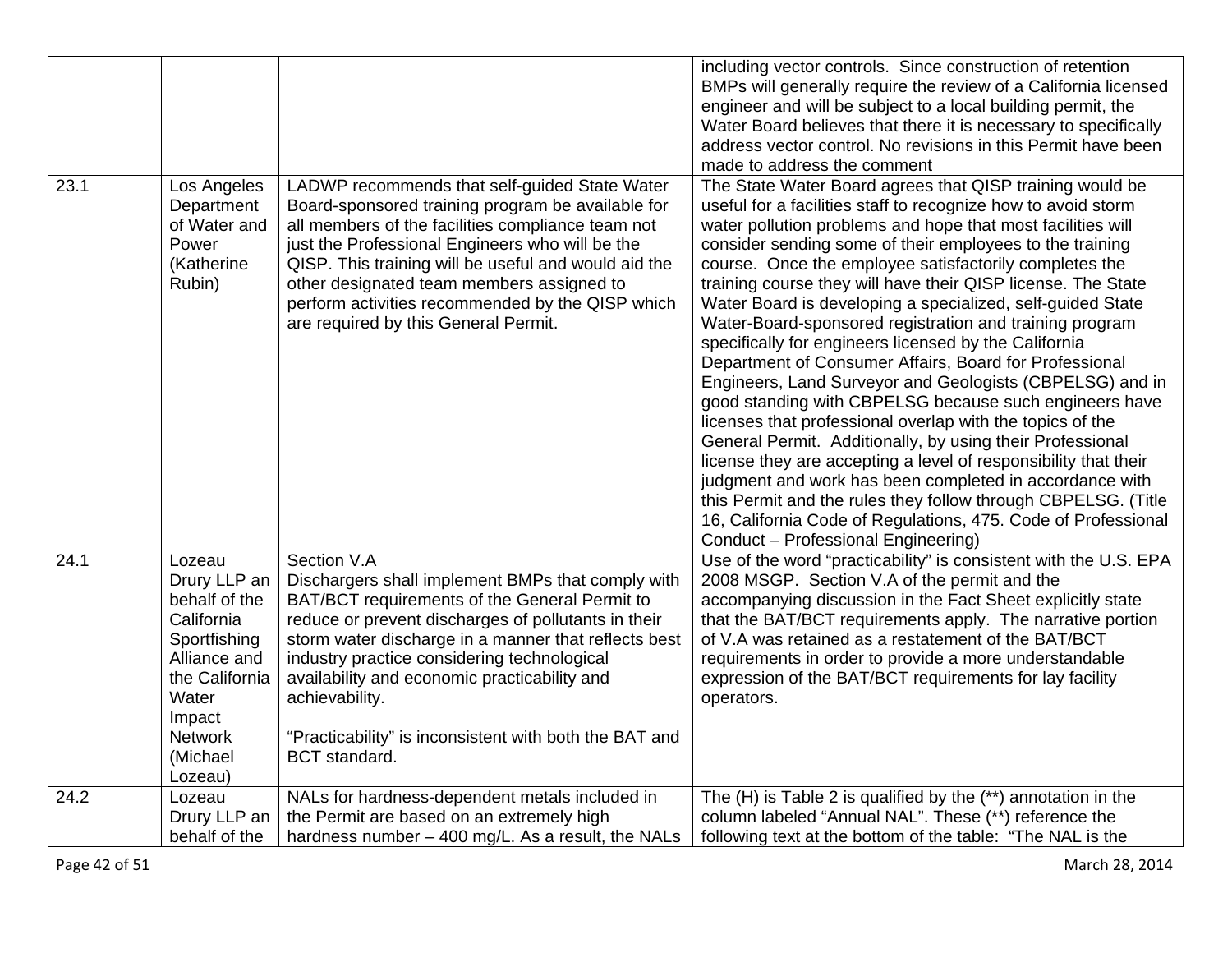| | | | |
|---|---|---|---|
| | | | including vector controls. Since construction of retention BMPs will generally require the review of a California licensed engineer and will be subject to a local building permit, the Water Board believes that there it is necessary to specifically address vector control. No revisions in this Permit have been made to address the comment |
| 23.1 | Los Angeles Department of Water and Power (Katherine Rubin) | LADWP recommends that self-guided State Water Board-sponsored training program be available for all members of the facilities compliance team not just the Professional Engineers who will be the QISP. This training will be useful and would aid the other designated team members assigned to perform activities recommended by the QISP which are required by this General Permit. | The State Water Board agrees that QISP training would be useful for a facilities staff to recognize how to avoid storm water pollution problems and hope that most facilities will consider sending some of their employees to the training course. Once the employee satisfactorily completes the training course they will have their QISP license. The State Water Board is developing a specialized, self-guided State Water-Board-sponsored registration and training program specifically for engineers licensed by the California Department of Consumer Affairs, Board for Professional Engineers, Land Surveyor and Geologists (CBPELSG) and in good standing with CBPELSG because such engineers have licenses that professional overlap with the topics of the General Permit. Additionally, by using their Professional license they are accepting a level of responsibility that their judgment and work has been completed in accordance with this Permit and the rules they follow through CBPELSG. (Title 16, California Code of Regulations, 475. Code of Professional Conduct – Professional Engineering) |
| 24.1 | Lozeau Drury LLP an behalf of the California Sportfishing Alliance and the California Water Impact Network (Michael Lozeau) | Section V.A<br>Dischargers shall implement BMPs that comply with BAT/BCT requirements of the General Permit to reduce or prevent discharges of pollutants in their storm water discharge in a manner that reflects best industry practice considering technological availability and economic practicability and achievability.<br><br>"Practicability" is inconsistent with both the BAT and BCT standard. | Use of the word "practicability" is consistent with the U.S. EPA 2008 MSGP. Section V.A of the permit and the accompanying discussion in the Fact Sheet explicitly state that the BAT/BCT requirements apply. The narrative portion of V.A was retained as a restatement of the BAT/BCT requirements in order to provide a more understandable expression of the BAT/BCT requirements for lay facility operators. |
| 24.2 | Lozeau Drury LLP an behalf of the | NALs for hardness-dependent metals included in the Permit are based on an extremely high hardness number – 400 mg/L. As a result, the NALs | The (H) is Table 2 is qualified by the (**) annotation in the column labeled "Annual NAL". These (**) reference the following text at the bottom of the table: "The NAL is the |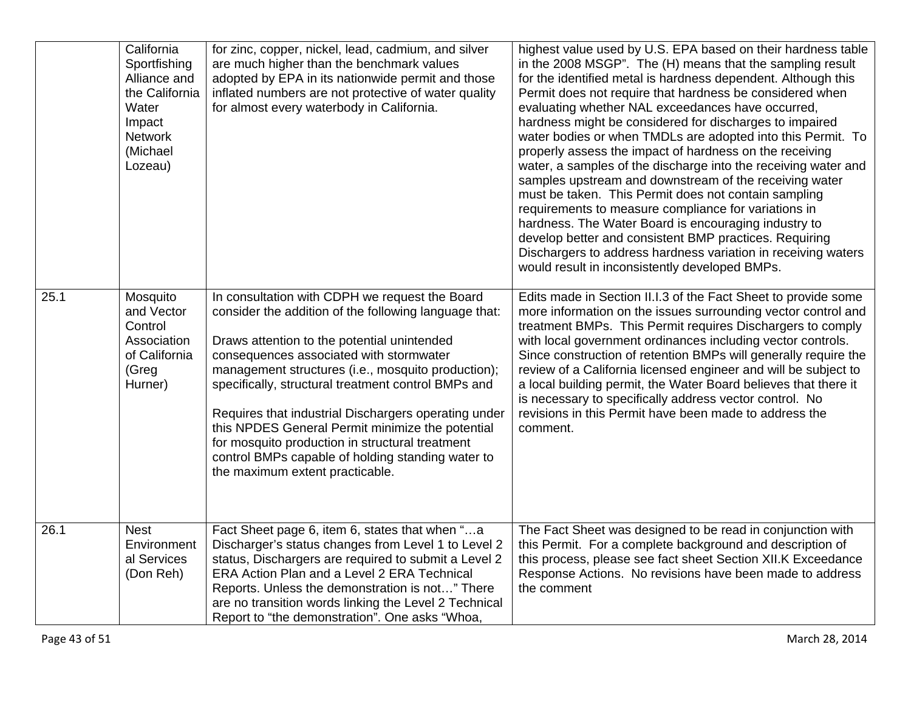| | | | |
|---|---|---|---|
| | California Sportfishing Alliance and the California Water Impact Network (Michael Lozeau) | for zinc, copper, nickel, lead, cadmium, and silver are much higher than the benchmark values adopted by EPA in its nationwide permit and those inflated numbers are not protective of water quality for almost every waterbody in California. | highest value used by U.S. EPA based on their hardness table in the 2008 MSGP". The (H) means that the sampling result for the identified metal is hardness dependent. Although this Permit does not require that hardness be considered when evaluating whether NAL exceedances have occurred, hardness might be considered for discharges to impaired water bodies or when TMDLs are adopted into this Permit. To properly assess the impact of hardness on the receiving water, a samples of the discharge into the receiving water and samples upstream and downstream of the receiving water must be taken. This Permit does not contain sampling requirements to measure compliance for variations in hardness. The Water Board is encouraging industry to develop better and consistent BMP practices. Requiring Dischargers to address hardness variation in receiving waters would result in inconsistently developed BMPs. |
| 25.1 | Mosquito and Vector Control Association of California (Greg Hurner) | In consultation with CDPH we request the Board consider the addition of the following language that:<br><br>Draws attention to the potential unintended consequences associated with stormwater management structures (i.e., mosquito production); specifically, structural treatment control BMPs and<br><br>Requires that industrial Dischargers operating under this NPDES General Permit minimize the potential for mosquito production in structural treatment control BMPs capable of holding standing water to the maximum extent practicable. | Edits made in Section II.I.3 of the Fact Sheet to provide some more information on the issues surrounding vector control and treatment BMPs. This Permit requires Dischargers to comply with local government ordinances including vector controls. Since construction of retention BMPs will generally require the review of a California licensed engineer and will be subject to a local building permit, the Water Board believes that there it is necessary to specifically address vector control. No revisions in this Permit have been made to address the comment. |
| 26.1 | Nest Environment al Services (Don Reh) | Fact Sheet page 6, item 6, states that when "…a Discharger's status changes from Level 1 to Level 2 status, Dischargers are required to submit a Level 2 ERA Action Plan and a Level 2 ERA Technical Reports. Unless the demonstration is not…" There are no transition words linking the Level 2 Technical Report to "the demonstration". One asks "Whoa, | The Fact Sheet was designed to be read in conjunction with this Permit. For a complete background and description of this process, please see fact sheet Section XII.K Exceedance Response Actions. No revisions have been made to address the comment |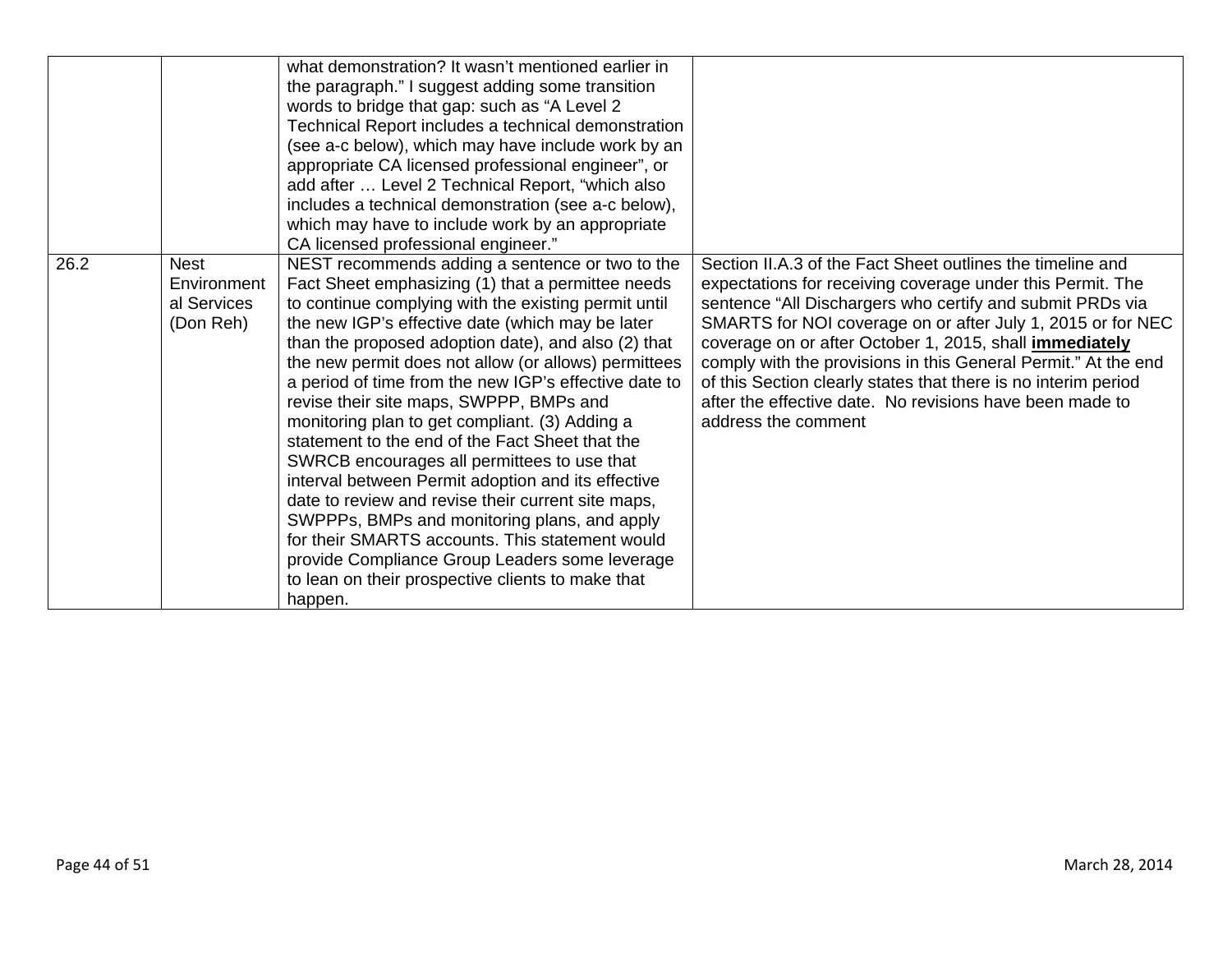| | | | |
|---|---|---|---|
| | | what demonstration? It wasn't mentioned earlier in the paragraph." I suggest adding some transition words to bridge that gap: such as "A Level 2 Technical Report includes a technical demonstration (see a-c below), which may have include work by an appropriate CA licensed professional engineer", or add after … Level 2 Technical Report, "which also includes a technical demonstration (see a-c below), which may have to include work by an appropriate CA licensed professional engineer." | |
| 26.2 | Nest Environmental Services (Don Reh) | NEST recommends adding a sentence or two to the Fact Sheet emphasizing (1) that a permittee needs to continue complying with the existing permit until the new IGP's effective date (which may be later than the proposed adoption date), and also (2) that the new permit does not allow (or allows) permittees a period of time from the new IGP's effective date to revise their site maps, SWPPP, BMPs and monitoring plan to get compliant. (3) Adding a statement to the end of the Fact Sheet that the SWRCB encourages all permittees to use that interval between Permit adoption and its effective date to review and revise their current site maps, SWPPPs, BMPs and monitoring plans, and apply for their SMARTS accounts. This statement would provide Compliance Group Leaders some leverage to lean on their prospective clients to make that happen. | Section II.A.3 of the Fact Sheet outlines the timeline and expectations for receiving coverage under this Permit. The sentence "All Dischargers who certify and submit PRDs via SMARTS for NOI coverage on or after July 1, 2015 or for NEC coverage on or after October 1, 2015, shall **immediately** comply with the provisions in this General Permit." At the end of this Section clearly states that there is no interim period after the effective date. No revisions have been made to address the comment |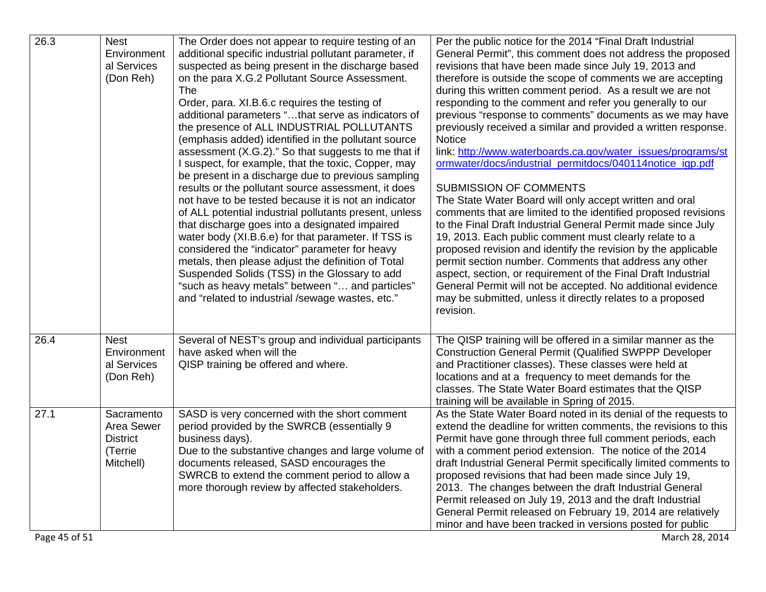| | | | |
|---|---|---|---|
| 26.3 | Nest Environmental Services (Don Reh) | The Order does not appear to require testing of an additional specific industrial pollutant parameter, if suspected as being present in the discharge based on the para X.G.2 Pollutant Source Assessment. The Order, para. XI.B.6.c requires the testing of additional parameters "…that serve as indicators of the presence of ALL INDUSTRIAL POLLUTANTS (emphasis added) identified in the pollutant source assessment (X.G.2)." So that suggests to me that if I suspect, for example, that the toxic, Copper, may be present in a discharge due to previous sampling results or the pollutant source assessment, it does not have to be tested because it is not an indicator of ALL potential industrial pollutants present, unless that discharge goes into a designated impaired water body (XI.B.6.e) for that parameter. If TSS is considered the "indicator" parameter for heavy metals, then please adjust the definition of Total Suspended Solids (TSS) in the Glossary to add "such as heavy metals" between "… and particles" and "related to industrial /sewage wastes, etc." | Per the public notice for the 2014 "Final Draft Industrial General Permit", this comment does not address the proposed revisions that have been made since July 19, 2013 and therefore is outside the scope of comments we are accepting during this written comment period. As a result we are not responding to the comment and refer you generally to our previous "response to comments" documents as we may have previously received a similar and provided a written response. Notice link: [http://www.waterboards.ca.gov/water_issues/programs/stormwater/docs/industrial_permitdocs/040114notice_igp.pdf](http://www.waterboards.ca.gov/water_issues/programs/stormwater/docs/industrial_permitdocs/040114notice_igp.pdf)<br><br>SUBMISSION OF COMMENTS<br>The State Water Board will only accept written and oral comments that are limited to the identified proposed revisions to the Final Draft Industrial General Permit made since July 19, 2013. Each public comment must clearly relate to a proposed revision and identify the revision by the applicable permit section number. Comments that address any other aspect, section, or requirement of the Final Draft Industrial General Permit will not be accepted. No additional evidence may be submitted, unless it directly relates to a proposed revision. |
| 26.4 | Nest Environmental Services (Don Reh) | Several of NEST's group and individual participants have asked when will the QISP training be offered and where. | The QISP training will be offered in a similar manner as the Construction General Permit (Qualified SWPPP Developer and Practitioner classes). These classes were held at locations and at a frequency to meet demands for the classes. The State Water Board estimates that the QISP training will be available in Spring of 2015. |
| 27.1 | Sacramento Area Sewer District (Terrie Mitchell) | SASD is very concerned with the short comment period provided by the SWRCB (essentially 9 business days).<br>Due to the substantive changes and large volume of documents released, SASD encourages the SWRCB to extend the comment period to allow a more thorough review by affected stakeholders. | As the State Water Board noted in its denial of the requests to extend the deadline for written comments, the revisions to this Permit have gone through three full comment periods, each with a comment period extension. The notice of the 2014 draft Industrial General Permit specifically limited comments to proposed revisions that had been made since July 19, 2013. The changes between the draft Industrial General Permit released on July 19, 2013 and the draft Industrial General Permit released on February 19, 2014 are relatively minor and have been tracked in versions posted for public |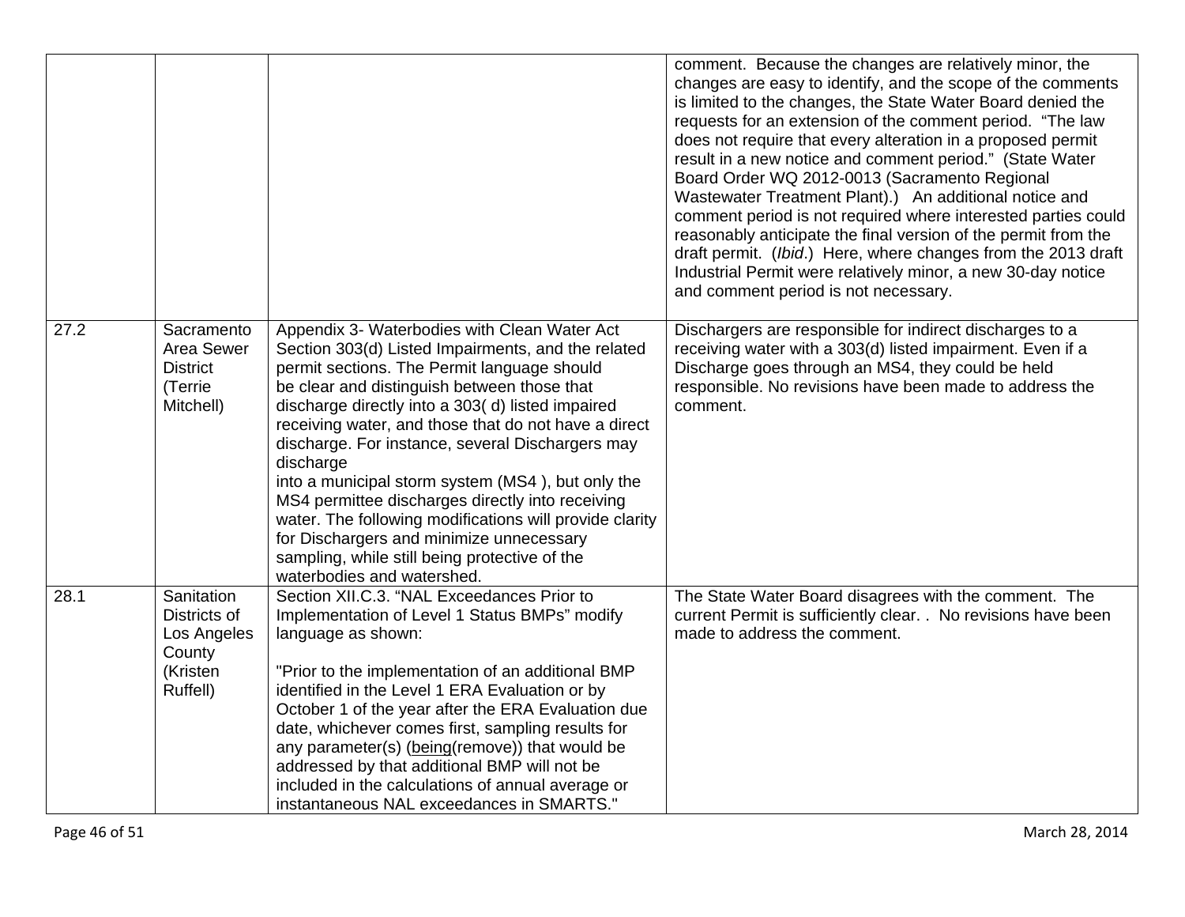| | | | |
|---|---|---|---|
| | | | comment. Because the changes are relatively minor, the changes are easy to identify, and the scope of the comments is limited to the changes, the State Water Board denied the requests for an extension of the comment period. "The law does not require that every alteration in a proposed permit result in a new notice and comment period." (State Water Board Order WQ 2012-0013 (Sacramento Regional Wastewater Treatment Plant).) An additional notice and comment period is not required where interested parties could reasonably anticipate the final version of the permit from the draft permit. (*Ibid*.) Here, where changes from the 2013 draft Industrial Permit were relatively minor, a new 30-day notice and comment period is not necessary. |
| 27.2 | Sacramento Area Sewer District (Terrie Mitchell) | Appendix 3- Waterbodies with Clean Water Act Section 303(d) Listed Impairments, and the related permit sections. The Permit language should be clear and distinguish between those that discharge directly into a 303( d) listed impaired receiving water, and those that do not have a direct discharge. For instance, several Dischargers may discharge into a municipal storm system (MS4 ), but only the MS4 permittee discharges directly into receiving water. The following modifications will provide clarity for Dischargers and minimize unnecessary sampling, while still being protective of the waterbodies and watershed. | Dischargers are responsible for indirect discharges to a receiving water with a 303(d) listed impairment. Even if a Discharge goes through an MS4, they could be held responsible. No revisions have been made to address the comment. |
| 28.1 | Sanitation Districts of Los Angeles County (Kristen Ruffell) | Section XII.C.3. "NAL Exceedances Prior to Implementation of Level 1 Status BMPs" modify language as shown:<br><br>"Prior to the implementation of an additional BMP identified in the Level 1 ERA Evaluation or by October 1 of the year after the ERA Evaluation due date, whichever comes first, sampling results for any parameter(s) (<u>being</u>(remove)) that would be addressed by that additional BMP will not be included in the calculations of annual average or instantaneous NAL exceedances in SMARTS." | The State Water Board disagrees with the comment. The current Permit is sufficiently clear. . No revisions have been made to address the comment. |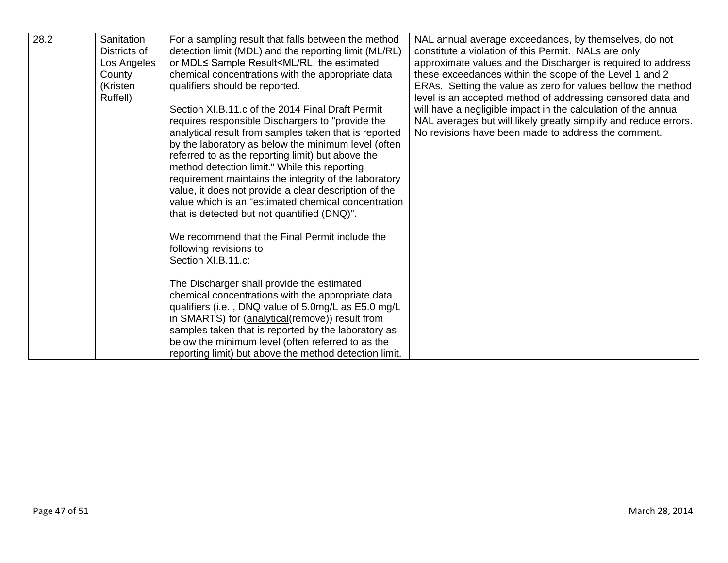| | | | |
|---|---|---|---|
| 28.2 | Sanitation Districts of Los Angeles County (Kristen Ruffell) | For a sampling result that falls between the method detection limit (MDL) and the reporting limit (ML/RL) or MDL≤ Sample Result<ML/RL, the estimated chemical concentrations with the appropriate data qualifiers should be reported.<br><br>Section XI.B.11.c of the 2014 Final Draft Permit requires responsible Dischargers to "provide the analytical result from samples taken that is reported by the laboratory as below the minimum level (often referred to as the reporting limit) but above the method detection limit." While this reporting requirement maintains the integrity of the laboratory value, it does not provide a clear description of the value which is an "estimated chemical concentration that is detected but not quantified (DNQ)".<br><br>We recommend that the Final Permit include the following revisions to Section XI.B.11.c:<br><br>The Discharger shall provide the estimated chemical concentrations with the appropriate data qualifiers (i.e. , DNQ value of 5.0mg/L as E5.0 mg/L in SMARTS) for (<u>analytical</u>(remove)) result from samples taken that is reported by the laboratory as below the minimum level (often referred to as the reporting limit) but above the method detection limit. | NAL annual average exceedances, by themselves, do not constitute a violation of this Permit. NALs are only approximate values and the Discharger is required to address these exceedances within the scope of the Level 1 and 2 ERAs. Setting the value as zero for values bellow the method level is an accepted method of addressing censored data and will have a negligible impact in the calculation of the annual NAL averages but will likely greatly simplify and reduce errors. No revisions have been made to address the comment. |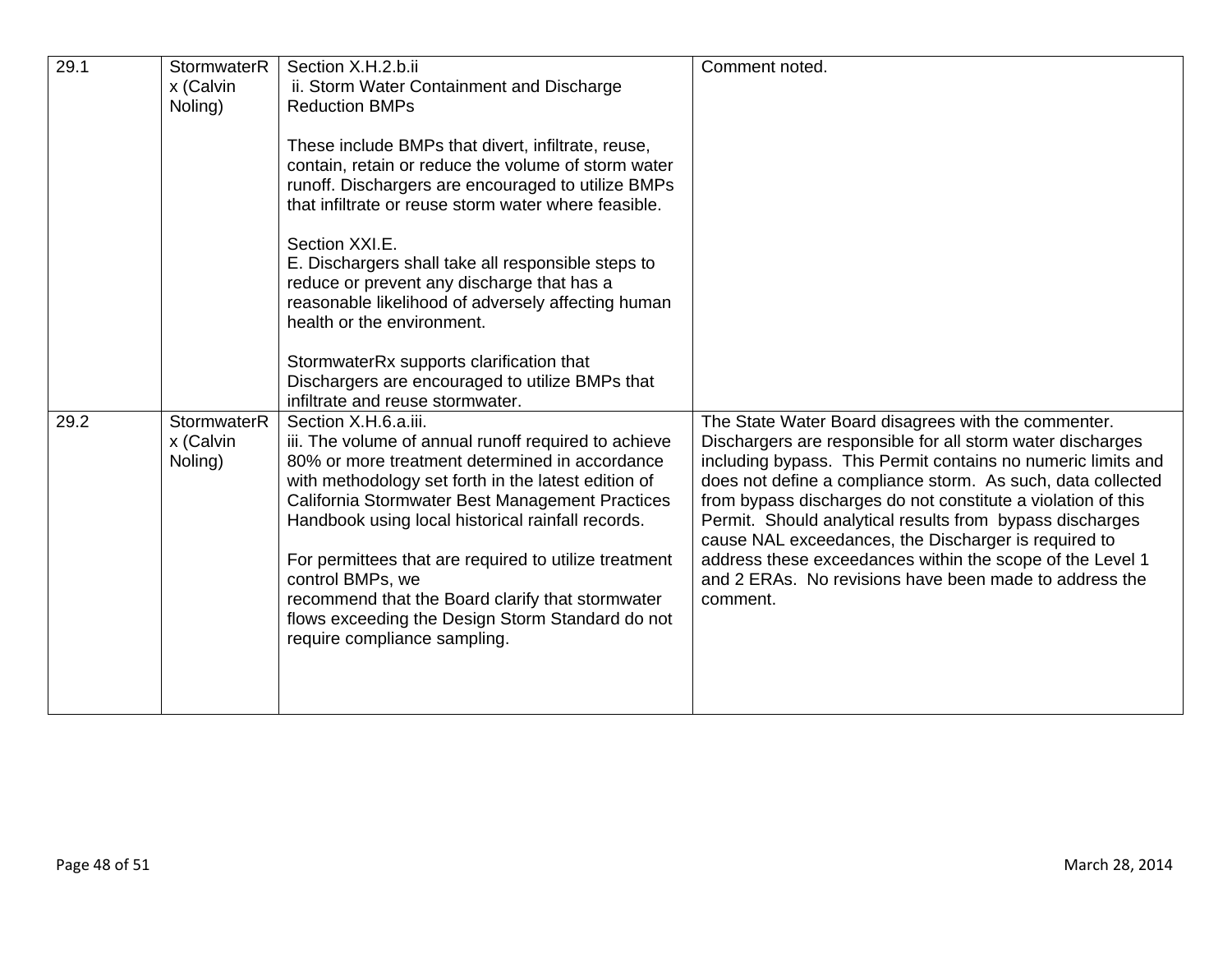| | | | |
|---|---|---|---|
| 29.1 | StormwaterRx (Calvin Noling) | Section X.H.2.b.ii<br>ii. Storm Water Containment and Discharge Reduction BMPs<br><br>These include BMPs that divert, infiltrate, reuse, contain, retain or reduce the volume of storm water runoff. Dischargers are encouraged to utilize BMPs that infiltrate or reuse storm water where feasible.<br><br>Section XXI.E.<br>E. Dischargers shall take all responsible steps to reduce or prevent any discharge that has a reasonable likelihood of adversely affecting human health or the environment.<br><br>StormwaterRx supports clarification that Dischargers are encouraged to utilize BMPs that infiltrate and reuse stormwater. | Comment noted. |
| 29.2 | StormwaterRx (Calvin Noling) | Section X.H.6.a.iii.<br>iii. The volume of annual runoff required to achieve 80% or more treatment determined in accordance with methodology set forth in the latest edition of California Stormwater Best Management Practices Handbook using local historical rainfall records.<br><br>For permittees that are required to utilize treatment control BMPs, we recommend that the Board clarify that stormwater flows exceeding the Design Storm Standard do not require compliance sampling. | The State Water Board disagrees with the commenter. Dischargers are responsible for all storm water discharges including bypass. This Permit contains no numeric limits and does not define a compliance storm. As such, data collected from bypass discharges do not constitute a violation of this Permit. Should analytical results from bypass discharges cause NAL exceedances, the Discharger is required to address these exceedances within the scope of the Level 1 and 2 ERAs. No revisions have been made to address the comment. |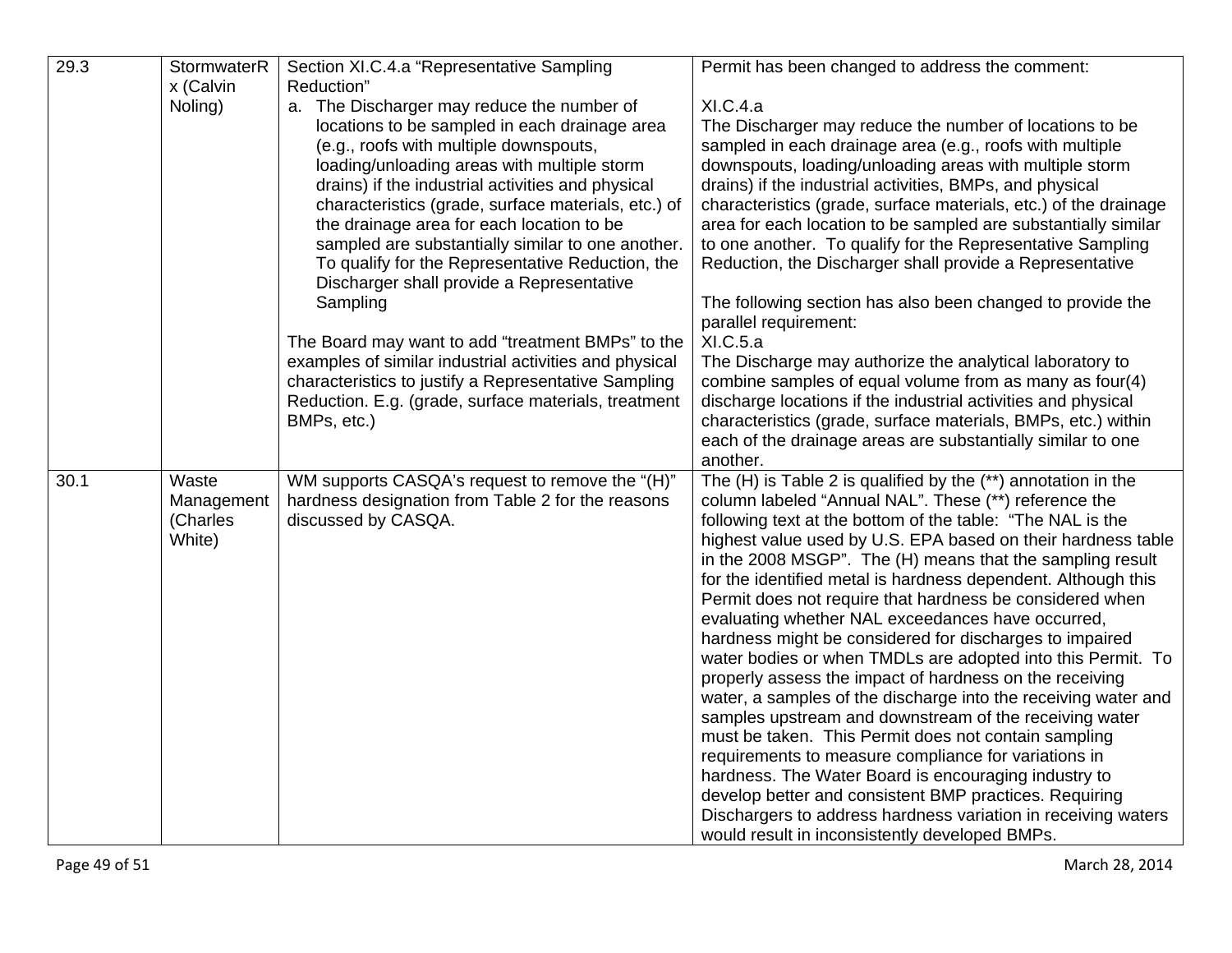| | | | |
|---|---|---|---|
| 29.3 | StormwaterRx (Calvin Noling) | Section XI.C.4.a "Representative Sampling Reduction"<br>a. The Discharger may reduce the number of locations to be sampled in each drainage area (e.g., roofs with multiple downspouts, loading/unloading areas with multiple storm drains) if the industrial activities and physical characteristics (grade, surface materials, etc.) of the drainage area for each location to be sampled are substantially similar to one another. To qualify for the Representative Reduction, the Discharger shall provide a Representative Sampling<br><br>The Board may want to add "treatment BMPs" to the examples of similar industrial activities and physical characteristics to justify a Representative Sampling Reduction. E.g. (grade, surface materials, treatment BMPs, etc.) | Permit has been changed to address the comment:<br><br>XI.C.4.a<br>The Discharger may reduce the number of locations to be sampled in each drainage area (e.g., roofs with multiple downspouts, loading/unloading areas with multiple storm drains) if the industrial activities, BMPs, and physical characteristics (grade, surface materials, etc.) of the drainage area for each location to be sampled are substantially similar to one another. To qualify for the Representative Sampling Reduction, the Discharger shall provide a Representative<br><br>The following section has also been changed to provide the parallel requirement:<br>XI.C.5.a<br>The Discharge may authorize the analytical laboratory to combine samples of equal volume from as many as four(4) discharge locations if the industrial activities and physical characteristics (grade, surface materials, BMPs, etc.) within each of the drainage areas are substantially similar to one another. |
| 30.1 | Waste Management (Charles White) | WM supports CASQA's request to remove the "(H)" hardness designation from Table 2 for the reasons discussed by CASQA. | The (H) is Table 2 is qualified by the (**) annotation in the column labeled "Annual NAL". These (**) reference the following text at the bottom of the table: "The NAL is the highest value used by U.S. EPA based on their hardness table in the 2008 MSGP". The (H) means that the sampling result for the identified metal is hardness dependent. Although this Permit does not require that hardness be considered when evaluating whether NAL exceedances have occurred, hardness might be considered for discharges to impaired water bodies or when TMDLs are adopted into this Permit. To properly assess the impact of hardness on the receiving water, a samples of the discharge into the receiving water and samples upstream and downstream of the receiving water must be taken. This Permit does not contain sampling requirements to measure compliance for variations in hardness. The Water Board is encouraging industry to develop better and consistent BMP practices. Requiring Dischargers to address hardness variation in receiving waters would result in inconsistently developed BMPs. |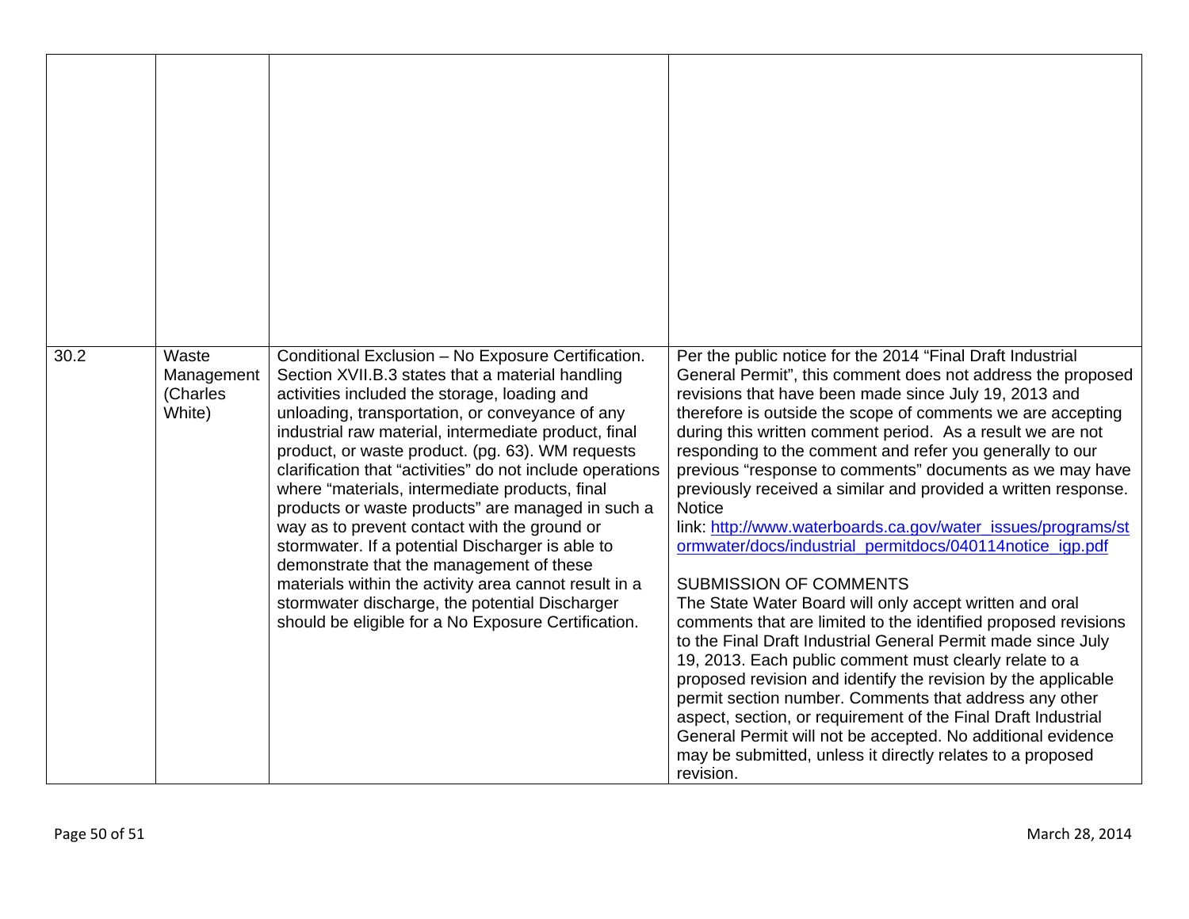| | | | |
|---|---|---|---|
| | | | |
| 30.2 | Waste Management (Charles White) | Conditional Exclusion – No Exposure Certification. Section XVII.B.3 states that a material handling activities included the storage, loading and unloading, transportation, or conveyance of any industrial raw material, intermediate product, final product, or waste product. (pg. 63). WM requests clarification that “activities” do not include operations where “materials, intermediate products, final products or waste products” are managed in such a way as to prevent contact with the ground or stormwater. If a potential Discharger is able to demonstrate that the management of these materials within the activity area cannot result in a stormwater discharge, the potential Discharger should be eligible for a No Exposure Certification. | Per the public notice for the 2014 “Final Draft Industrial General Permit”, this comment does not address the proposed revisions that have been made since July 19, 2013 and therefore is outside the scope of comments we are accepting during this written comment period. As a result we are not responding to the comment and refer you generally to our previous “response to comments” documents as we may have previously received a similar and provided a written response. Notice link: [http://www.waterboards.ca.gov/water_issues/programs/stormwater/docs/industrial_permitdocs/040114notice_igp.pdf](http://www.waterboards.ca.gov/water_issues/programs/stormwater/docs/industrial_permitdocs/040114notice_igp.pdf)<br><br>SUBMISSION OF COMMENTS<br>The State Water Board will only accept written and oral comments that are limited to the identified proposed revisions to the Final Draft Industrial General Permit made since July 19, 2013. Each public comment must clearly relate to a proposed revision and identify the revision by the applicable permit section number. Comments that address any other aspect, section, or requirement of the Final Draft Industrial General Permit will not be accepted. No additional evidence may be submitted, unless it directly relates to a proposed revision. |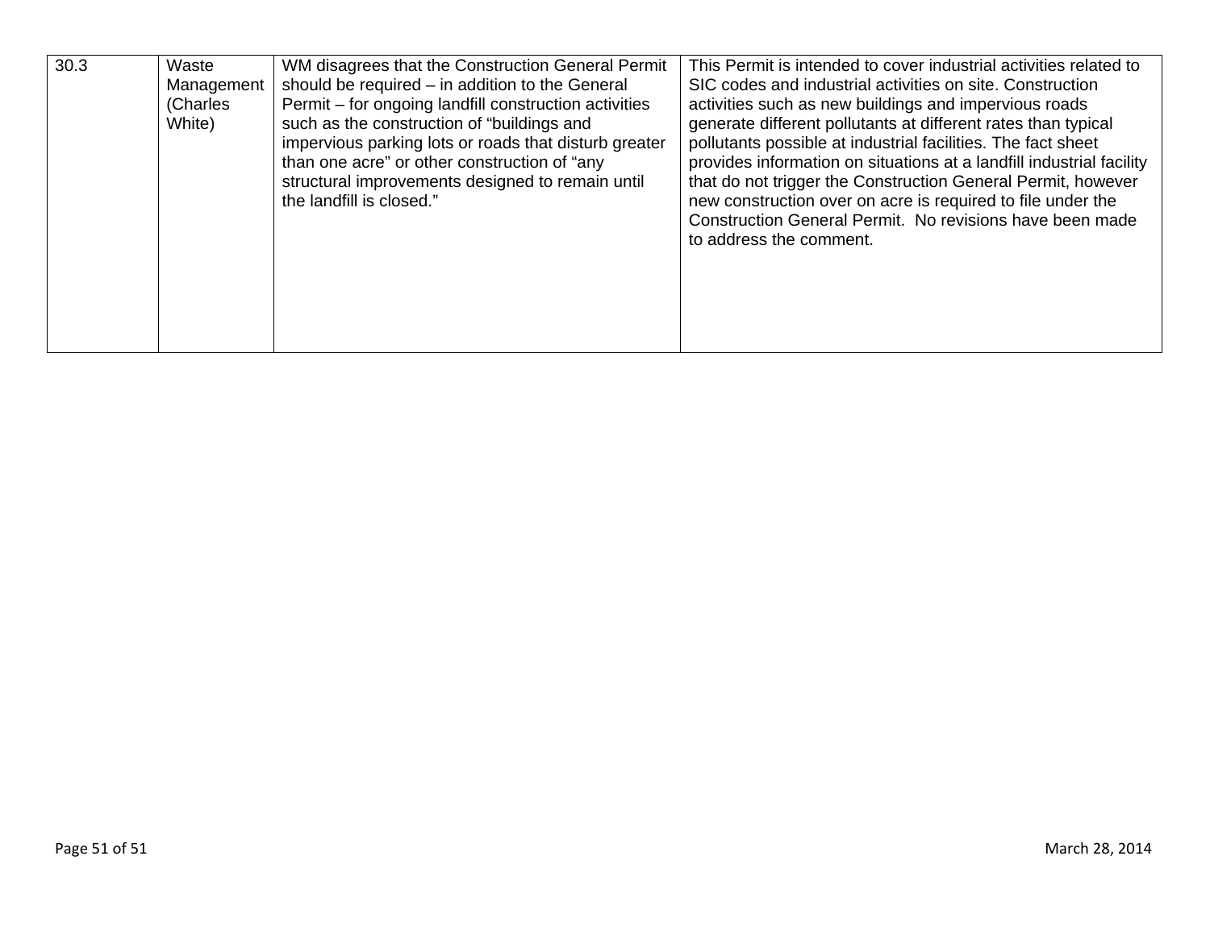| | | | |
|---|---|---|---|
| 30.3 | Waste Management (Charles White) | WM disagrees that the Construction General Permit should be required – in addition to the General Permit – for ongoing landfill construction activities such as the construction of "buildings and impervious parking lots or roads that disturb greater than one acre" or other construction of "any structural improvements designed to remain until the landfill is closed." | This Permit is intended to cover industrial activities related to SIC codes and industrial activities on site. Construction activities such as new buildings and impervious roads generate different pollutants at different rates than typical pollutants possible at industrial facilities. The fact sheet provides information on situations at a landfill industrial facility that do not trigger the Construction General Permit, however new construction over on acre is required to file under the Construction General Permit. No revisions have been made to address the comment. |